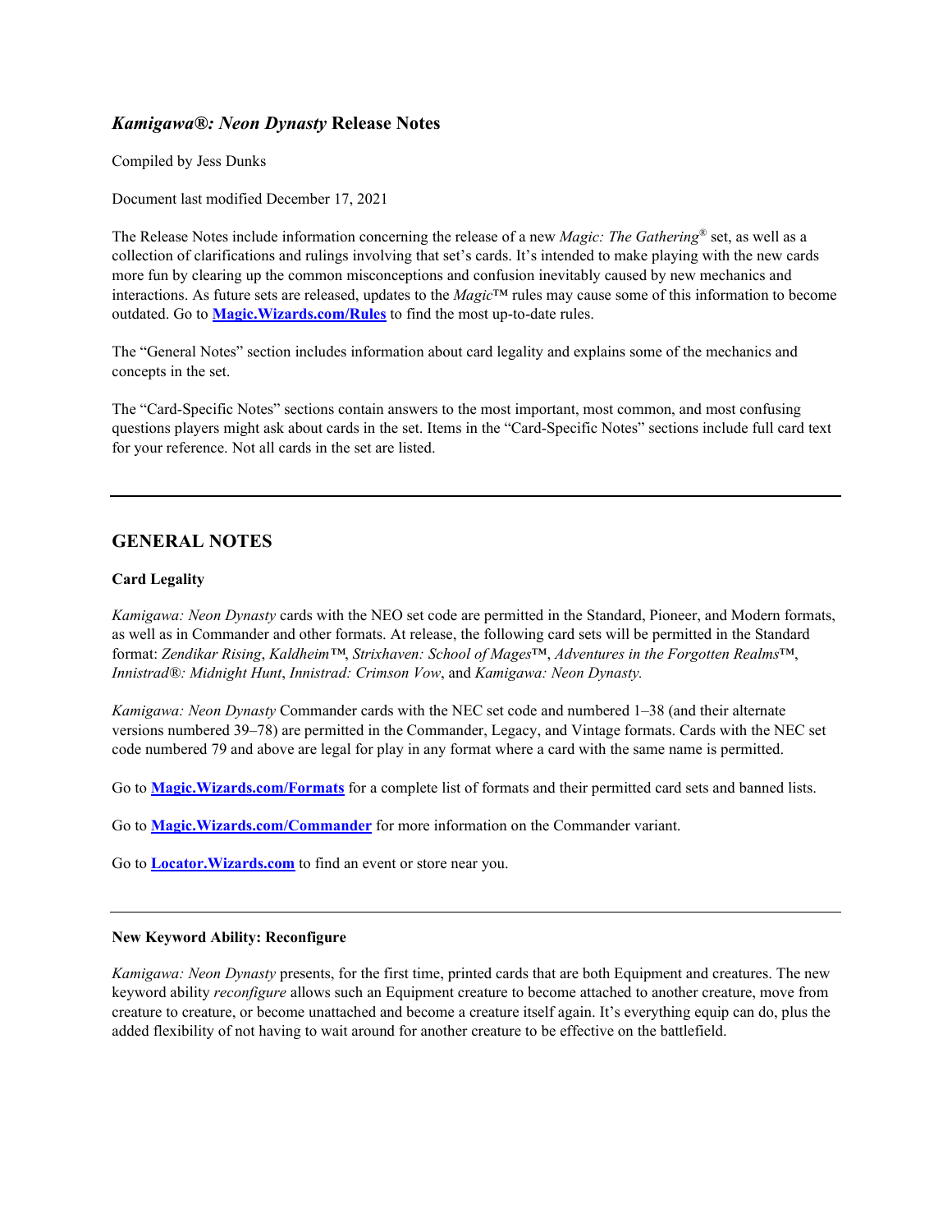## *Kamigawa®: Neon Dynasty* Release Notes

Compiled by Jess Dunks

Document last modified December 17, 2021

The Release Notes include information concerning the release of a new *Magic: The Gathering*® set, as well as a collection of clarifications and rulings involving that set's cards. It's intended to make playing with the new cards more fun by clearing up the common misconceptions and confusion inevitably caused by new mechanics and interactions. As future sets are released, updates to the *Magic*™ rules may cause some of this information to become outdated. Go to **[Magic.Wizards.com/Rules](Magic.Wizards.com/Rules)** to find the most up-to-date rules.

The "General Notes" section includes information about card legality and explains some of the mechanics and concepts in the set.

The "Card-Specific Notes" sections contain answers to the most important, most common, and most confusing questions players might ask about cards in the set. Items in the "Card-Specific Notes" sections include full card text for your reference. Not all cards in the set are listed.

---

## GENERAL NOTES

**Card Legality**

*Kamigawa: Neon Dynasty* cards with the NEO set code are permitted in the Standard, Pioneer, and Modern formats, as well as in Commander and other formats. At release, the following card sets will be permitted in the Standard format: *Zendikar Rising*, *Kaldheim™*, *Strixhaven: School of Mages™*, *Adventures in the Forgotten Realms™*, *Innistrad®: Midnight Hunt*, *Innistrad: Crimson Vow*, and *Kamigawa: Neon Dynasty.*

*Kamigawa: Neon Dynasty* Commander cards with the NEC set code and numbered 1–38 (and their alternate versions numbered 39–78) are permitted in the Commander, Legacy, and Vintage formats. Cards with the NEC set code numbered 79 and above are legal for play in any format where a card with the same name is permitted.

Go to **[Magic.Wizards.com/Formats](Magic.Wizards.com/Formats)** for a complete list of formats and their permitted card sets and banned lists.

Go to **[Magic.Wizards.com/Commander](Magic.Wizards.com/Commander)** for more information on the Commander variant.

Go to **[Locator.Wizards.com](Locator.Wizards.com)** to find an event or store near you.

---

**New Keyword Ability: Reconfigure**

*Kamigawa: Neon Dynasty* presents, for the first time, printed cards that are both Equipment and creatures. The new keyword ability *reconfigure* allows such an Equipment creature to become attached to another creature, move from creature to creature, or become unattached and become a creature itself again. It's everything equip can do, plus the added flexibility of not having to wait around for another creature to be effective on the battlefield.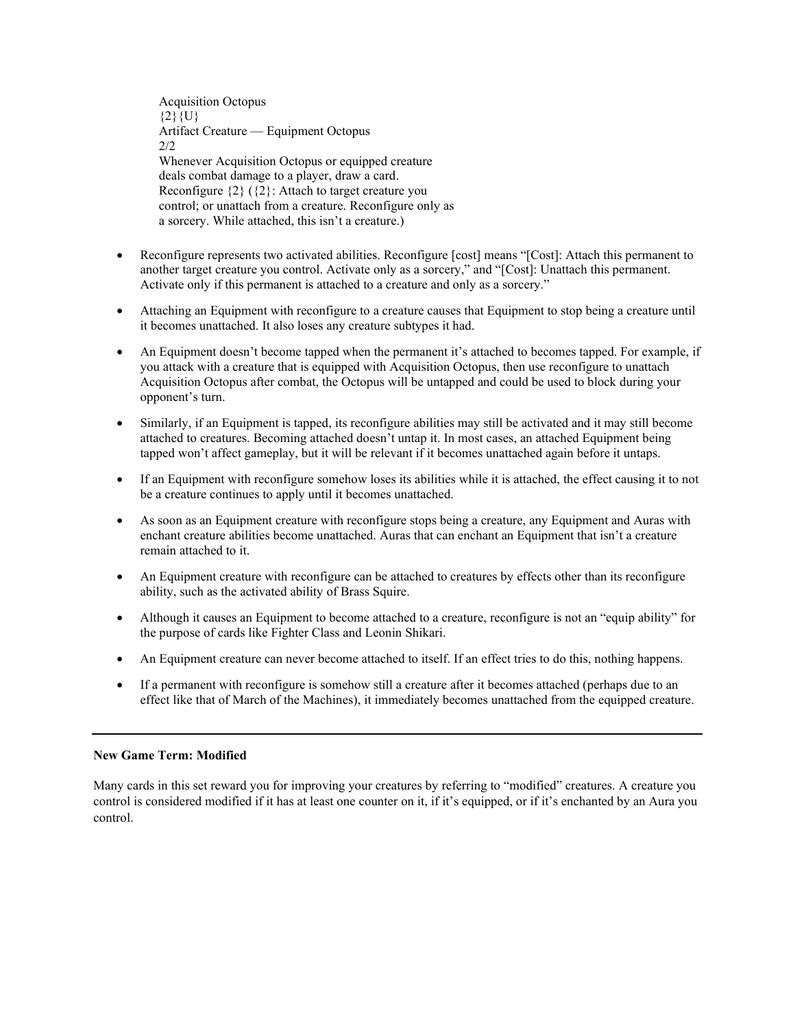Acquisition Octopus
{2}{U}
Artifact Creature — Equipment Octopus
2/2
Whenever Acquisition Octopus or equipped creature deals combat damage to a player, draw a card.
Reconfigure {2} ({2}: Attach to target creature you control; or unattach from a creature. Reconfigure only as a sorcery. While attached, this isn't a creature.)

- Reconfigure represents two activated abilities. Reconfigure [cost] means "[Cost]: Attach this permanent to another target creature you control. Activate only as a sorcery," and "[Cost]: Unattach this permanent. Activate only if this permanent is attached to a creature and only as a sorcery."
- Attaching an Equipment with reconfigure to a creature causes that Equipment to stop being a creature until it becomes unattached. It also loses any creature subtypes it had.
- An Equipment doesn't become tapped when the permanent it's attached to becomes tapped. For example, if you attack with a creature that is equipped with Acquisition Octopus, then use reconfigure to unattach Acquisition Octopus after combat, the Octopus will be untapped and could be used to block during your opponent's turn.
- Similarly, if an Equipment is tapped, its reconfigure abilities may still be activated and it may still become attached to creatures. Becoming attached doesn't untap it. In most cases, an attached Equipment being tapped won't affect gameplay, but it will be relevant if it becomes unattached again before it untaps.
- If an Equipment with reconfigure somehow loses its abilities while it is attached, the effect causing it to not be a creature continues to apply until it becomes unattached.
- As soon as an Equipment creature with reconfigure stops being a creature, any Equipment and Auras with enchant creature abilities become unattached. Auras that can enchant an Equipment that isn't a creature remain attached to it.
- An Equipment creature with reconfigure can be attached to creatures by effects other than its reconfigure ability, such as the activated ability of Brass Squire.
- Although it causes an Equipment to become attached to a creature, reconfigure is not an "equip ability" for the purpose of cards like Fighter Class and Leonin Shikari.
- An Equipment creature can never become attached to itself. If an effect tries to do this, nothing happens.
- If a permanent with reconfigure is somehow still a creature after it becomes attached (perhaps due to an effect like that of March of the Machines), it immediately becomes unattached from the equipped creature.

---

**New Game Term: Modified**

Many cards in this set reward you for improving your creatures by referring to "modified" creatures. A creature you control is considered modified if it has at least one counter on it, if it's equipped, or if it's enchanted by an Aura you control.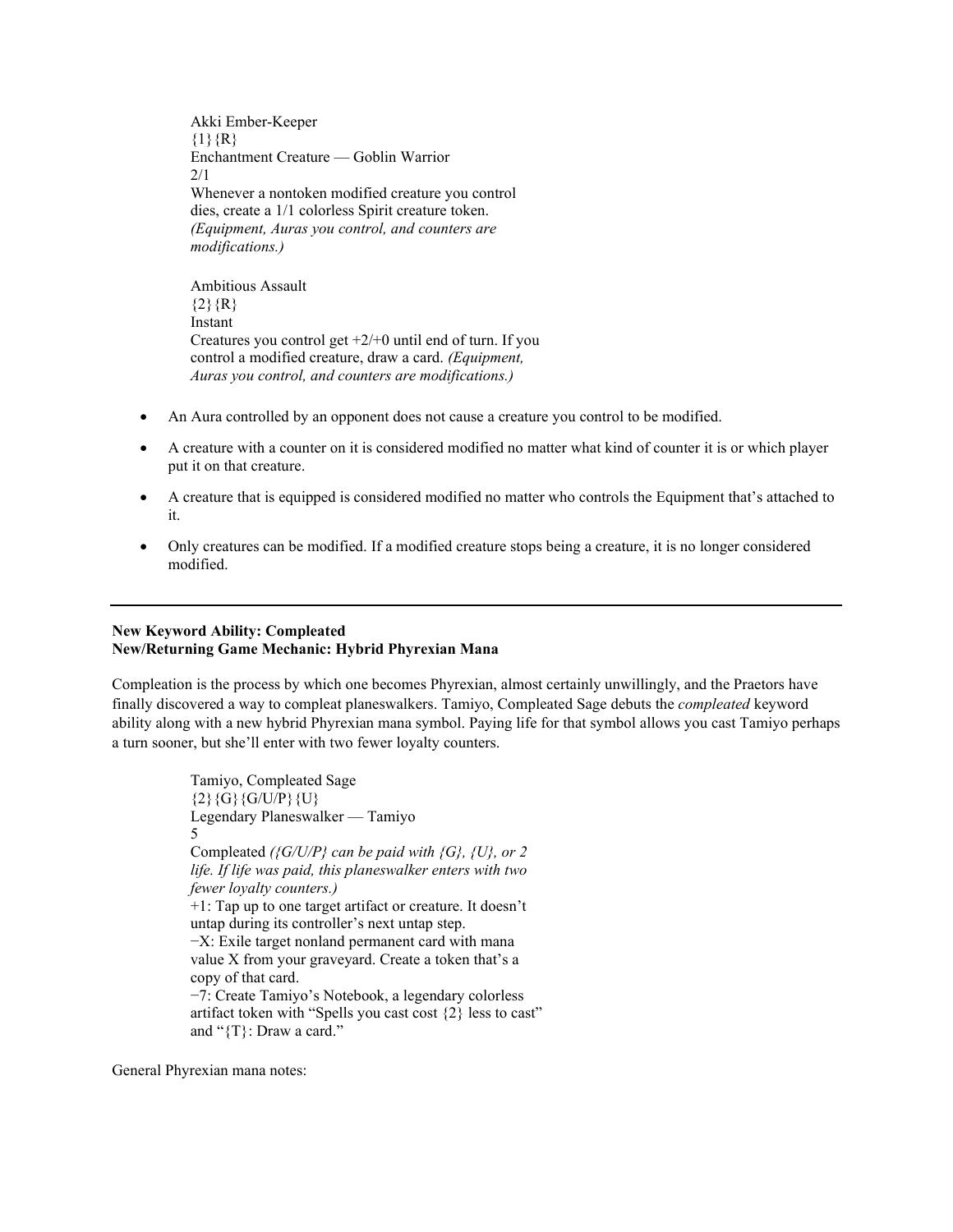Akki Ember-Keeper
{1}{R}
Enchantment Creature — Goblin Warrior
2/1
Whenever a nontoken modified creature you control dies, create a 1/1 colorless Spirit creature token. *(Equipment, Auras you control, and counters are modifications.)*

Ambitious Assault
{2}{R}
Instant
Creatures you control get +2/+0 until end of turn. If you control a modified creature, draw a card. *(Equipment, Auras you control, and counters are modifications.)*

- An Aura controlled by an opponent does not cause a creature you control to be modified.
- A creature with a counter on it is considered modified no matter what kind of counter it is or which player put it on that creature.
- A creature that is equipped is considered modified no matter who controls the Equipment that's attached to it.
- Only creatures can be modified. If a modified creature stops being a creature, it is no longer considered modified.

---

**New Keyword Ability: Compleated**
**New/Returning Game Mechanic: Hybrid Phyrexian Mana**

Compleation is the process by which one becomes Phyrexian, almost certainly unwillingly, and the Praetors have finally discovered a way to compleat planeswalkers. Tamiyo, Compleated Sage debuts the *compleated* keyword ability along with a new hybrid Phyrexian mana symbol. Paying life for that symbol allows you cast Tamiyo perhaps a turn sooner, but she'll enter with two fewer loyalty counters.

Tamiyo, Compleated Sage
{2}{G}{G/U/P}{U}
Legendary Planeswalker — Tamiyo
5
Compleated *({G/U/P} can be paid with {G}, {U}, or 2 life. If life was paid, this planeswalker enters with two fewer loyalty counters.)*
+1: Tap up to one target artifact or creature. It doesn't untap during its controller's next untap step.
−X: Exile target nonland permanent card with mana value X from your graveyard. Create a token that's a copy of that card.
−7: Create Tamiyo's Notebook, a legendary colorless artifact token with "Spells you cast cost {2} less to cast" and "{T}: Draw a card."

General Phyrexian mana notes: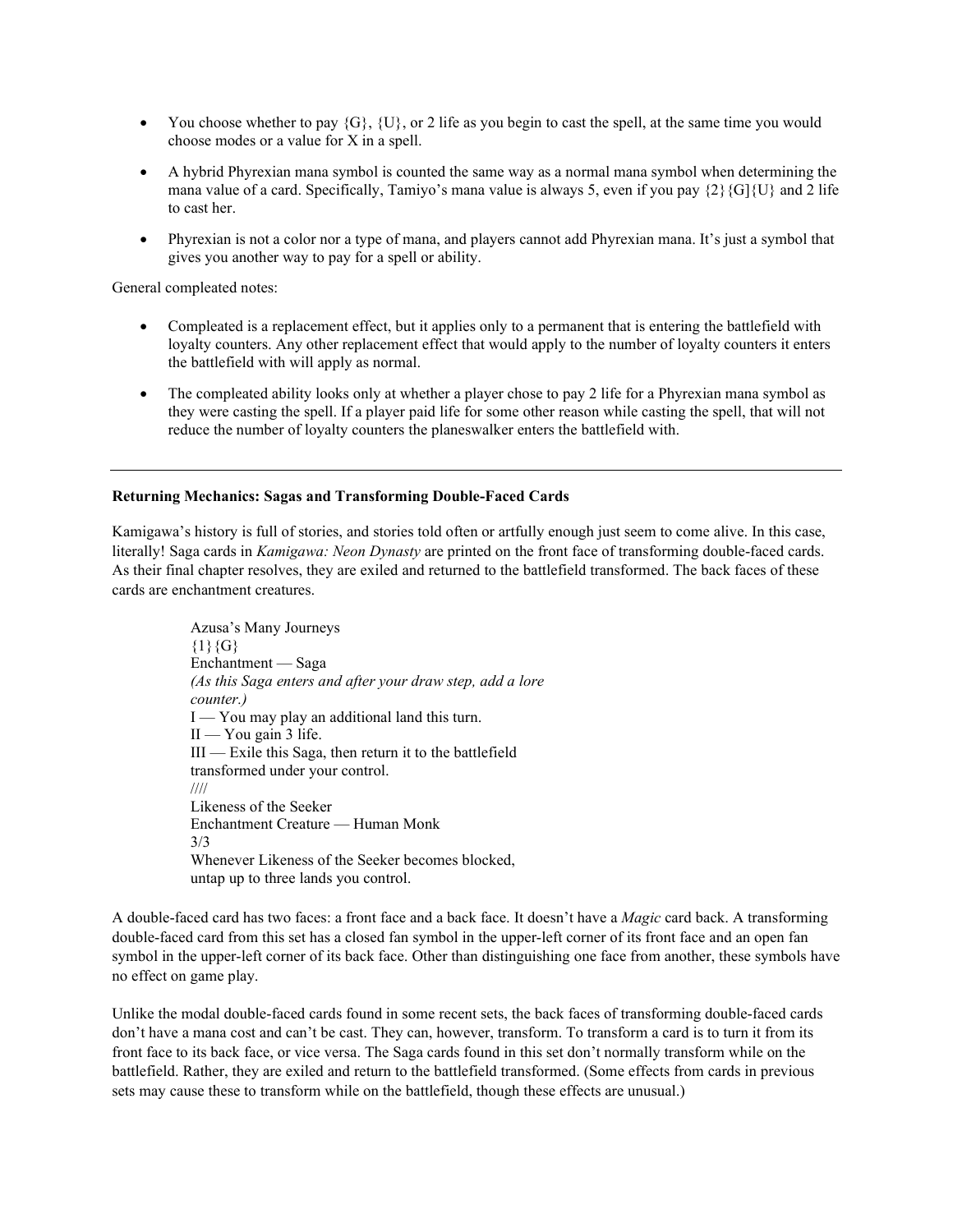- You choose whether to pay {G}, {U}, or 2 life as you begin to cast the spell, at the same time you would choose modes or a value for X in a spell.

- A hybrid Phyrexian mana symbol is counted the same way as a normal mana symbol when determining the mana value of a card. Specifically, Tamiyo's mana value is always 5, even if you pay {2}{G]{U} and 2 life to cast her.

- Phyrexian is not a color nor a type of mana, and players cannot add Phyrexian mana. It's just a symbol that gives you another way to pay for a spell or ability.

General compleated notes:

- Compleated is a replacement effect, but it applies only to a permanent that is entering the battlefield with loyalty counters. Any other replacement effect that would apply to the number of loyalty counters it enters the battlefield with will apply as normal.

- The compleated ability looks only at whether a player chose to pay 2 life for a Phyrexian mana symbol as they were casting the spell. If a player paid life for some other reason while casting the spell, that will not reduce the number of loyalty counters the planeswalker enters the battlefield with.

---

**Returning Mechanics: Sagas and Transforming Double-Faced Cards**

Kamigawa's history is full of stories, and stories told often or artfully enough just seem to come alive. In this case, literally! Saga cards in *Kamigawa: Neon Dynasty* are printed on the front face of transforming double-faced cards. As their final chapter resolves, they are exiled and returned to the battlefield transformed. The back faces of these cards are enchantment creatures.

> Azusa's Many Journeys
> {1}{G}
> Enchantment — Saga
> *(As this Saga enters and after your draw step, add a lore counter.)*
> I — You may play an additional land this turn.
> II — You gain 3 life.
> III — Exile this Saga, then return it to the battlefield transformed under your control.
> ////
> Likeness of the Seeker
> Enchantment Creature — Human Monk
> 3/3
> Whenever Likeness of the Seeker becomes blocked, untap up to three lands you control.

A double-faced card has two faces: a front face and a back face. It doesn't have a *Magic* card back. A transforming double-faced card from this set has a closed fan symbol in the upper-left corner of its front face and an open fan symbol in the upper-left corner of its back face. Other than distinguishing one face from another, these symbols have no effect on game play.

Unlike the modal double-faced cards found in some recent sets, the back faces of transforming double-faced cards don't have a mana cost and can't be cast. They can, however, transform. To transform a card is to turn it from its front face to its back face, or vice versa. The Saga cards found in this set don't normally transform while on the battlefield. Rather, they are exiled and return to the battlefield transformed. (Some effects from cards in previous sets may cause these to transform while on the battlefield, though these effects are unusual.)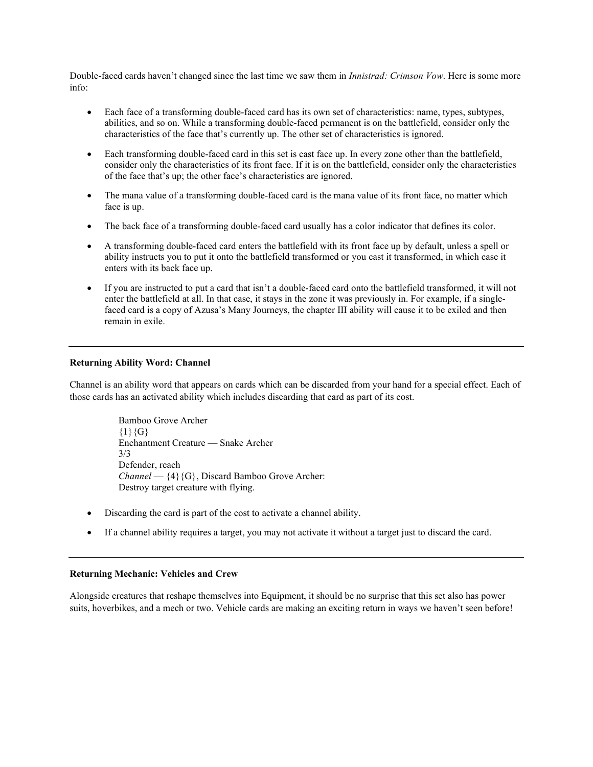Double-faced cards haven't changed since the last time we saw them in *Innistrad: Crimson Vow*. Here is some more info:

- Each face of a transforming double-faced card has its own set of characteristics: name, types, subtypes, abilities, and so on. While a transforming double-faced permanent is on the battlefield, consider only the characteristics of the face that's currently up. The other set of characteristics is ignored.
- Each transforming double-faced card in this set is cast face up. In every zone other than the battlefield, consider only the characteristics of its front face. If it is on the battlefield, consider only the characteristics of the face that's up; the other face's characteristics are ignored.
- The mana value of a transforming double-faced card is the mana value of its front face, no matter which face is up.
- The back face of a transforming double-faced card usually has a color indicator that defines its color.
- A transforming double-faced card enters the battlefield with its front face up by default, unless a spell or ability instructs you to put it onto the battlefield transformed or you cast it transformed, in which case it enters with its back face up.
- If you are instructed to put a card that isn't a double-faced card onto the battlefield transformed, it will not enter the battlefield at all. In that case, it stays in the zone it was previously in. For example, if a single-faced card is a copy of Azusa's Many Journeys, the chapter III ability will cause it to be exiled and then remain in exile.

---

**Returning Ability Word: Channel**

Channel is an ability word that appears on cards which can be discarded from your hand for a special effect. Each of those cards has an activated ability which includes discarding that card as part of its cost.

> Bamboo Grove Archer
> {1}{G}
> Enchantment Creature — Snake Archer
> 3/3
> Defender, reach
> *Channel* — {4}{G}, Discard Bamboo Grove Archer:
> Destroy target creature with flying.

- Discarding the card is part of the cost to activate a channel ability.
- If a channel ability requires a target, you may not activate it without a target just to discard the card.

---

**Returning Mechanic: Vehicles and Crew**

Alongside creatures that reshape themselves into Equipment, it should be no surprise that this set also has power suits, hoverbikes, and a mech or two. Vehicle cards are making an exciting return in ways we haven't seen before!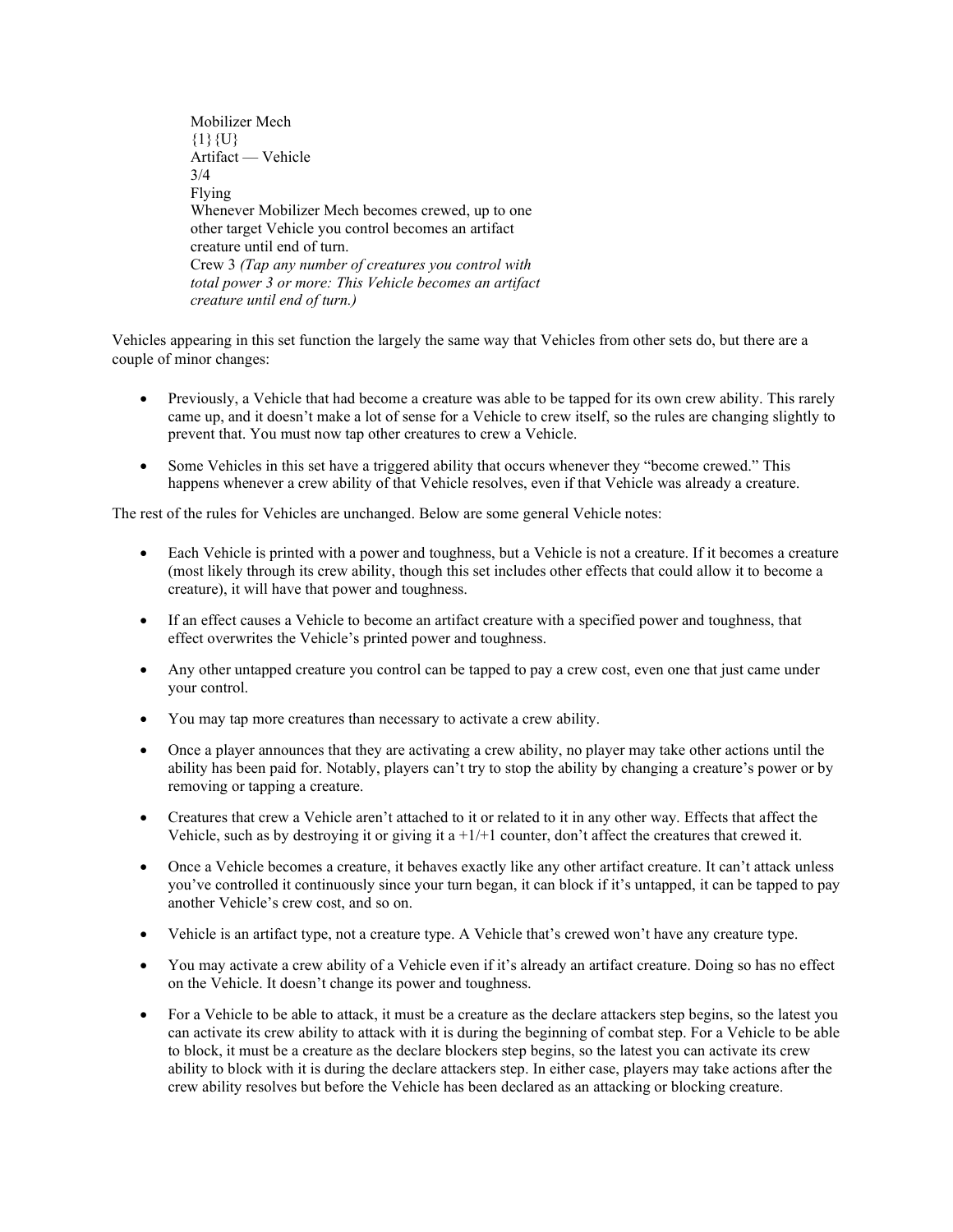Mobilizer Mech  
{1}{U}  
Artifact — Vehicle  
3/4  
Flying  
Whenever Mobilizer Mech becomes crewed, up to one other target Vehicle you control becomes an artifact creature until end of turn.  
Crew 3 *(Tap any number of creatures you control with total power 3 or more: This Vehicle becomes an artifact creature until end of turn.)*

Vehicles appearing in this set function the largely the same way that Vehicles from other sets do, but there are a couple of minor changes:

- Previously, a Vehicle that had become a creature was able to be tapped for its own crew ability. This rarely came up, and it doesn't make a lot of sense for a Vehicle to crew itself, so the rules are changing slightly to prevent that. You must now tap other creatures to crew a Vehicle.
- Some Vehicles in this set have a triggered ability that occurs whenever they "become crewed." This happens whenever a crew ability of that Vehicle resolves, even if that Vehicle was already a creature.

The rest of the rules for Vehicles are unchanged. Below are some general Vehicle notes:

- Each Vehicle is printed with a power and toughness, but a Vehicle is not a creature. If it becomes a creature (most likely through its crew ability, though this set includes other effects that could allow it to become a creature), it will have that power and toughness.
- If an effect causes a Vehicle to become an artifact creature with a specified power and toughness, that effect overwrites the Vehicle's printed power and toughness.
- Any other untapped creature you control can be tapped to pay a crew cost, even one that just came under your control.
- You may tap more creatures than necessary to activate a crew ability.
- Once a player announces that they are activating a crew ability, no player may take other actions until the ability has been paid for. Notably, players can't try to stop the ability by changing a creature's power or by removing or tapping a creature.
- Creatures that crew a Vehicle aren't attached to it or related to it in any other way. Effects that affect the Vehicle, such as by destroying it or giving it a +1/+1 counter, don't affect the creatures that crewed it.
- Once a Vehicle becomes a creature, it behaves exactly like any other artifact creature. It can't attack unless you've controlled it continuously since your turn began, it can block if it's untapped, it can be tapped to pay another Vehicle's crew cost, and so on.
- Vehicle is an artifact type, not a creature type. A Vehicle that's crewed won't have any creature type.
- You may activate a crew ability of a Vehicle even if it's already an artifact creature. Doing so has no effect on the Vehicle. It doesn't change its power and toughness.
- For a Vehicle to be able to attack, it must be a creature as the declare attackers step begins, so the latest you can activate its crew ability to attack with it is during the beginning of combat step. For a Vehicle to be able to block, it must be a creature as the declare blockers step begins, so the latest you can activate its crew ability to block with it is during the declare attackers step. In either case, players may take actions after the crew ability resolves but before the Vehicle has been declared as an attacking or blocking creature.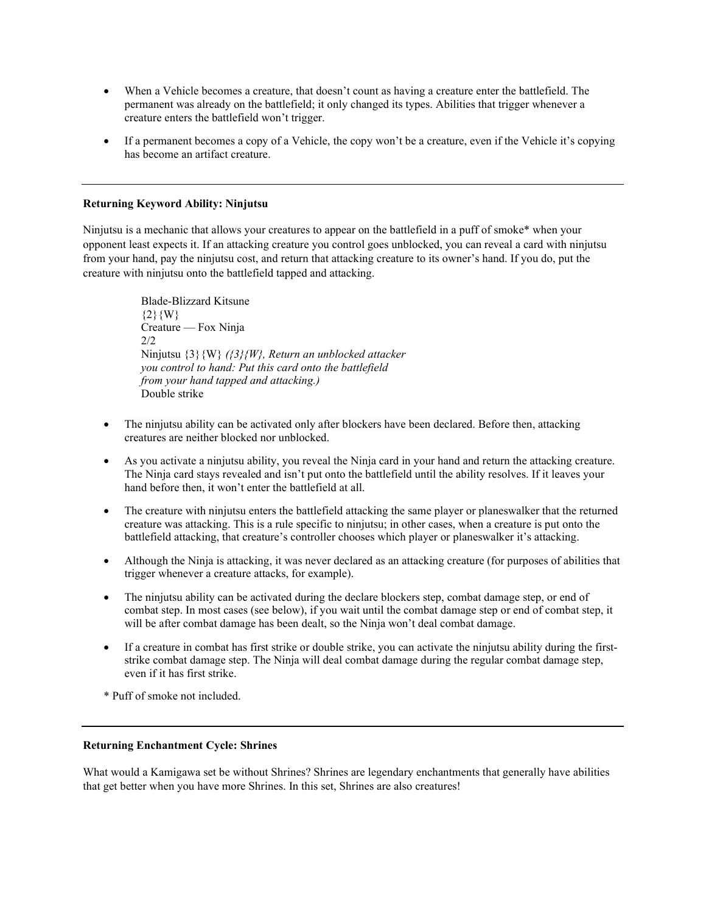- When a Vehicle becomes a creature, that doesn't count as having a creature enter the battlefield. The permanent was already on the battlefield; it only changed its types. Abilities that trigger whenever a creature enters the battlefield won't trigger.
- If a permanent becomes a copy of a Vehicle, the copy won't be a creature, even if the Vehicle it's copying has become an artifact creature.

---

**Returning Keyword Ability: Ninjutsu**

Ninjutsu is a mechanic that allows your creatures to appear on the battlefield in a puff of smoke* when your opponent least expects it. If an attacking creature you control goes unblocked, you can reveal a card with ninjutsu from your hand, pay the ninjutsu cost, and return that attacking creature to its owner's hand. If you do, put the creature with ninjutsu onto the battlefield tapped and attacking.

> Blade-Blizzard Kitsune
> {2}{W}
> Creature — Fox Ninja
> 2/2
> Ninjutsu {3}{W} *({3}{W}, Return an unblocked attacker you control to hand: Put this card onto the battlefield from your hand tapped and attacking.)*
> Double strike

- The ninjutsu ability can be activated only after blockers have been declared. Before then, attacking creatures are neither blocked nor unblocked.
- As you activate a ninjutsu ability, you reveal the Ninja card in your hand and return the attacking creature. The Ninja card stays revealed and isn't put onto the battlefield until the ability resolves. If it leaves your hand before then, it won't enter the battlefield at all.
- The creature with ninjutsu enters the battlefield attacking the same player or planeswalker that the returned creature was attacking. This is a rule specific to ninjutsu; in other cases, when a creature is put onto the battlefield attacking, that creature's controller chooses which player or planeswalker it's attacking.
- Although the Ninja is attacking, it was never declared as an attacking creature (for purposes of abilities that trigger whenever a creature attacks, for example).
- The ninjutsu ability can be activated during the declare blockers step, combat damage step, or end of combat step. In most cases (see below), if you wait until the combat damage step or end of combat step, it will be after combat damage has been dealt, so the Ninja won't deal combat damage.
- If a creature in combat has first strike or double strike, you can activate the ninjutsu ability during the first-strike combat damage step. The Ninja will deal combat damage during the regular combat damage step, even if it has first strike.

\* Puff of smoke not included.

---

**Returning Enchantment Cycle: Shrines**

What would a Kamigawa set be without Shrines? Shrines are legendary enchantments that generally have abilities that get better when you have more Shrines. In this set, Shrines are also creatures!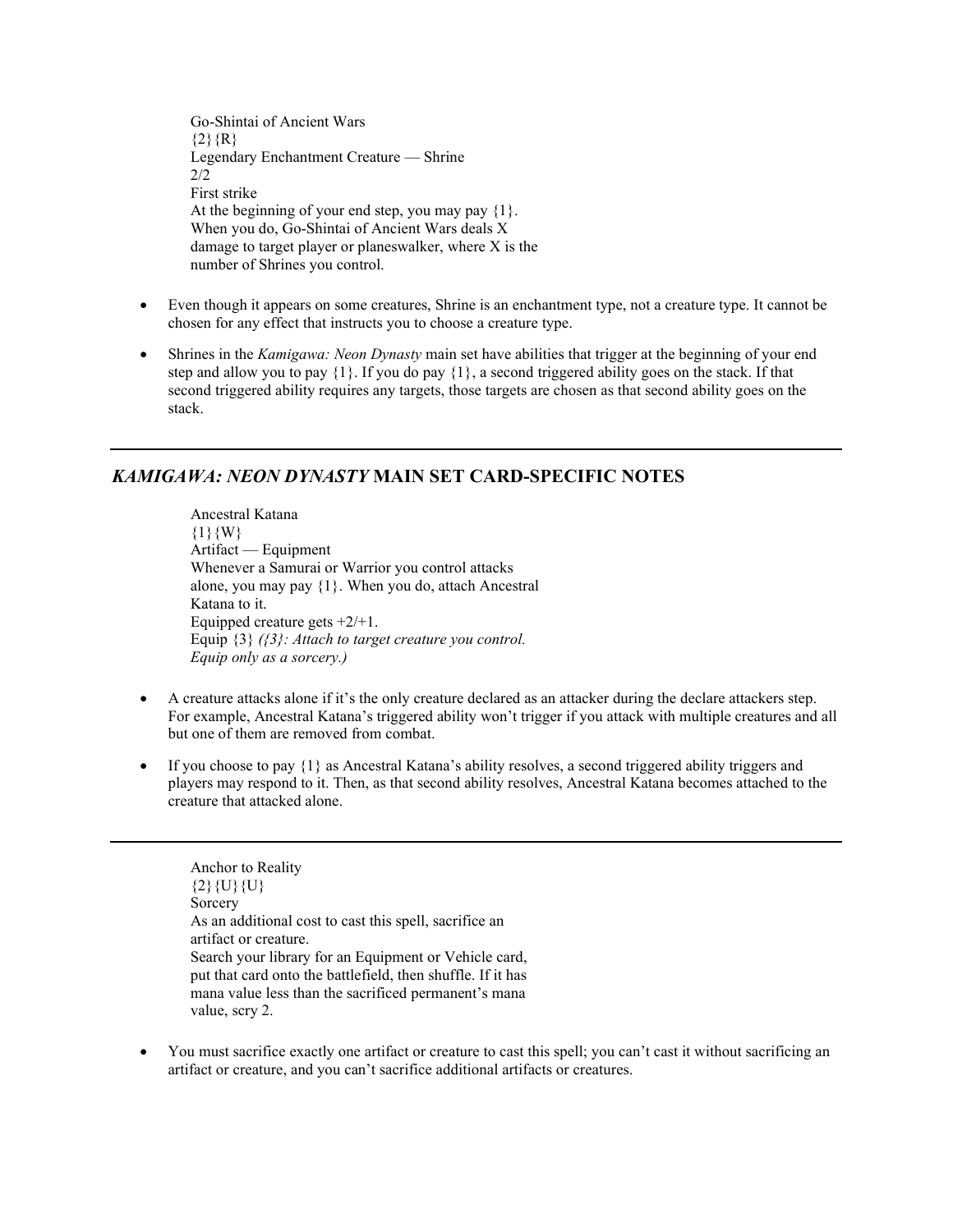Go-Shintai of Ancient Wars
{2}{R}
Legendary Enchantment Creature — Shrine
2/2
First strike
At the beginning of your end step, you may pay {1}. When you do, Go-Shintai of Ancient Wars deals X damage to target player or planeswalker, where X is the number of Shrines you control.

- Even though it appears on some creatures, Shrine is an enchantment type, not a creature type. It cannot be chosen for any effect that instructs you to choose a creature type.
- Shrines in the *Kamigawa: Neon Dynasty* main set have abilities that trigger at the beginning of your end step and allow you to pay {1}. If you do pay {1}, a second triggered ability goes on the stack. If that second triggered ability requires any targets, those targets are chosen as that second ability goes on the stack.

---

## *KAMIGAWA: NEON DYNASTY* MAIN SET CARD-SPECIFIC NOTES

Ancestral Katana
{1}{W}
Artifact — Equipment
Whenever a Samurai or Warrior you control attacks alone, you may pay {1}. When you do, attach Ancestral Katana to it.
Equipped creature gets +2/+1.
Equip {3} *({3}: Attach to target creature you control. Equip only as a sorcery.)*

- A creature attacks alone if it's the only creature declared as an attacker during the declare attackers step. For example, Ancestral Katana's triggered ability won't trigger if you attack with multiple creatures and all but one of them are removed from combat.
- If you choose to pay {1} as Ancestral Katana's ability resolves, a second triggered ability triggers and players may respond to it. Then, as that second ability resolves, Ancestral Katana becomes attached to the creature that attacked alone.

---

Anchor to Reality
{2}{U}{U}
Sorcery
As an additional cost to cast this spell, sacrifice an artifact or creature.
Search your library for an Equipment or Vehicle card, put that card onto the battlefield, then shuffle. If it has mana value less than the sacrificed permanent's mana value, scry 2.

- You must sacrifice exactly one artifact or creature to cast this spell; you can't cast it without sacrificing an artifact or creature, and you can't sacrifice additional artifacts or creatures.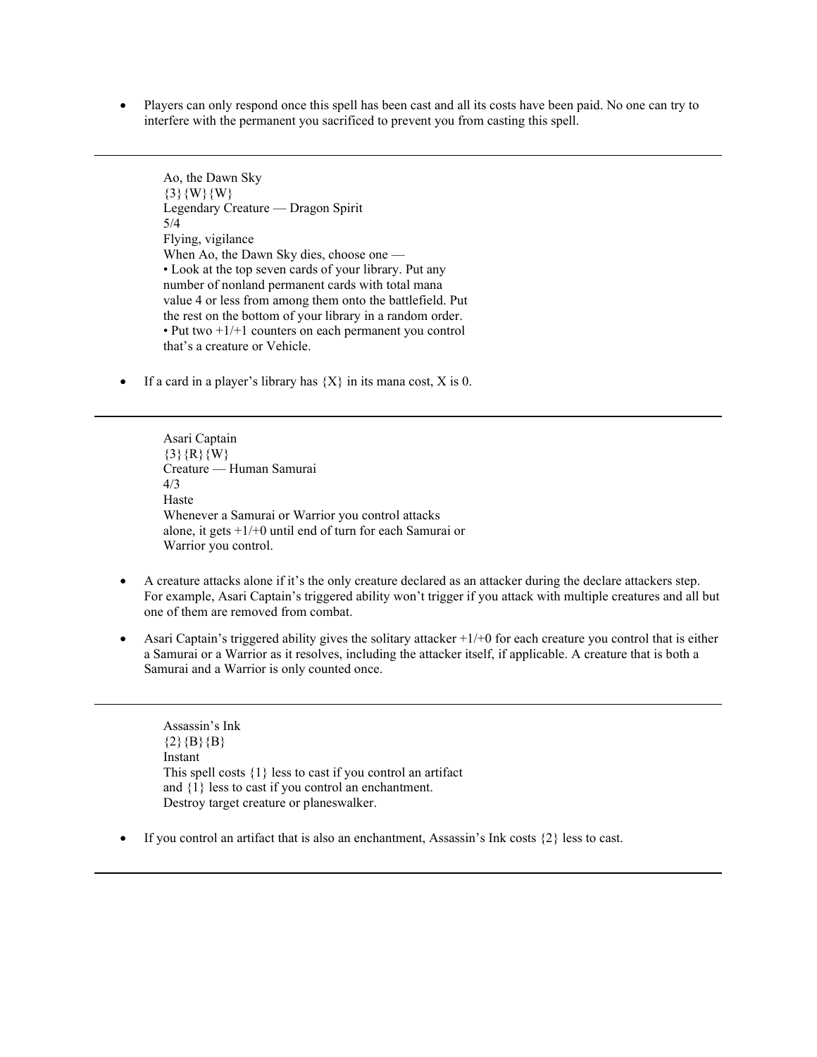- Players can only respond once this spell has been cast and all its costs have been paid. No one can try to interfere with the permanent you sacrificed to prevent you from casting this spell.

---

Ao, the Dawn Sky
{3}{W}{W}
Legendary Creature — Dragon Spirit
5/4
Flying, vigilance
When Ao, the Dawn Sky dies, choose one —
• Look at the top seven cards of your library. Put any number of nonland permanent cards with total mana value 4 or less from among them onto the battlefield. Put the rest on the bottom of your library in a random order.
• Put two +1/+1 counters on each permanent you control that's a creature or Vehicle.

- If a card in a player's library has {X} in its mana cost, X is 0.

---

Asari Captain
{3}{R}{W}
Creature — Human Samurai
4/3
Haste
Whenever a Samurai or Warrior you control attacks alone, it gets +1/+0 until end of turn for each Samurai or Warrior you control.

- A creature attacks alone if it's the only creature declared as an attacker during the declare attackers step. For example, Asari Captain's triggered ability won't trigger if you attack with multiple creatures and all but one of them are removed from combat.
- Asari Captain's triggered ability gives the solitary attacker +1/+0 for each creature you control that is either a Samurai or a Warrior as it resolves, including the attacker itself, if applicable. A creature that is both a Samurai and a Warrior is only counted once.

---

Assassin's Ink
{2}{B}{B}
Instant
This spell costs {1} less to cast if you control an artifact and {1} less to cast if you control an enchantment.
Destroy target creature or planeswalker.

- If you control an artifact that is also an enchantment, Assassin's Ink costs {2} less to cast.

---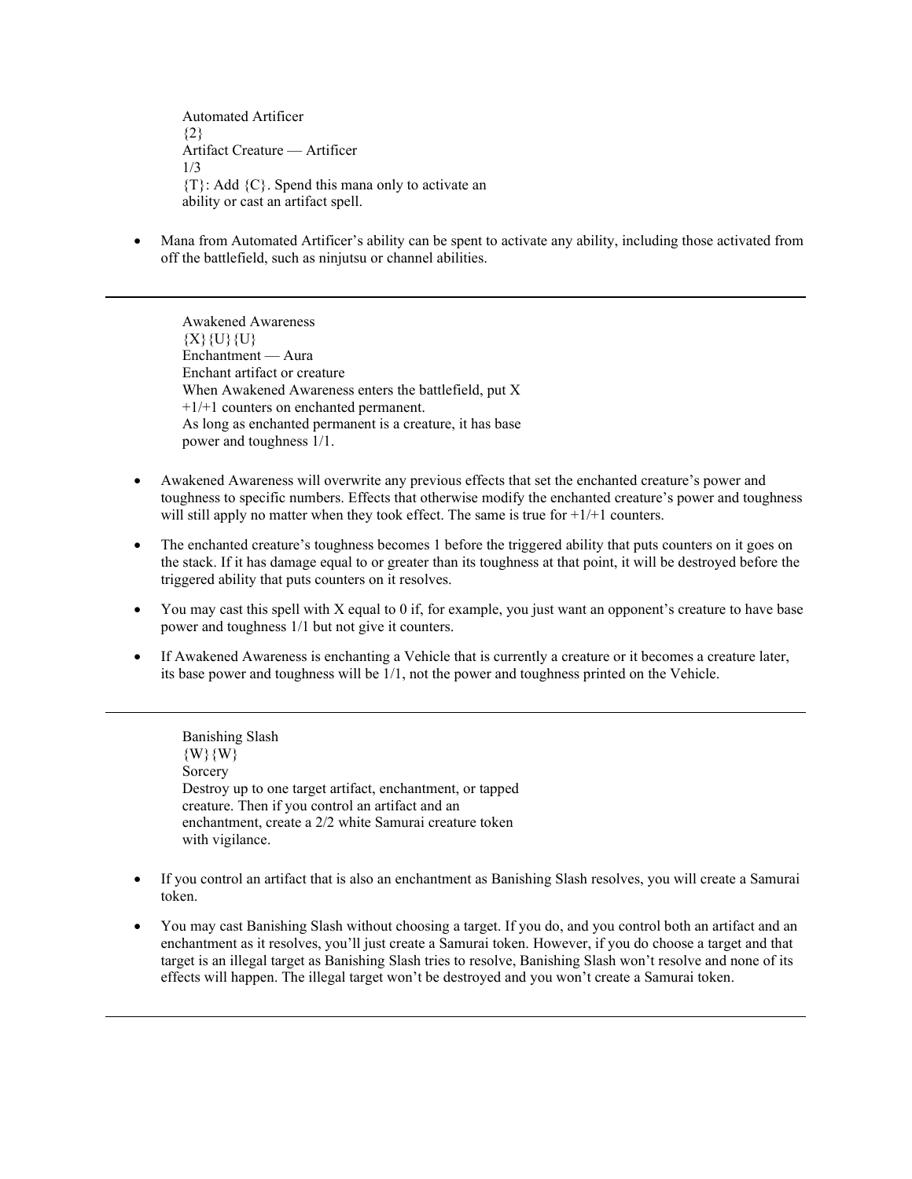Automated Artificer
{2}
Artifact Creature — Artificer
1/3
{T}: Add {C}. Spend this mana only to activate an ability or cast an artifact spell.

- Mana from Automated Artificer's ability can be spent to activate any ability, including those activated from off the battlefield, such as ninjutsu or channel abilities.

---

Awakened Awareness
{X}{U}{U}
Enchantment — Aura
Enchant artifact or creature
When Awakened Awareness enters the battlefield, put X +1/+1 counters on enchanted permanent.
As long as enchanted permanent is a creature, it has base power and toughness 1/1.

- Awakened Awareness will overwrite any previous effects that set the enchanted creature's power and toughness to specific numbers. Effects that otherwise modify the enchanted creature's power and toughness will still apply no matter when they took effect. The same is true for +1/+1 counters.
- The enchanted creature's toughness becomes 1 before the triggered ability that puts counters on it goes on the stack. If it has damage equal to or greater than its toughness at that point, it will be destroyed before the triggered ability that puts counters on it resolves.
- You may cast this spell with X equal to 0 if, for example, you just want an opponent's creature to have base power and toughness 1/1 but not give it counters.
- If Awakened Awareness is enchanting a Vehicle that is currently a creature or it becomes a creature later, its base power and toughness will be 1/1, not the power and toughness printed on the Vehicle.

---

Banishing Slash
{W}{W}
Sorcery
Destroy up to one target artifact, enchantment, or tapped creature. Then if you control an artifact and an enchantment, create a 2/2 white Samurai creature token with vigilance.

- If you control an artifact that is also an enchantment as Banishing Slash resolves, you will create a Samurai token.
- You may cast Banishing Slash without choosing a target. If you do, and you control both an artifact and an enchantment as it resolves, you'll just create a Samurai token. However, if you do choose a target and that target is an illegal target as Banishing Slash tries to resolve, Banishing Slash won't resolve and none of its effects will happen. The illegal target won't be destroyed and you won't create a Samurai token.

---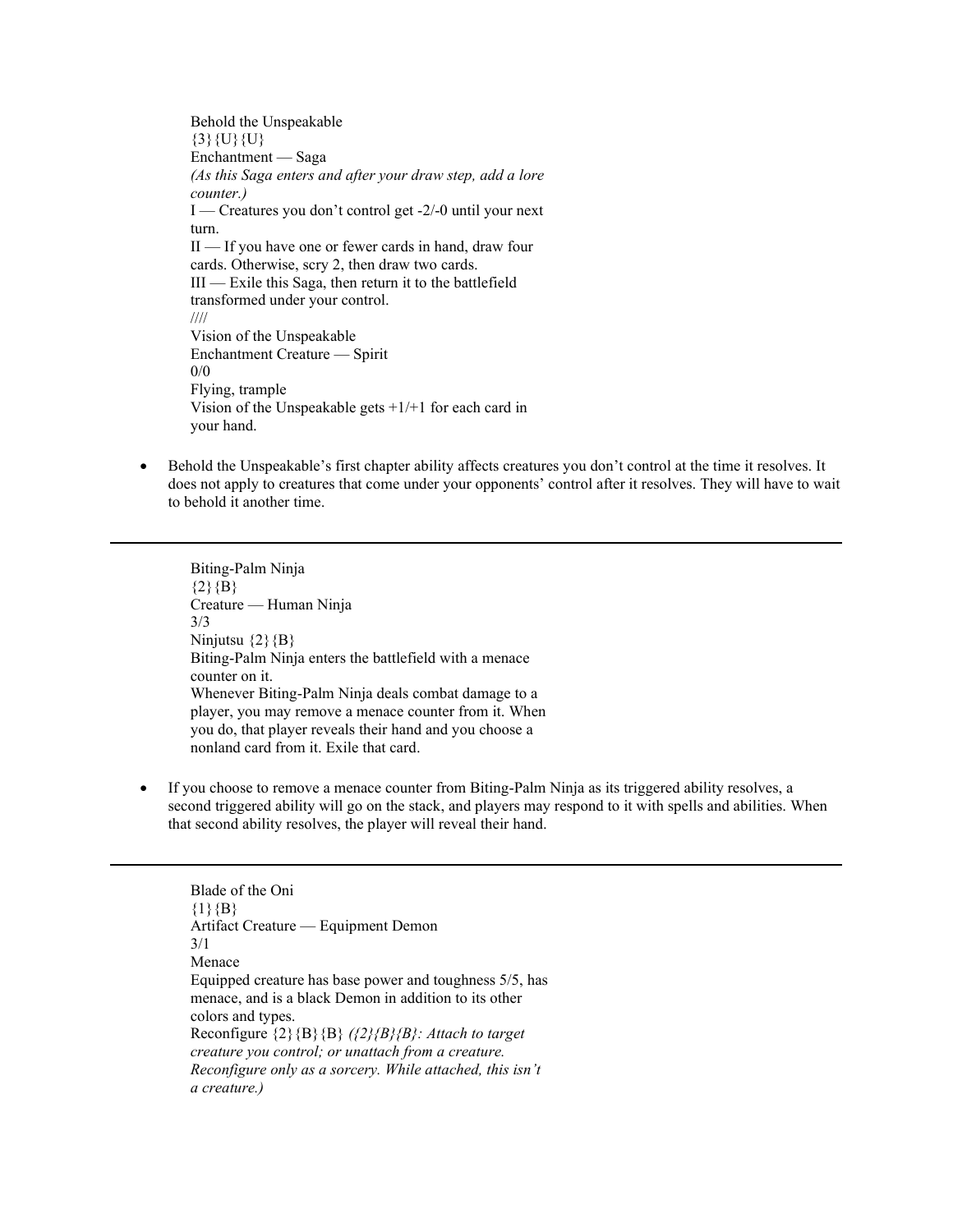Behold the Unspeakable
{3}{U}{U}
Enchantment — Saga
*(As this Saga enters and after your draw step, add a lore counter.)*
I — Creatures you don't control get -2/-0 until your next turn.
II — If you have one or fewer cards in hand, draw four cards. Otherwise, scry 2, then draw two cards.
III — Exile this Saga, then return it to the battlefield transformed under your control.
////
Vision of the Unspeakable
Enchantment Creature — Spirit
0/0
Flying, trample
Vision of the Unspeakable gets +1/+1 for each card in your hand.

- Behold the Unspeakable's first chapter ability affects creatures you don't control at the time it resolves. It does not apply to creatures that come under your opponents' control after it resolves. They will have to wait to behold it another time.

---

Biting-Palm Ninja
{2}{B}
Creature — Human Ninja
3/3
Ninjutsu {2}{B}
Biting-Palm Ninja enters the battlefield with a menace counter on it.
Whenever Biting-Palm Ninja deals combat damage to a player, you may remove a menace counter from it. When you do, that player reveals their hand and you choose a nonland card from it. Exile that card.

- If you choose to remove a menace counter from Biting-Palm Ninja as its triggered ability resolves, a second triggered ability will go on the stack, and players may respond to it with spells and abilities. When that second ability resolves, the player will reveal their hand.

---

Blade of the Oni
{1}{B}
Artifact Creature — Equipment Demon
3/1
Menace
Equipped creature has base power and toughness 5/5, has menace, and is a black Demon in addition to its other colors and types.
Reconfigure {2}{B}{B} *({2}{B}{B}: Attach to target creature you control; or unattach from a creature. Reconfigure only as a sorcery. While attached, this isn't a creature.)*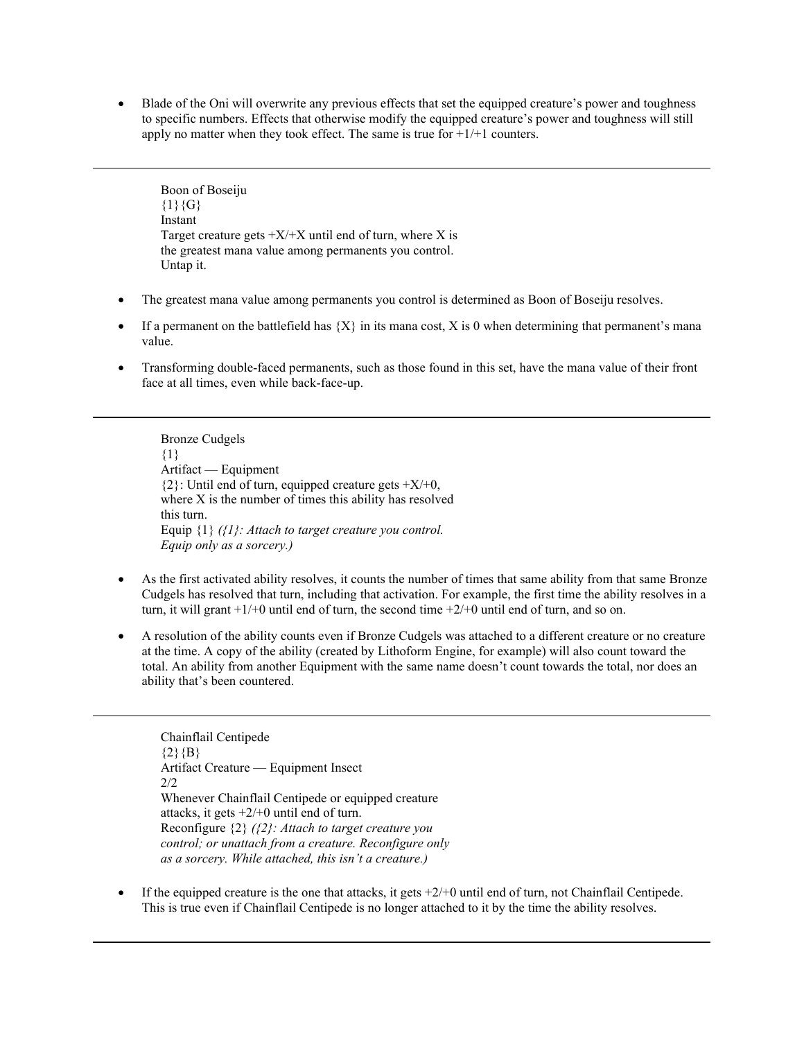- Blade of the Oni will overwrite any previous effects that set the equipped creature's power and toughness to specific numbers. Effects that otherwise modify the equipped creature's power and toughness will still apply no matter when they took effect. The same is true for +1/+1 counters.

---

Boon of Boseiju
{1}{G}
Instant
Target creature gets +X/+X until end of turn, where X is the greatest mana value among permanents you control. Untap it.

- The greatest mana value among permanents you control is determined as Boon of Boseiju resolves.
- If a permanent on the battlefield has {X} in its mana cost, X is 0 when determining that permanent's mana value.
- Transforming double-faced permanents, such as those found in this set, have the mana value of their front face at all times, even while back-face-up.

---

Bronze Cudgels
{1}
Artifact — Equipment
{2}: Until end of turn, equipped creature gets +X/+0, where X is the number of times this ability has resolved this turn.
Equip {1} *({1}: Attach to target creature you control. Equip only as a sorcery.)*

- As the first activated ability resolves, it counts the number of times that same ability from that same Bronze Cudgels has resolved that turn, including that activation. For example, the first time the ability resolves in a turn, it will grant +1/+0 until end of turn, the second time +2/+0 until end of turn, and so on.
- A resolution of the ability counts even if Bronze Cudgels was attached to a different creature or no creature at the time. A copy of the ability (created by Lithoform Engine, for example) will also count toward the total. An ability from another Equipment with the same name doesn't count towards the total, nor does an ability that's been countered.

---

Chainflail Centipede
{2}{B}
Artifact Creature — Equipment Insect
2/2
Whenever Chainflail Centipede or equipped creature attacks, it gets +2/+0 until end of turn.
Reconfigure {2} *({2}: Attach to target creature you control; or unattach from a creature. Reconfigure only as a sorcery. While attached, this isn't a creature.)*

- If the equipped creature is the one that attacks, it gets +2/+0 until end of turn, not Chainflail Centipede. This is true even if Chainflail Centipede is no longer attached to it by the time the ability resolves.

---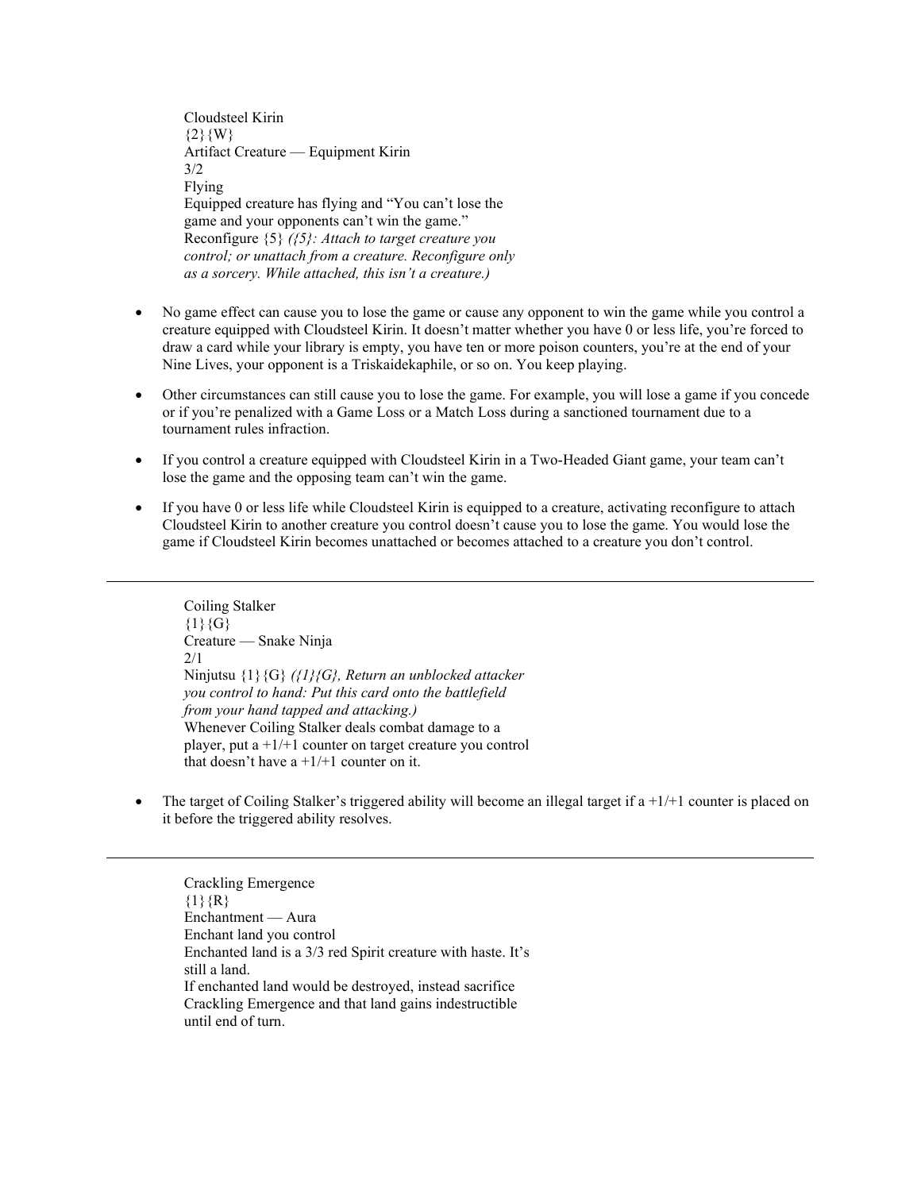Cloudsteel Kirin
{2}{W}
Artifact Creature — Equipment Kirin
3/2
Flying
Equipped creature has flying and "You can't lose the game and your opponents can't win the game."
Reconfigure {5} *({5}: Attach to target creature you control; or unattach from a creature. Reconfigure only as a sorcery. While attached, this isn't a creature.)*

- No game effect can cause you to lose the game or cause any opponent to win the game while you control a creature equipped with Cloudsteel Kirin. It doesn't matter whether you have 0 or less life, you're forced to draw a card while your library is empty, you have ten or more poison counters, you're at the end of your Nine Lives, your opponent is a Triskaidekaphile, or so on. You keep playing.
- Other circumstances can still cause you to lose the game. For example, you will lose a game if you concede or if you're penalized with a Game Loss or a Match Loss during a sanctioned tournament due to a tournament rules infraction.
- If you control a creature equipped with Cloudsteel Kirin in a Two-Headed Giant game, your team can't lose the game and the opposing team can't win the game.
- If you have 0 or less life while Cloudsteel Kirin is equipped to a creature, activating reconfigure to attach Cloudsteel Kirin to another creature you control doesn't cause you to lose the game. You would lose the game if Cloudsteel Kirin becomes unattached or becomes attached to a creature you don't control.

---

Coiling Stalker
{1}{G}
Creature — Snake Ninja
2/1
Ninjutsu {1}{G} *({1}{G}, Return an unblocked attacker you control to hand: Put this card onto the battlefield from your hand tapped and attacking.)*
Whenever Coiling Stalker deals combat damage to a player, put a +1/+1 counter on target creature you control that doesn't have a +1/+1 counter on it.

- The target of Coiling Stalker's triggered ability will become an illegal target if a +1/+1 counter is placed on it before the triggered ability resolves.

---

Crackling Emergence
{1}{R}
Enchantment — Aura
Enchant land you control
Enchanted land is a 3/3 red Spirit creature with haste. It's still a land.
If enchanted land would be destroyed, instead sacrifice Crackling Emergence and that land gains indestructible until end of turn.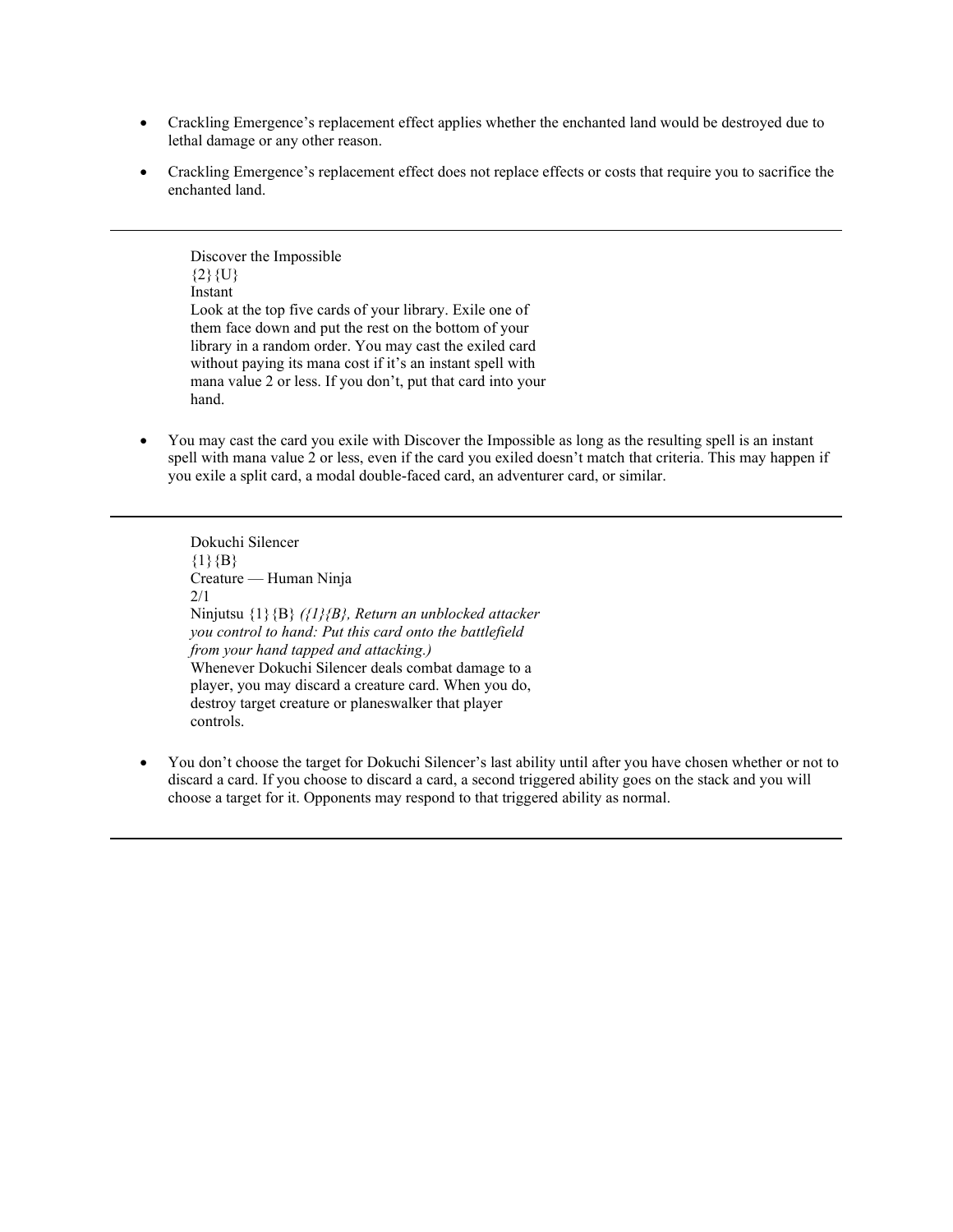- Crackling Emergence's replacement effect applies whether the enchanted land would be destroyed due to lethal damage or any other reason.
- Crackling Emergence's replacement effect does not replace effects or costs that require you to sacrifice the enchanted land.

---

Discover the Impossible
{2}{U}
Instant
Look at the top five cards of your library. Exile one of them face down and put the rest on the bottom of your library in a random order. You may cast the exiled card without paying its mana cost if it's an instant spell with mana value 2 or less. If you don't, put that card into your hand.

- You may cast the card you exile with Discover the Impossible as long as the resulting spell is an instant spell with mana value 2 or less, even if the card you exiled doesn't match that criteria. This may happen if you exile a split card, a modal double-faced card, an adventurer card, or similar.

---

Dokuchi Silencer
{1}{B}
Creature — Human Ninja
2/1
Ninjutsu {1}{B} *({1}{B}, Return an unblocked attacker you control to hand: Put this card onto the battlefield from your hand tapped and attacking.)*
Whenever Dokuchi Silencer deals combat damage to a player, you may discard a creature card. When you do, destroy target creature or planeswalker that player controls.

- You don't choose the target for Dokuchi Silencer's last ability until after you have chosen whether or not to discard a card. If you choose to discard a card, a second triggered ability goes on the stack and you will choose a target for it. Opponents may respond to that triggered ability as normal.

---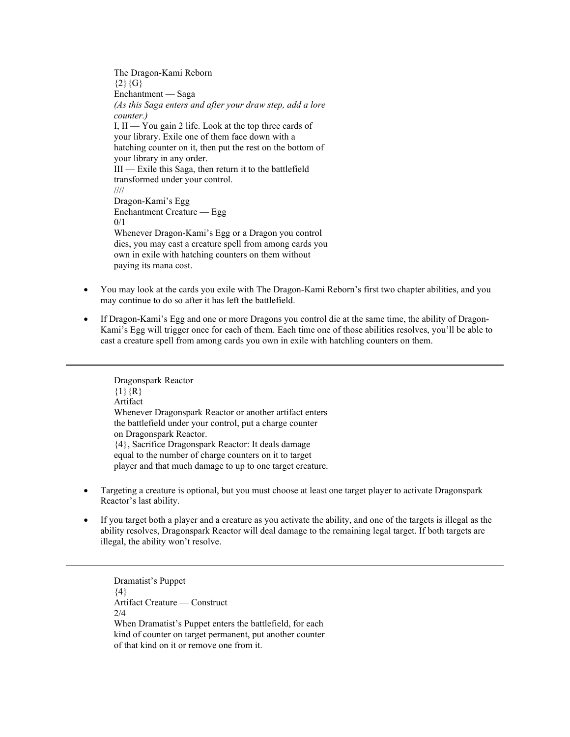The Dragon-Kami Reborn
{2}{G}
Enchantment — Saga
*(As this Saga enters and after your draw step, add a lore counter.)*
I, II — You gain 2 life. Look at the top three cards of your library. Exile one of them face down with a hatching counter on it, then put the rest on the bottom of your library in any order.
III — Exile this Saga, then return it to the battlefield transformed under your control.
////
Dragon-Kami's Egg
Enchantment Creature — Egg
0/1
Whenever Dragon-Kami's Egg or a Dragon you control dies, you may cast a creature spell from among cards you own in exile with hatching counters on them without paying its mana cost.

- You may look at the cards you exile with The Dragon-Kami Reborn's first two chapter abilities, and you may continue to do so after it has left the battlefield.
- If Dragon-Kami's Egg and one or more Dragons you control die at the same time, the ability of Dragon-Kami's Egg will trigger once for each of them. Each time one of those abilities resolves, you'll be able to cast a creature spell from among cards you own in exile with hatchling counters on them.

---

Dragonspark Reactor
{1}{R}
Artifact
Whenever Dragonspark Reactor or another artifact enters the battlefield under your control, put a charge counter on Dragonspark Reactor.
{4}, Sacrifice Dragonspark Reactor: It deals damage equal to the number of charge counters on it to target player and that much damage to up to one target creature.

- Targeting a creature is optional, but you must choose at least one target player to activate Dragonspark Reactor's last ability.
- If you target both a player and a creature as you activate the ability, and one of the targets is illegal as the ability resolves, Dragonspark Reactor will deal damage to the remaining legal target. If both targets are illegal, the ability won't resolve.

---

Dramatist's Puppet
{4}
Artifact Creature — Construct
2/4
When Dramatist's Puppet enters the battlefield, for each kind of counter on target permanent, put another counter of that kind on it or remove one from it.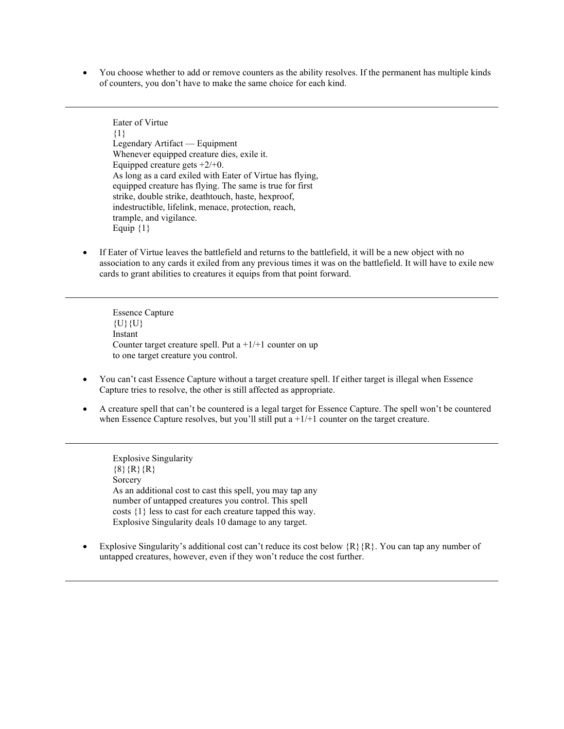- You choose whether to add or remove counters as the ability resolves. If the permanent has multiple kinds of counters, you don't have to make the same choice for each kind.

---

Eater of Virtue
{1}
Legendary Artifact — Equipment
Whenever equipped creature dies, exile it.
Equipped creature gets +2/+0.
As long as a card exiled with Eater of Virtue has flying, equipped creature has flying. The same is true for first strike, double strike, deathtouch, haste, hexproof, indestructible, lifelink, menace, protection, reach, trample, and vigilance.
Equip {1}

- If Eater of Virtue leaves the battlefield and returns to the battlefield, it will be a new object with no association to any cards it exiled from any previous times it was on the battlefield. It will have to exile new cards to grant abilities to creatures it equips from that point forward.

---

Essence Capture
{U}{U}
Instant
Counter target creature spell. Put a +1/+1 counter on up to one target creature you control.

- You can't cast Essence Capture without a target creature spell. If either target is illegal when Essence Capture tries to resolve, the other is still affected as appropriate.
- A creature spell that can't be countered is a legal target for Essence Capture. The spell won't be countered when Essence Capture resolves, but you'll still put a +1/+1 counter on the target creature.

---

Explosive Singularity
{8}{R}{R}
Sorcery
As an additional cost to cast this spell, you may tap any number of untapped creatures you control. This spell costs {1} less to cast for each creature tapped this way.
Explosive Singularity deals 10 damage to any target.

- Explosive Singularity's additional cost can't reduce its cost below {R}{R}. You can tap any number of untapped creatures, however, even if they won't reduce the cost further.

---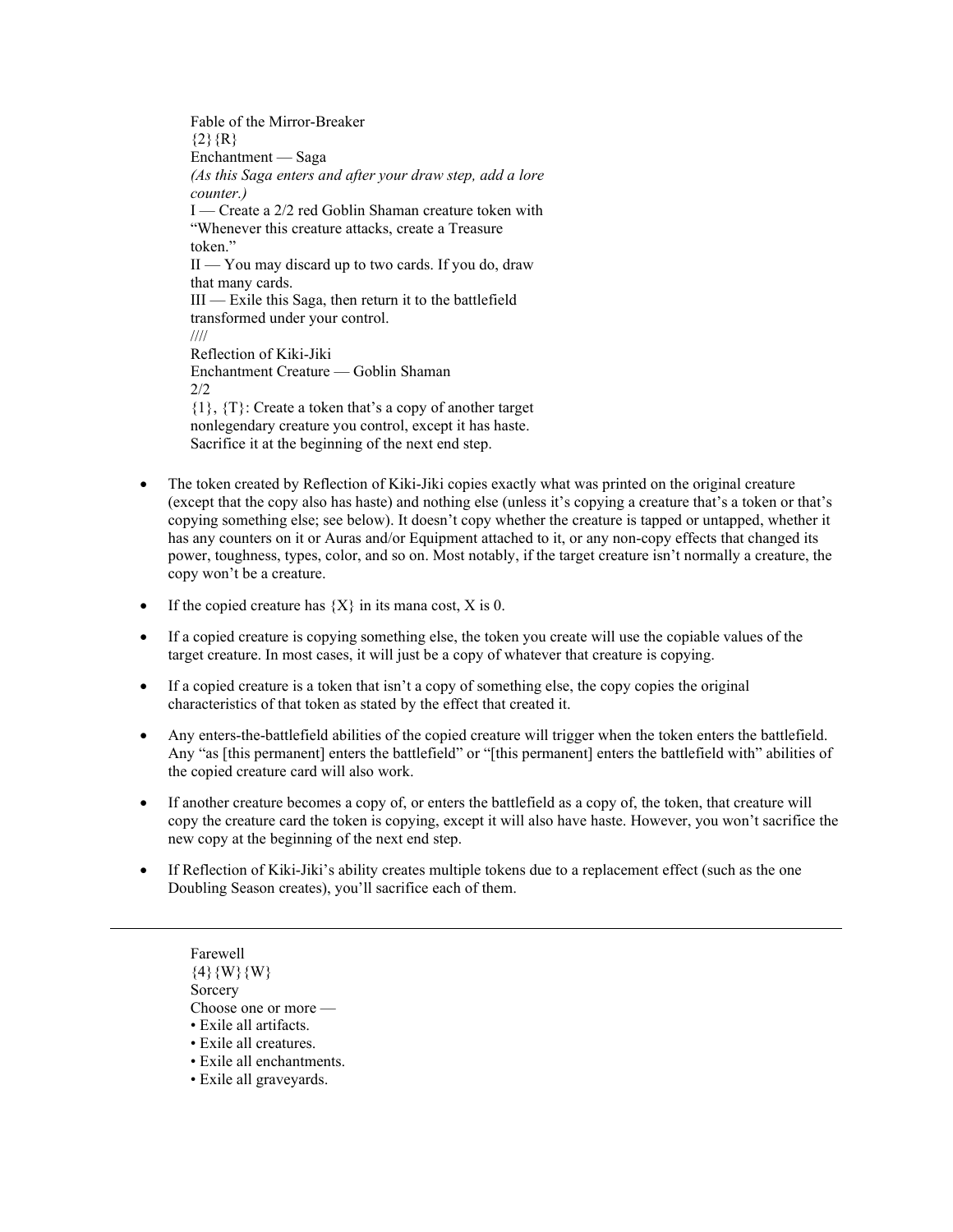Fable of the Mirror-Breaker
{2}{R}
Enchantment — Saga
*(As this Saga enters and after your draw step, add a lore counter.)*
I — Create a 2/2 red Goblin Shaman creature token with "Whenever this creature attacks, create a Treasure token."
II — You may discard up to two cards. If you do, draw that many cards.
III — Exile this Saga, then return it to the battlefield transformed under your control.
////
Reflection of Kiki-Jiki
Enchantment Creature — Goblin Shaman
2/2
{1}, {T}: Create a token that's a copy of another target nonlegendary creature you control, except it has haste. Sacrifice it at the beginning of the next end step.

- The token created by Reflection of Kiki-Jiki copies exactly what was printed on the original creature (except that the copy also has haste) and nothing else (unless it's copying a creature that's a token or that's copying something else; see below). It doesn't copy whether the creature is tapped or untapped, whether it has any counters on it or Auras and/or Equipment attached to it, or any non-copy effects that changed its power, toughness, types, color, and so on. Most notably, if the target creature isn't normally a creature, the copy won't be a creature.
- If the copied creature has {X} in its mana cost, X is 0.
- If a copied creature is copying something else, the token you create will use the copiable values of the target creature. In most cases, it will just be a copy of whatever that creature is copying.
- If a copied creature is a token that isn't a copy of something else, the copy copies the original characteristics of that token as stated by the effect that created it.
- Any enters-the-battlefield abilities of the copied creature will trigger when the token enters the battlefield. Any "as [this permanent] enters the battlefield" or "[this permanent] enters the battlefield with" abilities of the copied creature card will also work.
- If another creature becomes a copy of, or enters the battlefield as a copy of, the token, that creature will copy the creature card the token is copying, except it will also have haste. However, you won't sacrifice the new copy at the beginning of the next end step.
- If Reflection of Kiki-Jiki's ability creates multiple tokens due to a replacement effect (such as the one Doubling Season creates), you'll sacrifice each of them.

---

Farewell
{4}{W}{W}
Sorcery
Choose one or more —
• Exile all artifacts.
• Exile all creatures.
• Exile all enchantments.
• Exile all graveyards.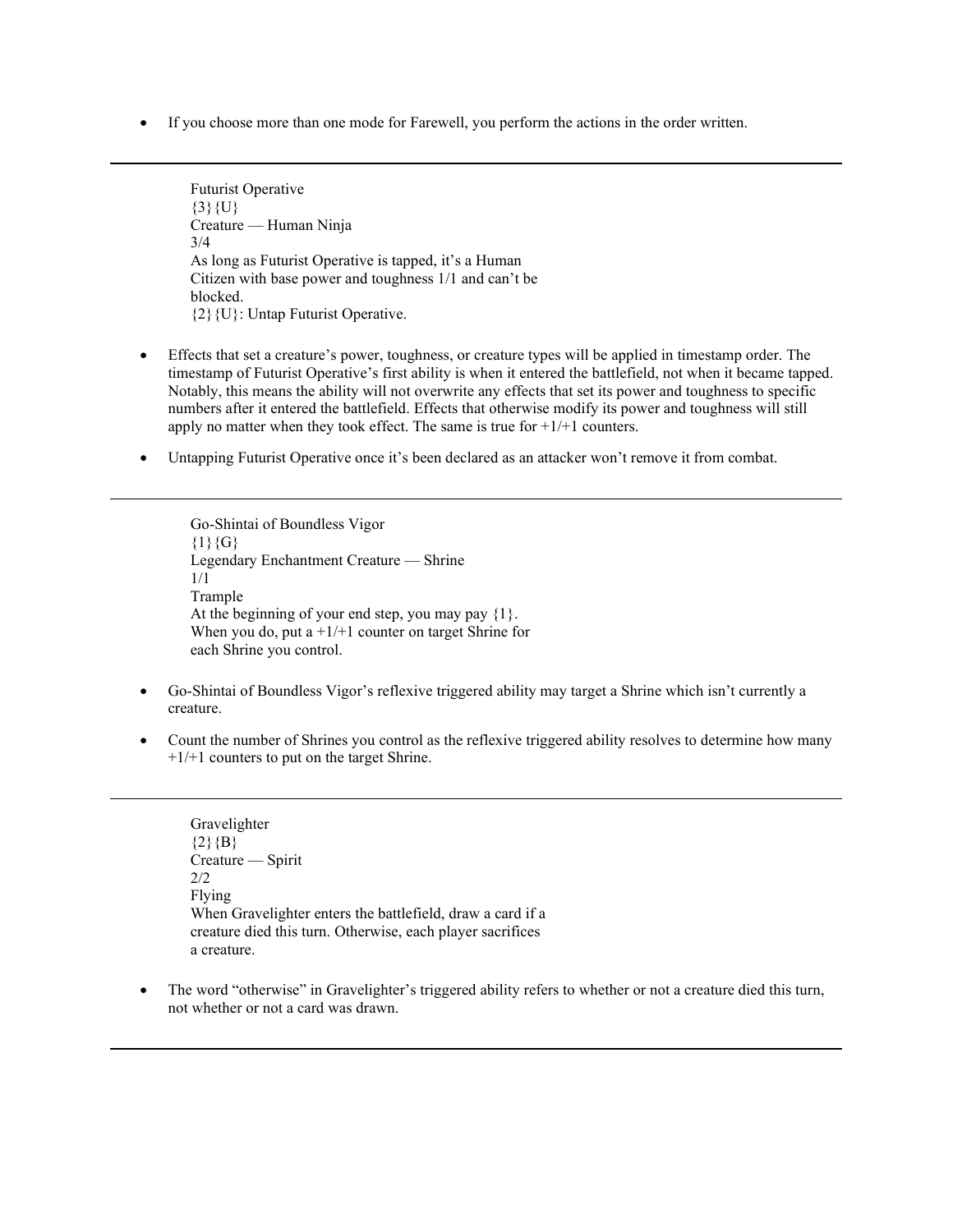- If you choose more than one mode for Farewell, you perform the actions in the order written.

---

Futurist Operative
{3}{U}
Creature — Human Ninja
3/4
As long as Futurist Operative is tapped, it's a Human Citizen with base power and toughness 1/1 and can't be blocked.
{2}{U}: Untap Futurist Operative.

- Effects that set a creature's power, toughness, or creature types will be applied in timestamp order. The timestamp of Futurist Operative's first ability is when it entered the battlefield, not when it became tapped. Notably, this means the ability will not overwrite any effects that set its power and toughness to specific numbers after it entered the battlefield. Effects that otherwise modify its power and toughness will still apply no matter when they took effect. The same is true for +1/+1 counters.
- Untapping Futurist Operative once it's been declared as an attacker won't remove it from combat.

---

Go-Shintai of Boundless Vigor
{1}{G}
Legendary Enchantment Creature — Shrine
1/1
Trample
At the beginning of your end step, you may pay {1}. When you do, put a +1/+1 counter on target Shrine for each Shrine you control.

- Go-Shintai of Boundless Vigor's reflexive triggered ability may target a Shrine which isn't currently a creature.
- Count the number of Shrines you control as the reflexive triggered ability resolves to determine how many +1/+1 counters to put on the target Shrine.

---

Gravelighter
{2}{B}
Creature — Spirit
2/2
Flying
When Gravelighter enters the battlefield, draw a card if a creature died this turn. Otherwise, each player sacrifices a creature.

- The word "otherwise" in Gravelighter's triggered ability refers to whether or not a creature died this turn, not whether or not a card was drawn.

---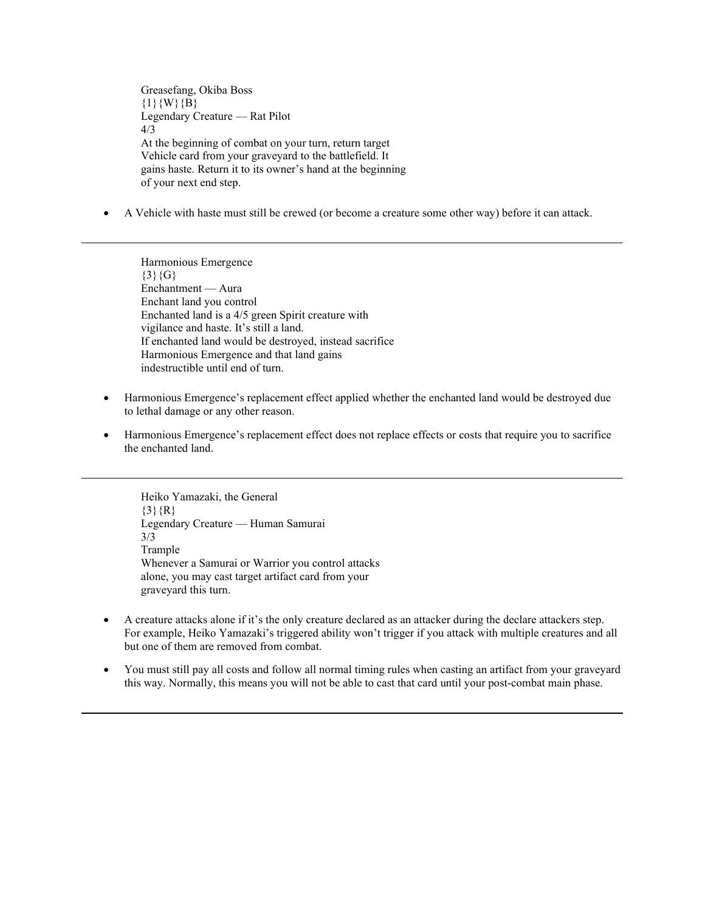Greasefang, Okiba Boss
{1}{W}{B}
Legendary Creature — Rat Pilot
4/3
At the beginning of combat on your turn, return target Vehicle card from your graveyard to the battlefield. It gains haste. Return it to its owner's hand at the beginning of your next end step.

- A Vehicle with haste must still be crewed (or become a creature some other way) before it can attack.

---

Harmonious Emergence
{3}{G}
Enchantment — Aura
Enchant land you control
Enchanted land is a 4/5 green Spirit creature with vigilance and haste. It's still a land.
If enchanted land would be destroyed, instead sacrifice Harmonious Emergence and that land gains indestructible until end of turn.

- Harmonious Emergence's replacement effect applied whether the enchanted land would be destroyed due to lethal damage or any other reason.
- Harmonious Emergence's replacement effect does not replace effects or costs that require you to sacrifice the enchanted land.

---

Heiko Yamazaki, the General
{3}{R}
Legendary Creature — Human Samurai
3/3
Trample
Whenever a Samurai or Warrior you control attacks alone, you may cast target artifact card from your graveyard this turn.

- A creature attacks alone if it's the only creature declared as an attacker during the declare attackers step. For example, Heiko Yamazaki's triggered ability won't trigger if you attack with multiple creatures and all but one of them are removed from combat.
- You must still pay all costs and follow all normal timing rules when casting an artifact from your graveyard this way. Normally, this means you will not be able to cast that card until your post-combat main phase.

---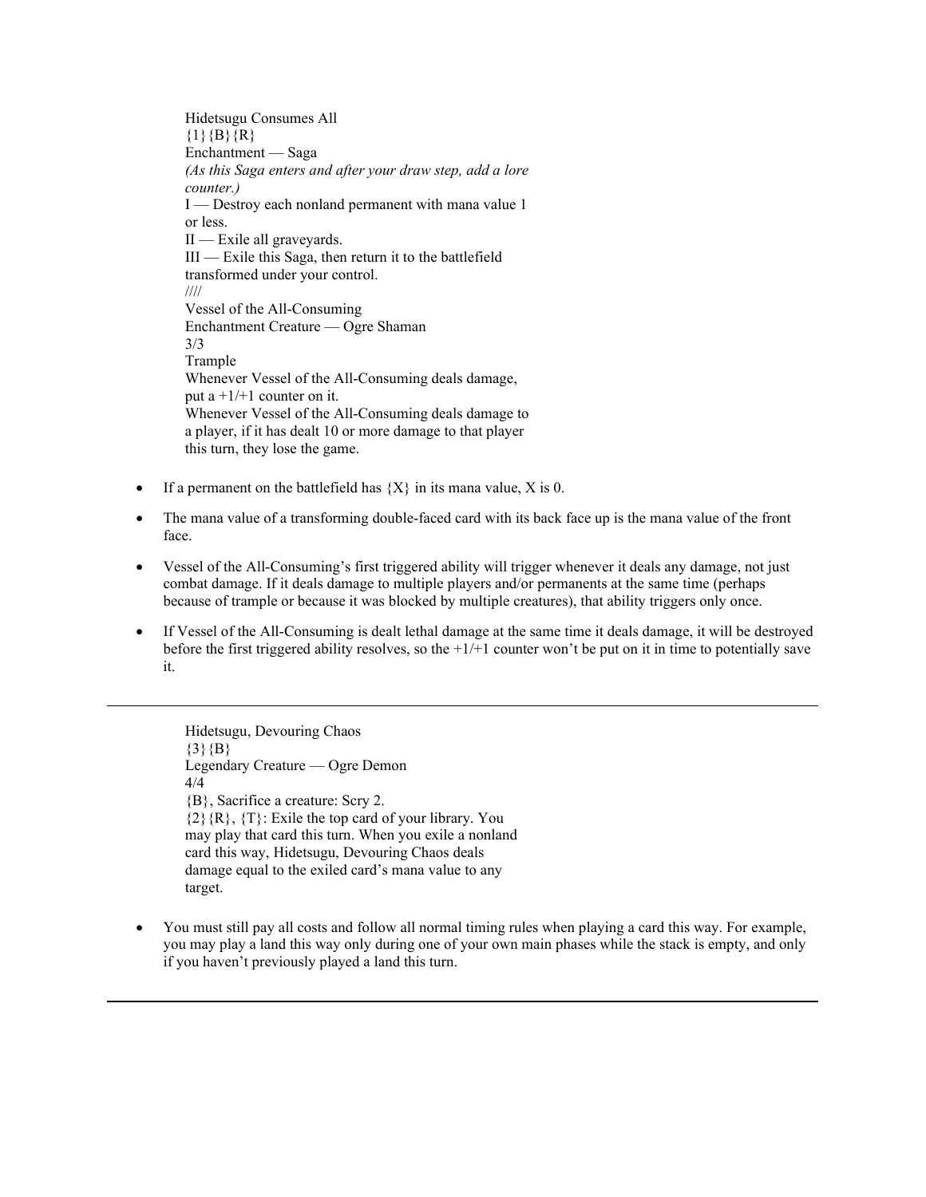Hidetsugu Consumes All
{1}{B}{R}
Enchantment — Saga
*(As this Saga enters and after your draw step, add a lore counter.)*
I — Destroy each nonland permanent with mana value 1 or less.
II — Exile all graveyards.
III — Exile this Saga, then return it to the battlefield transformed under your control.
////
Vessel of the All-Consuming
Enchantment Creature — Ogre Shaman
3/3
Trample
Whenever Vessel of the All-Consuming deals damage, put a +1/+1 counter on it.
Whenever Vessel of the All-Consuming deals damage to a player, if it has dealt 10 or more damage to that player this turn, they lose the game.

- If a permanent on the battlefield has {X} in its mana value, X is 0.
- The mana value of a transforming double-faced card with its back face up is the mana value of the front face.
- Vessel of the All-Consuming's first triggered ability will trigger whenever it deals any damage, not just combat damage. If it deals damage to multiple players and/or permanents at the same time (perhaps because of trample or because it was blocked by multiple creatures), that ability triggers only once.
- If Vessel of the All-Consuming is dealt lethal damage at the same time it deals damage, it will be destroyed before the first triggered ability resolves, so the +1/+1 counter won't be put on it in time to potentially save it.

---

Hidetsugu, Devouring Chaos
{3}{B}
Legendary Creature — Ogre Demon
4/4
{B}, Sacrifice a creature: Scry 2.
{2}{R}, {T}: Exile the top card of your library. You may play that card this turn. When you exile a nonland card this way, Hidetsugu, Devouring Chaos deals damage equal to the exiled card's mana value to any target.

- You must still pay all costs and follow all normal timing rules when playing a card this way. For example, you may play a land this way only during one of your own main phases while the stack is empty, and only if you haven't previously played a land this turn.

---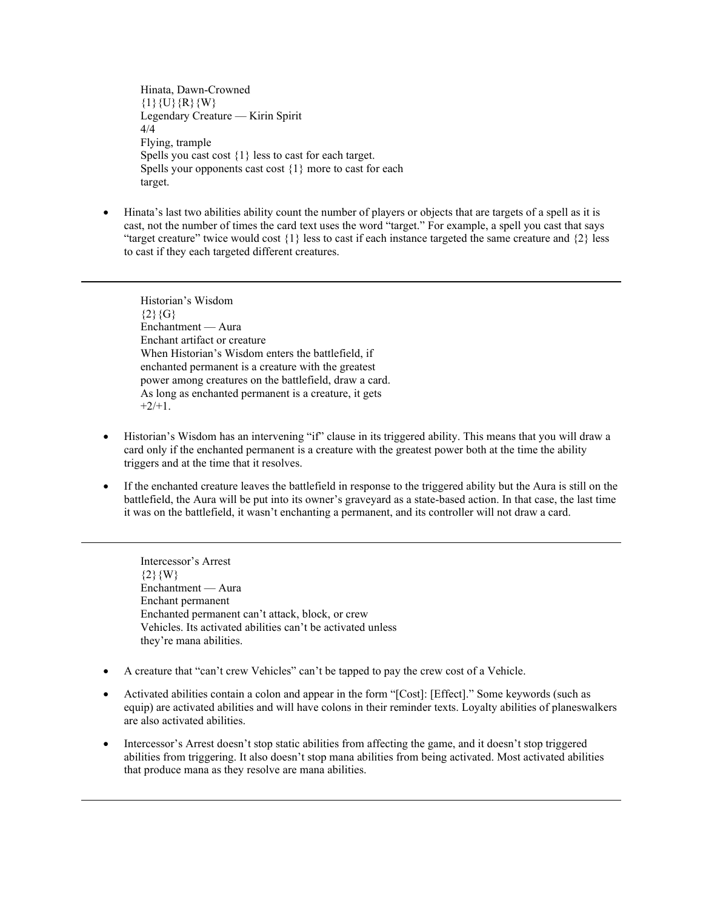Hinata, Dawn-Crowned
{1}{U}{R}{W}
Legendary Creature — Kirin Spirit
4/4
Flying, trample
Spells you cast cost {1} less to cast for each target.
Spells your opponents cast cost {1} more to cast for each target.

- Hinata's last two abilities ability count the number of players or objects that are targets of a spell as it is cast, not the number of times the card text uses the word "target." For example, a spell you cast that says "target creature" twice would cost {1} less to cast if each instance targeted the same creature and {2} less to cast if they each targeted different creatures.

---

Historian's Wisdom
{2}{G}
Enchantment — Aura
Enchant artifact or creature
When Historian's Wisdom enters the battlefield, if enchanted permanent is a creature with the greatest power among creatures on the battlefield, draw a card.
As long as enchanted permanent is a creature, it gets +2/+1.

- Historian's Wisdom has an intervening "if" clause in its triggered ability. This means that you will draw a card only if the enchanted permanent is a creature with the greatest power both at the time the ability triggers and at the time that it resolves.
- If the enchanted creature leaves the battlefield in response to the triggered ability but the Aura is still on the battlefield, the Aura will be put into its owner's graveyard as a state-based action. In that case, the last time it was on the battlefield, it wasn't enchanting a permanent, and its controller will not draw a card.

---

Intercessor's Arrest
{2}{W}
Enchantment — Aura
Enchant permanent
Enchanted permanent can't attack, block, or crew Vehicles. Its activated abilities can't be activated unless they're mana abilities.

- A creature that "can't crew Vehicles" can't be tapped to pay the crew cost of a Vehicle.
- Activated abilities contain a colon and appear in the form "[Cost]: [Effect]." Some keywords (such as equip) are activated abilities and will have colons in their reminder texts. Loyalty abilities of planeswalkers are also activated abilities.
- Intercessor's Arrest doesn't stop static abilities from affecting the game, and it doesn't stop triggered abilities from triggering. It also doesn't stop mana abilities from being activated. Most activated abilities that produce mana as they resolve are mana abilities.

---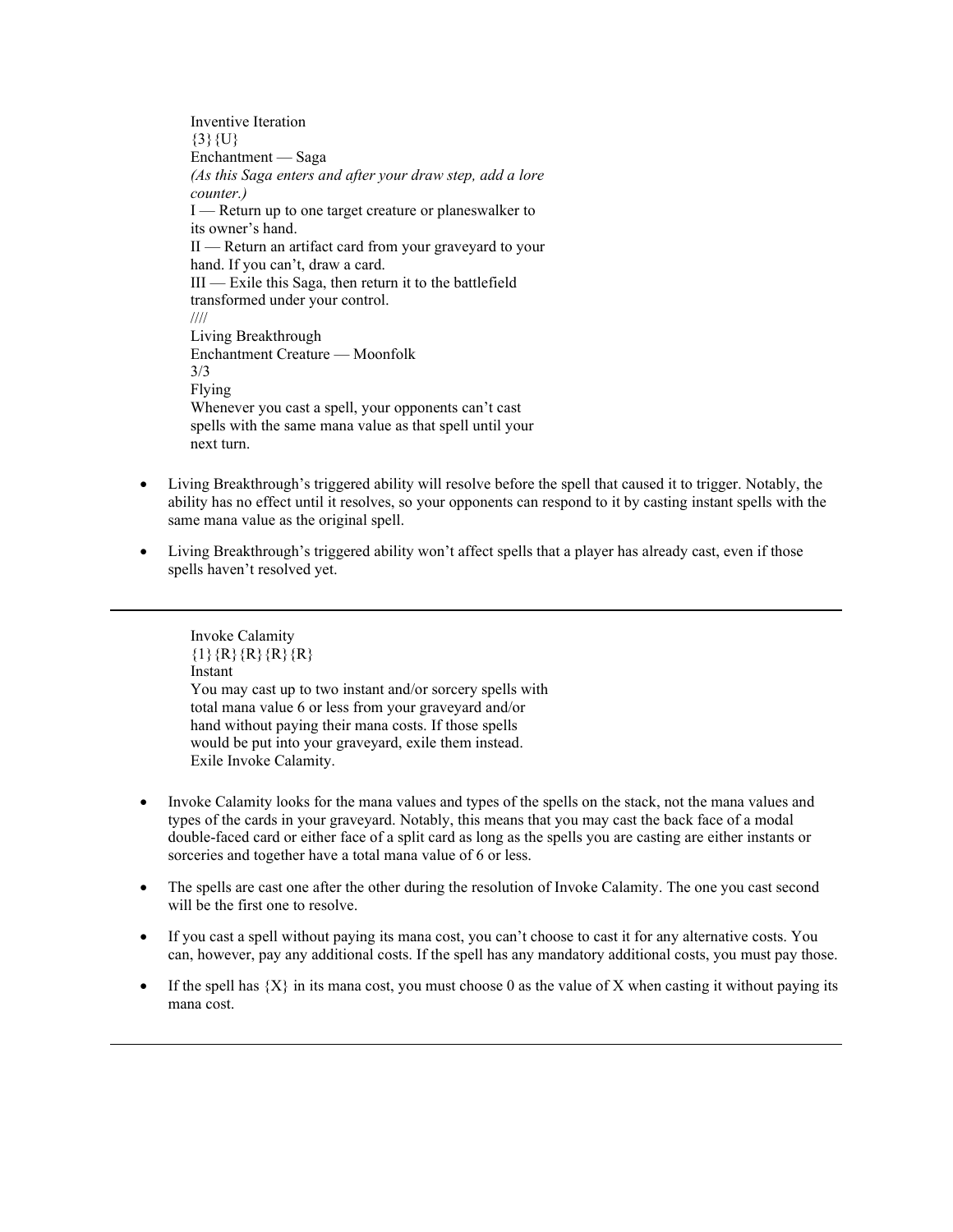Inventive Iteration
{3}{U}
Enchantment — Saga
*(As this Saga enters and after your draw step, add a lore counter.)*
I — Return up to one target creature or planeswalker to its owner's hand.
II — Return an artifact card from your graveyard to your hand. If you can't, draw a card.
III — Exile this Saga, then return it to the battlefield transformed under your control.
////
Living Breakthrough
Enchantment Creature — Moonfolk
3/3
Flying
Whenever you cast a spell, your opponents can't cast spells with the same mana value as that spell until your next turn.

- Living Breakthrough's triggered ability will resolve before the spell that caused it to trigger. Notably, the ability has no effect until it resolves, so your opponents can respond to it by casting instant spells with the same mana value as the original spell.
- Living Breakthrough's triggered ability won't affect spells that a player has already cast, even if those spells haven't resolved yet.

---

Invoke Calamity
{1}{R}{R}{R}{R}
Instant
You may cast up to two instant and/or sorcery spells with total mana value 6 or less from your graveyard and/or hand without paying their mana costs. If those spells would be put into your graveyard, exile them instead. Exile Invoke Calamity.

- Invoke Calamity looks for the mana values and types of the spells on the stack, not the mana values and types of the cards in your graveyard. Notably, this means that you may cast the back face of a modal double-faced card or either face of a split card as long as the spells you are casting are either instants or sorceries and together have a total mana value of 6 or less.
- The spells are cast one after the other during the resolution of Invoke Calamity. The one you cast second will be the first one to resolve.
- If you cast a spell without paying its mana cost, you can't choose to cast it for any alternative costs. You can, however, pay any additional costs. If the spell has any mandatory additional costs, you must pay those.
- If the spell has {X} in its mana cost, you must choose 0 as the value of X when casting it without paying its mana cost.

---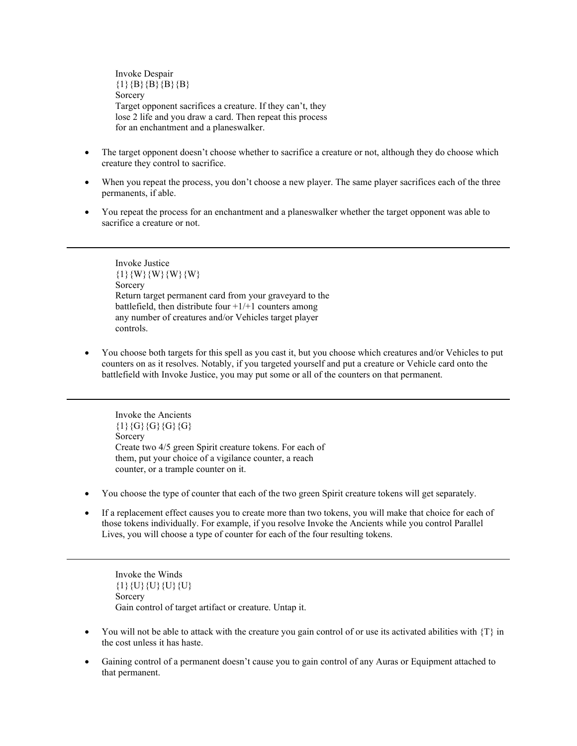Invoke Despair
{1}{B}{B}{B}{B}
Sorcery
Target opponent sacrifices a creature. If they can't, they lose 2 life and you draw a card. Then repeat this process for an enchantment and a planeswalker.

- The target opponent doesn't choose whether to sacrifice a creature or not, although they do choose which creature they control to sacrifice.
- When you repeat the process, you don't choose a new player. The same player sacrifices each of the three permanents, if able.
- You repeat the process for an enchantment and a planeswalker whether the target opponent was able to sacrifice a creature or not.

---

Invoke Justice
{1}{W}{W}{W}{W}
Sorcery
Return target permanent card from your graveyard to the battlefield, then distribute four +1/+1 counters among any number of creatures and/or Vehicles target player controls.

- You choose both targets for this spell as you cast it, but you choose which creatures and/or Vehicles to put counters on as it resolves. Notably, if you targeted yourself and put a creature or Vehicle card onto the battlefield with Invoke Justice, you may put some or all of the counters on that permanent.

---

Invoke the Ancients
{1}{G}{G}{G}{G}
Sorcery
Create two 4/5 green Spirit creature tokens. For each of them, put your choice of a vigilance counter, a reach counter, or a trample counter on it.

- You choose the type of counter that each of the two green Spirit creature tokens will get separately.
- If a replacement effect causes you to create more than two tokens, you will make that choice for each of those tokens individually. For example, if you resolve Invoke the Ancients while you control Parallel Lives, you will choose a type of counter for each of the four resulting tokens.

---

Invoke the Winds
{1}{U}{U}{U}{U}
Sorcery
Gain control of target artifact or creature. Untap it.

- You will not be able to attack with the creature you gain control of or use its activated abilities with {T} in the cost unless it has haste.
- Gaining control of a permanent doesn't cause you to gain control of any Auras or Equipment attached to that permanent.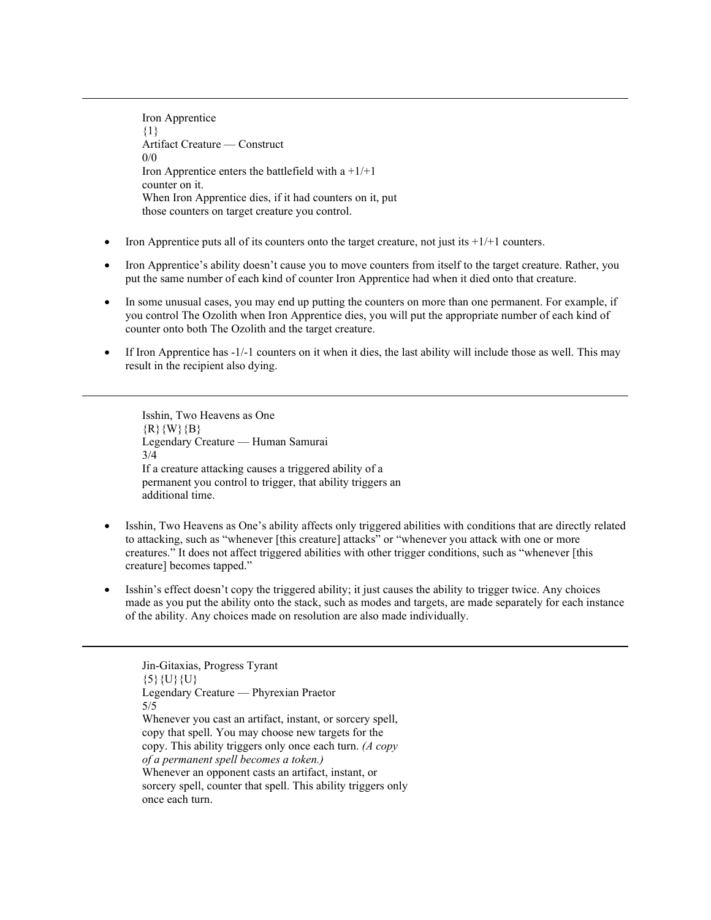---

Iron Apprentice
{1}
Artifact Creature — Construct
0/0
Iron Apprentice enters the battlefield with a +1/+1 counter on it.
When Iron Apprentice dies, if it had counters on it, put those counters on target creature you control.

- Iron Apprentice puts all of its counters onto the target creature, not just its +1/+1 counters.
- Iron Apprentice's ability doesn't cause you to move counters from itself to the target creature. Rather, you put the same number of each kind of counter Iron Apprentice had when it died onto that creature.
- In some unusual cases, you may end up putting the counters on more than one permanent. For example, if you control The Ozolith when Iron Apprentice dies, you will put the appropriate number of each kind of counter onto both The Ozolith and the target creature.
- If Iron Apprentice has -1/-1 counters on it when it dies, the last ability will include those as well. This may result in the recipient also dying.

---

Isshin, Two Heavens as One
{R}{W}{B}
Legendary Creature — Human Samurai
3/4
If a creature attacking causes a triggered ability of a permanent you control to trigger, that ability triggers an additional time.

- Isshin, Two Heavens as One's ability affects only triggered abilities with conditions that are directly related to attacking, such as "whenever [this creature] attacks" or "whenever you attack with one or more creatures." It does not affect triggered abilities with other trigger conditions, such as "whenever [this creature] becomes tapped."
- Isshin's effect doesn't copy the triggered ability; it just causes the ability to trigger twice. Any choices made as you put the ability onto the stack, such as modes and targets, are made separately for each instance of the ability. Any choices made on resolution are also made individually.

---

Jin-Gitaxias, Progress Tyrant
{5}{U}{U}
Legendary Creature — Phyrexian Praetor
5/5
Whenever you cast an artifact, instant, or sorcery spell, copy that spell. You may choose new targets for the copy. This ability triggers only once each turn. *(A copy of a permanent spell becomes a token.)*
Whenever an opponent casts an artifact, instant, or sorcery spell, counter that spell. This ability triggers only once each turn.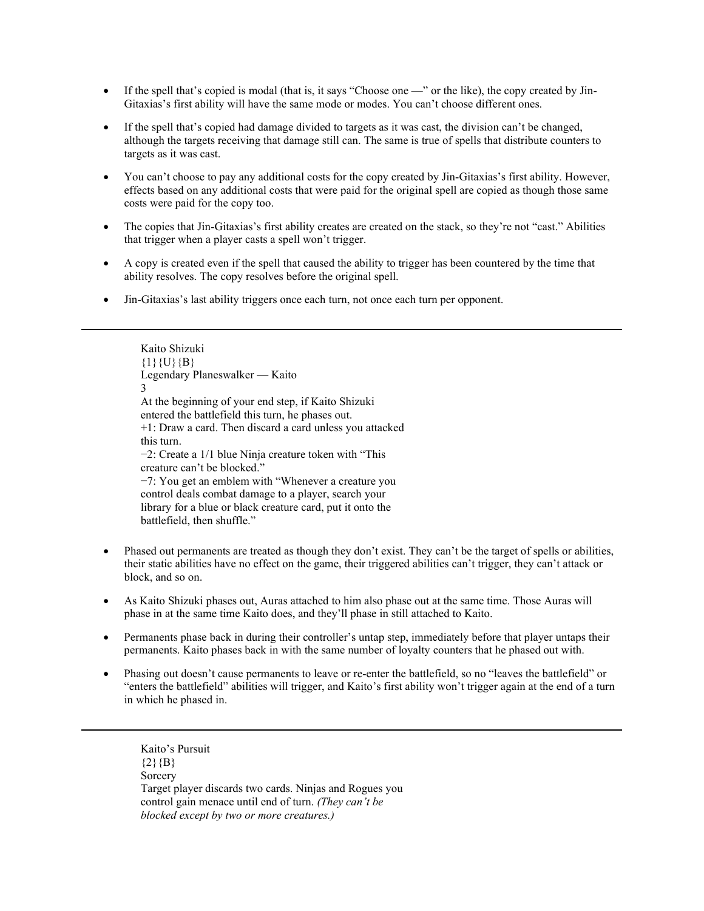- If the spell that's copied is modal (that is, it says "Choose one —" or the like), the copy created by Jin-Gitaxias's first ability will have the same mode or modes. You can't choose different ones.

- If the spell that's copied had damage divided to targets as it was cast, the division can't be changed, although the targets receiving that damage still can. The same is true of spells that distribute counters to targets as it was cast.

- You can't choose to pay any additional costs for the copy created by Jin-Gitaxias's first ability. However, effects based on any additional costs that were paid for the original spell are copied as though those same costs were paid for the copy too.

- The copies that Jin-Gitaxias's first ability creates are created on the stack, so they're not "cast." Abilities that trigger when a player casts a spell won't trigger.

- A copy is created even if the spell that caused the ability to trigger has been countered by the time that ability resolves. The copy resolves before the original spell.

- Jin-Gitaxias's last ability triggers once each turn, not once each turn per opponent.

---

Kaito Shizuki
{1}{U}{B}
Legendary Planeswalker — Kaito
3
At the beginning of your end step, if Kaito Shizuki entered the battlefield this turn, he phases out.
+1: Draw a card. Then discard a card unless you attacked this turn.
−2: Create a 1/1 blue Ninja creature token with "This creature can't be blocked."
−7: You get an emblem with "Whenever a creature you control deals combat damage to a player, search your library for a blue or black creature card, put it onto the battlefield, then shuffle."

- Phased out permanents are treated as though they don't exist. They can't be the target of spells or abilities, their static abilities have no effect on the game, their triggered abilities can't trigger, they can't attack or block, and so on.

- As Kaito Shizuki phases out, Auras attached to him also phase out at the same time. Those Auras will phase in at the same time Kaito does, and they'll phase in still attached to Kaito.

- Permanents phase back in during their controller's untap step, immediately before that player untaps their permanents. Kaito phases back in with the same number of loyalty counters that he phased out with.

- Phasing out doesn't cause permanents to leave or re-enter the battlefield, so no "leaves the battlefield" or "enters the battlefield" abilities will trigger, and Kaito's first ability won't trigger again at the end of a turn in which he phased in.

---

Kaito's Pursuit
{2}{B}
Sorcery
Target player discards two cards. Ninjas and Rogues you control gain menace until end of turn. *(They can't be blocked except by two or more creatures.)*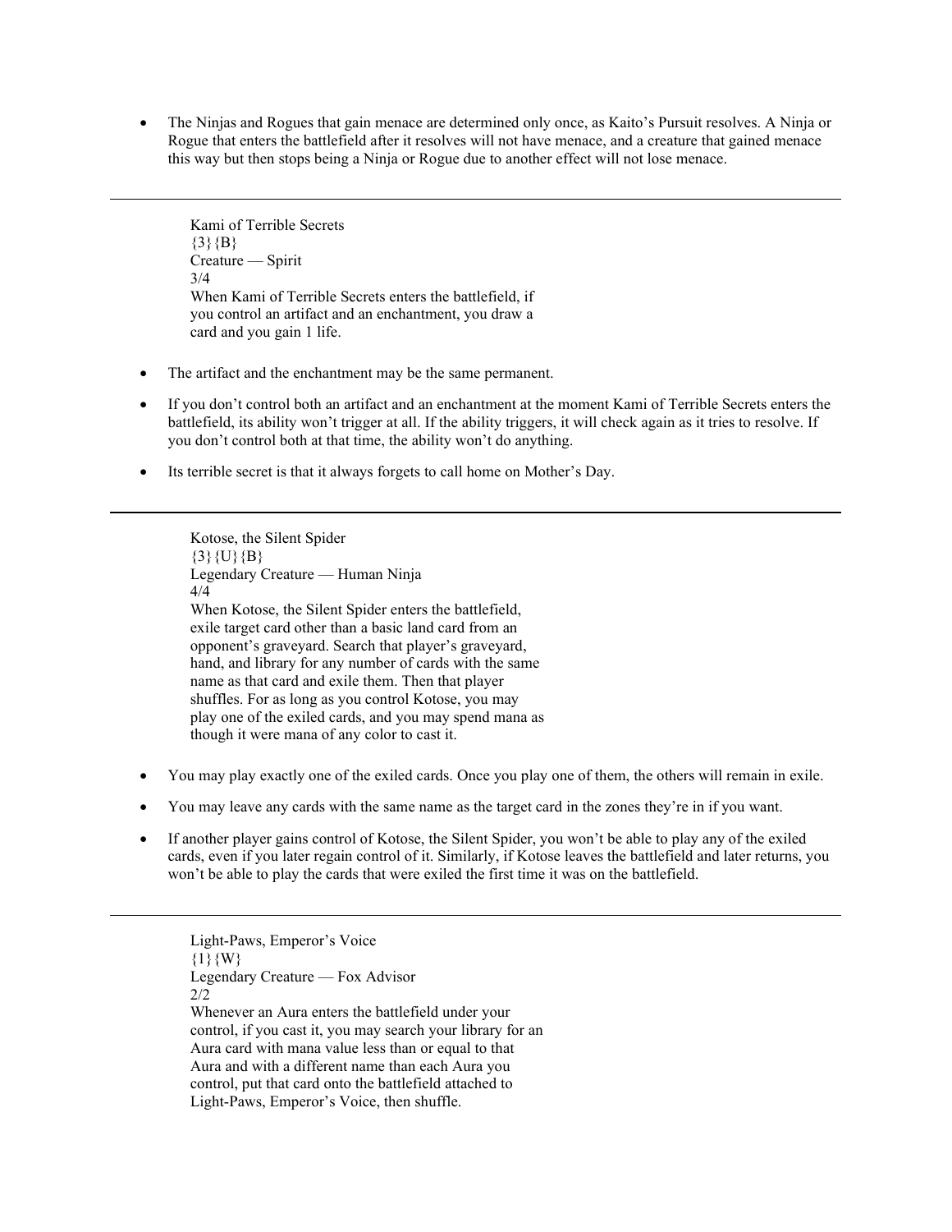- The Ninjas and Rogues that gain menace are determined only once, as Kaito's Pursuit resolves. A Ninja or Rogue that enters the battlefield after it resolves will not have menace, and a creature that gained menace this way but then stops being a Ninja or Rogue due to another effect will not lose menace.

---

Kami of Terrible Secrets
{3}{B}
Creature — Spirit
3/4
When Kami of Terrible Secrets enters the battlefield, if you control an artifact and an enchantment, you draw a card and you gain 1 life.

- The artifact and the enchantment may be the same permanent.
- If you don't control both an artifact and an enchantment at the moment Kami of Terrible Secrets enters the battlefield, its ability won't trigger at all. If the ability triggers, it will check again as it tries to resolve. If you don't control both at that time, the ability won't do anything.
- Its terrible secret is that it always forgets to call home on Mother's Day.

---

Kotose, the Silent Spider
{3}{U}{B}
Legendary Creature — Human Ninja
4/4
When Kotose, the Silent Spider enters the battlefield, exile target card other than a basic land card from an opponent's graveyard. Search that player's graveyard, hand, and library for any number of cards with the same name as that card and exile them. Then that player shuffles. For as long as you control Kotose, you may play one of the exiled cards, and you may spend mana as though it were mana of any color to cast it.

- You may play exactly one of the exiled cards. Once you play one of them, the others will remain in exile.
- You may leave any cards with the same name as the target card in the zones they're in if you want.
- If another player gains control of Kotose, the Silent Spider, you won't be able to play any of the exiled cards, even if you later regain control of it. Similarly, if Kotose leaves the battlefield and later returns, you won't be able to play the cards that were exiled the first time it was on the battlefield.

---

Light-Paws, Emperor's Voice
{1}{W}
Legendary Creature — Fox Advisor
2/2
Whenever an Aura enters the battlefield under your control, if you cast it, you may search your library for an Aura card with mana value less than or equal to that Aura and with a different name than each Aura you control, put that card onto the battlefield attached to Light-Paws, Emperor's Voice, then shuffle.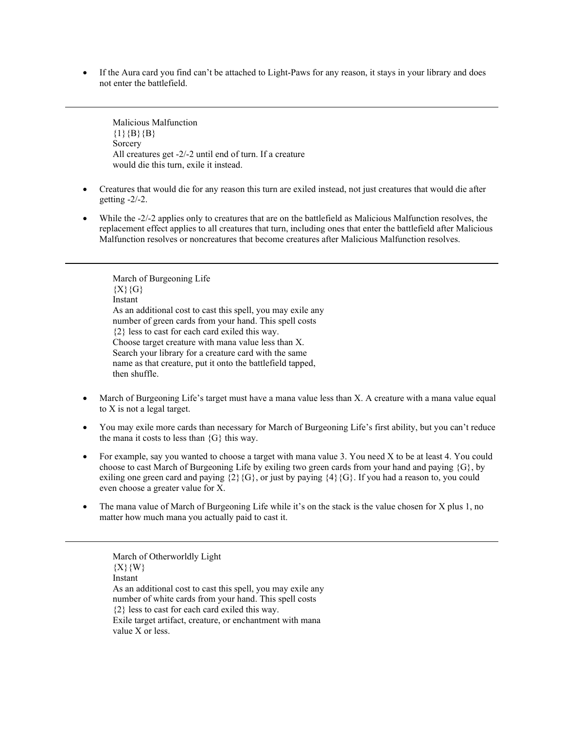- If the Aura card you find can't be attached to Light-Paws for any reason, it stays in your library and does not enter the battlefield.

---

Malicious Malfunction
{1}{B}{B}
Sorcery
All creatures get -2/-2 until end of turn. If a creature would die this turn, exile it instead.

- Creatures that would die for any reason this turn are exiled instead, not just creatures that would die after getting -2/-2.
- While the -2/-2 applies only to creatures that are on the battlefield as Malicious Malfunction resolves, the replacement effect applies to all creatures that turn, including ones that enter the battlefield after Malicious Malfunction resolves or noncreatures that become creatures after Malicious Malfunction resolves.

---

March of Burgeoning Life
{X}{G}
Instant
As an additional cost to cast this spell, you may exile any number of green cards from your hand. This spell costs {2} less to cast for each card exiled this way.
Choose target creature with mana value less than X. Search your library for a creature card with the same name as that creature, put it onto the battlefield tapped, then shuffle.

- March of Burgeoning Life's target must have a mana value less than X. A creature with a mana value equal to X is not a legal target.
- You may exile more cards than necessary for March of Burgeoning Life's first ability, but you can't reduce the mana it costs to less than {G} this way.
- For example, say you wanted to choose a target with mana value 3. You need X to be at least 4. You could choose to cast March of Burgeoning Life by exiling two green cards from your hand and paying {G}, by exiling one green card and paying {2}{G}, or just by paying {4}{G}. If you had a reason to, you could even choose a greater value for X.
- The mana value of March of Burgeoning Life while it's on the stack is the value chosen for X plus 1, no matter how much mana you actually paid to cast it.

---

March of Otherworldly Light
{X}{W}
Instant
As an additional cost to cast this spell, you may exile any number of white cards from your hand. This spell costs {2} less to cast for each card exiled this way.
Exile target artifact, creature, or enchantment with mana value X or less.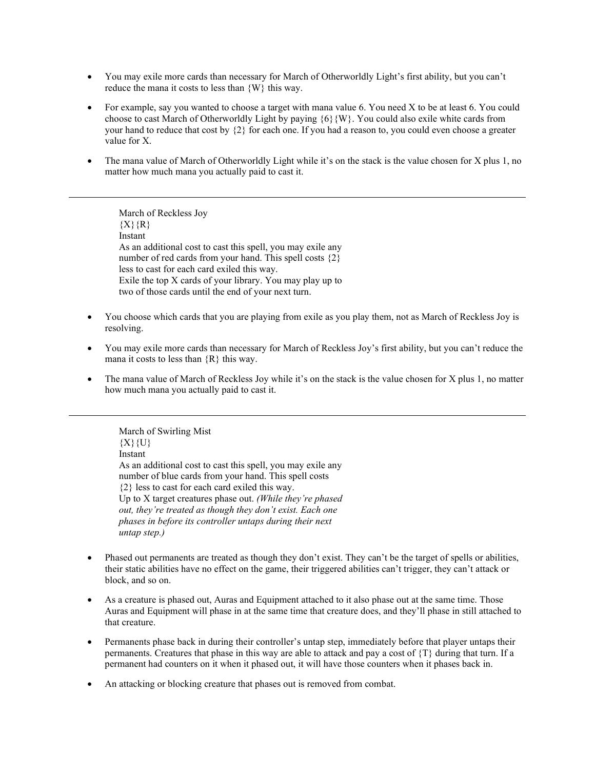- You may exile more cards than necessary for March of Otherworldly Light's first ability, but you can't reduce the mana it costs to less than {W} this way.
- For example, say you wanted to choose a target with mana value 6. You need X to be at least 6. You could choose to cast March of Otherworldly Light by paying {6}{W}. You could also exile white cards from your hand to reduce that cost by {2} for each one. If you had a reason to, you could even choose a greater value for X.
- The mana value of March of Otherworldly Light while it's on the stack is the value chosen for X plus 1, no matter how much mana you actually paid to cast it.

---

> March of Reckless Joy
> {X}{R}
> Instant
> As an additional cost to cast this spell, you may exile any number of red cards from your hand. This spell costs {2} less to cast for each card exiled this way.
> Exile the top X cards of your library. You may play up to two of those cards until the end of your next turn.

- You choose which cards that you are playing from exile as you play them, not as March of Reckless Joy is resolving.
- You may exile more cards than necessary for March of Reckless Joy's first ability, but you can't reduce the mana it costs to less than {R} this way.
- The mana value of March of Reckless Joy while it's on the stack is the value chosen for X plus 1, no matter how much mana you actually paid to cast it.

---

> March of Swirling Mist
> {X}{U}
> Instant
> As an additional cost to cast this spell, you may exile any number of blue cards from your hand. This spell costs {2} less to cast for each card exiled this way.
> Up to X target creatures phase out. *(While they're phased out, they're treated as though they don't exist. Each one phases in before its controller untaps during their next untap step.)*

- Phased out permanents are treated as though they don't exist. They can't be the target of spells or abilities, their static abilities have no effect on the game, their triggered abilities can't trigger, they can't attack or block, and so on.
- As a creature is phased out, Auras and Equipment attached to it also phase out at the same time. Those Auras and Equipment will phase in at the same time that creature does, and they'll phase in still attached to that creature.
- Permanents phase back in during their controller's untap step, immediately before that player untaps their permanents. Creatures that phase in this way are able to attack and pay a cost of {T} during that turn. If a permanent had counters on it when it phased out, it will have those counters when it phases back in.
- An attacking or blocking creature that phases out is removed from combat.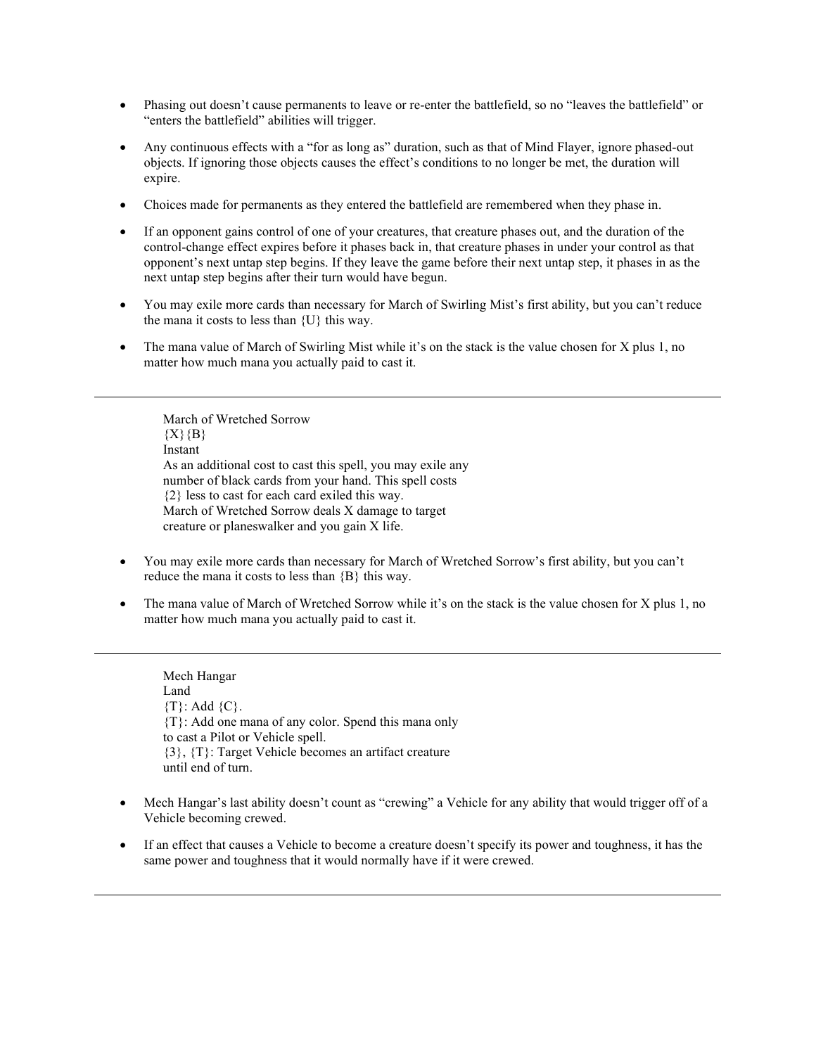- Phasing out doesn’t cause permanents to leave or re-enter the battlefield, so no “leaves the battlefield” or “enters the battlefield” abilities will trigger.

- Any continuous effects with a “for as long as” duration, such as that of Mind Flayer, ignore phased-out objects. If ignoring those objects causes the effect’s conditions to no longer be met, the duration will expire.

- Choices made for permanents as they entered the battlefield are remembered when they phase in.

- If an opponent gains control of one of your creatures, that creature phases out, and the duration of the control-change effect expires before it phases back in, that creature phases in under your control as that opponent’s next untap step begins. If they leave the game before their next untap step, it phases in as the next untap step begins after their turn would have begun.

- You may exile more cards than necessary for March of Swirling Mist’s first ability, but you can’t reduce the mana it costs to less than {U} this way.

- The mana value of March of Swirling Mist while it’s on the stack is the value chosen for X plus 1, no matter how much mana you actually paid to cast it.

---

March of Wretched Sorrow
{X}{B}
Instant
As an additional cost to cast this spell, you may exile any number of black cards from your hand. This spell costs {2} less to cast for each card exiled this way.
March of Wretched Sorrow deals X damage to target creature or planeswalker and you gain X life.

- You may exile more cards than necessary for March of Wretched Sorrow’s first ability, but you can’t reduce the mana it costs to less than {B} this way.

- The mana value of March of Wretched Sorrow while it’s on the stack is the value chosen for X plus 1, no matter how much mana you actually paid to cast it.

---

Mech Hangar
Land
{T}: Add {C}.
{T}: Add one mana of any color. Spend this mana only to cast a Pilot or Vehicle spell.
{3}, {T}: Target Vehicle becomes an artifact creature until end of turn.

- Mech Hangar’s last ability doesn’t count as “crewing” a Vehicle for any ability that would trigger off of a Vehicle becoming crewed.

- If an effect that causes a Vehicle to become a creature doesn’t specify its power and toughness, it has the same power and toughness that it would normally have if it were crewed.

---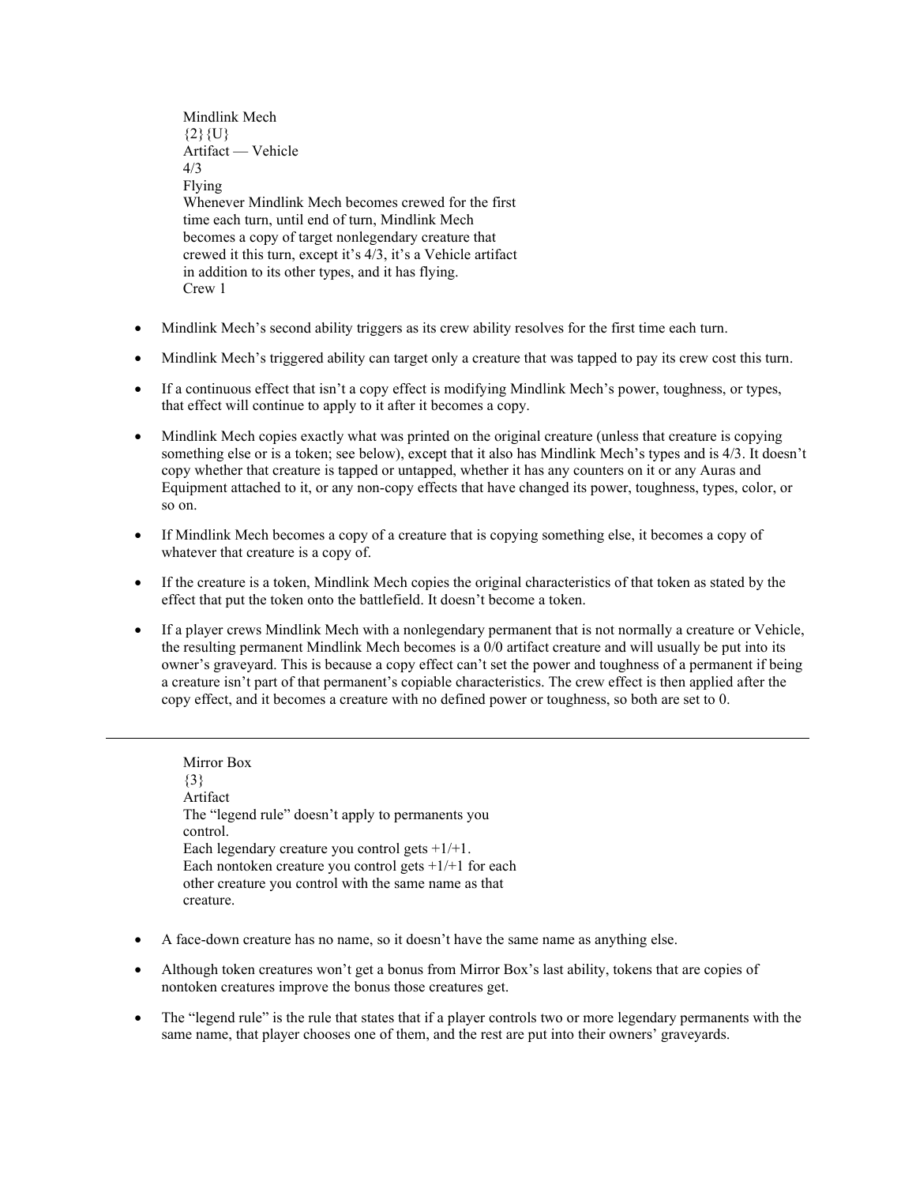Mindlink Mech
{2}{U}
Artifact — Vehicle
4/3
Flying
Whenever Mindlink Mech becomes crewed for the first time each turn, until end of turn, Mindlink Mech becomes a copy of target nonlegendary creature that crewed it this turn, except it's 4/3, it's a Vehicle artifact in addition to its other types, and it has flying.
Crew 1

- Mindlink Mech's second ability triggers as its crew ability resolves for the first time each turn.
- Mindlink Mech's triggered ability can target only a creature that was tapped to pay its crew cost this turn.
- If a continuous effect that isn't a copy effect is modifying Mindlink Mech's power, toughness, or types, that effect will continue to apply to it after it becomes a copy.
- Mindlink Mech copies exactly what was printed on the original creature (unless that creature is copying something else or is a token; see below), except that it also has Mindlink Mech's types and is 4/3. It doesn't copy whether that creature is tapped or untapped, whether it has any counters on it or any Auras and Equipment attached to it, or any non-copy effects that have changed its power, toughness, types, color, or so on.
- If Mindlink Mech becomes a copy of a creature that is copying something else, it becomes a copy of whatever that creature is a copy of.
- If the creature is a token, Mindlink Mech copies the original characteristics of that token as stated by the effect that put the token onto the battlefield. It doesn't become a token.
- If a player crews Mindlink Mech with a nonlegendary permanent that is not normally a creature or Vehicle, the resulting permanent Mindlink Mech becomes is a 0/0 artifact creature and will usually be put into its owner's graveyard. This is because a copy effect can't set the power and toughness of a permanent if being a creature isn't part of that permanent's copiable characteristics. The crew effect is then applied after the copy effect, and it becomes a creature with no defined power or toughness, so both are set to 0.

---

Mirror Box
{3}
Artifact
The "legend rule" doesn't apply to permanents you control.
Each legendary creature you control gets +1/+1.
Each nontoken creature you control gets +1/+1 for each other creature you control with the same name as that creature.

- A face-down creature has no name, so it doesn't have the same name as anything else.
- Although token creatures won't get a bonus from Mirror Box's last ability, tokens that are copies of nontoken creatures improve the bonus those creatures get.
- The "legend rule" is the rule that states that if a player controls two or more legendary permanents with the same name, that player chooses one of them, and the rest are put into their owners' graveyards.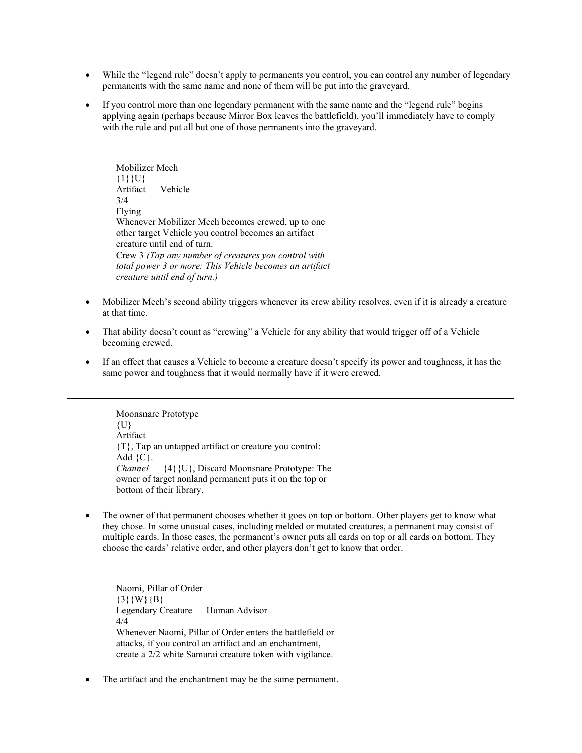- While the "legend rule" doesn't apply to permanents you control, you can control any number of legendary permanents with the same name and none of them will be put into the graveyard.

- If you control more than one legendary permanent with the same name and the "legend rule" begins applying again (perhaps because Mirror Box leaves the battlefield), you'll immediately have to comply with the rule and put all but one of those permanents into the graveyard.

---

Mobilizer Mech
{1}{U}
Artifact — Vehicle
3/4
Flying
Whenever Mobilizer Mech becomes crewed, up to one other target Vehicle you control becomes an artifact creature until end of turn.
Crew 3 *(Tap any number of creatures you control with total power 3 or more: This Vehicle becomes an artifact creature until end of turn.)*

- Mobilizer Mech's second ability triggers whenever its crew ability resolves, even if it is already a creature at that time.

- That ability doesn't count as "crewing" a Vehicle for any ability that would trigger off of a Vehicle becoming crewed.

- If an effect that causes a Vehicle to become a creature doesn't specify its power and toughness, it has the same power and toughness that it would normally have if it were crewed.

---

Moonsnare Prototype
{U}
Artifact
{T}, Tap an untapped artifact or creature you control: Add {C}.
*Channel* — {4}{U}, Discard Moonsnare Prototype: The owner of target nonland permanent puts it on the top or bottom of their library.

- The owner of that permanent chooses whether it goes on top or bottom. Other players get to know what they chose. In some unusual cases, including melded or mutated creatures, a permanent may consist of multiple cards. In those cases, the permanent's owner puts all cards on top or all cards on bottom. They choose the cards' relative order, and other players don't get to know that order.

---

Naomi, Pillar of Order
{3}{W}{B}
Legendary Creature — Human Advisor
4/4
Whenever Naomi, Pillar of Order enters the battlefield or attacks, if you control an artifact and an enchantment, create a 2/2 white Samurai creature token with vigilance.

- The artifact and the enchantment may be the same permanent.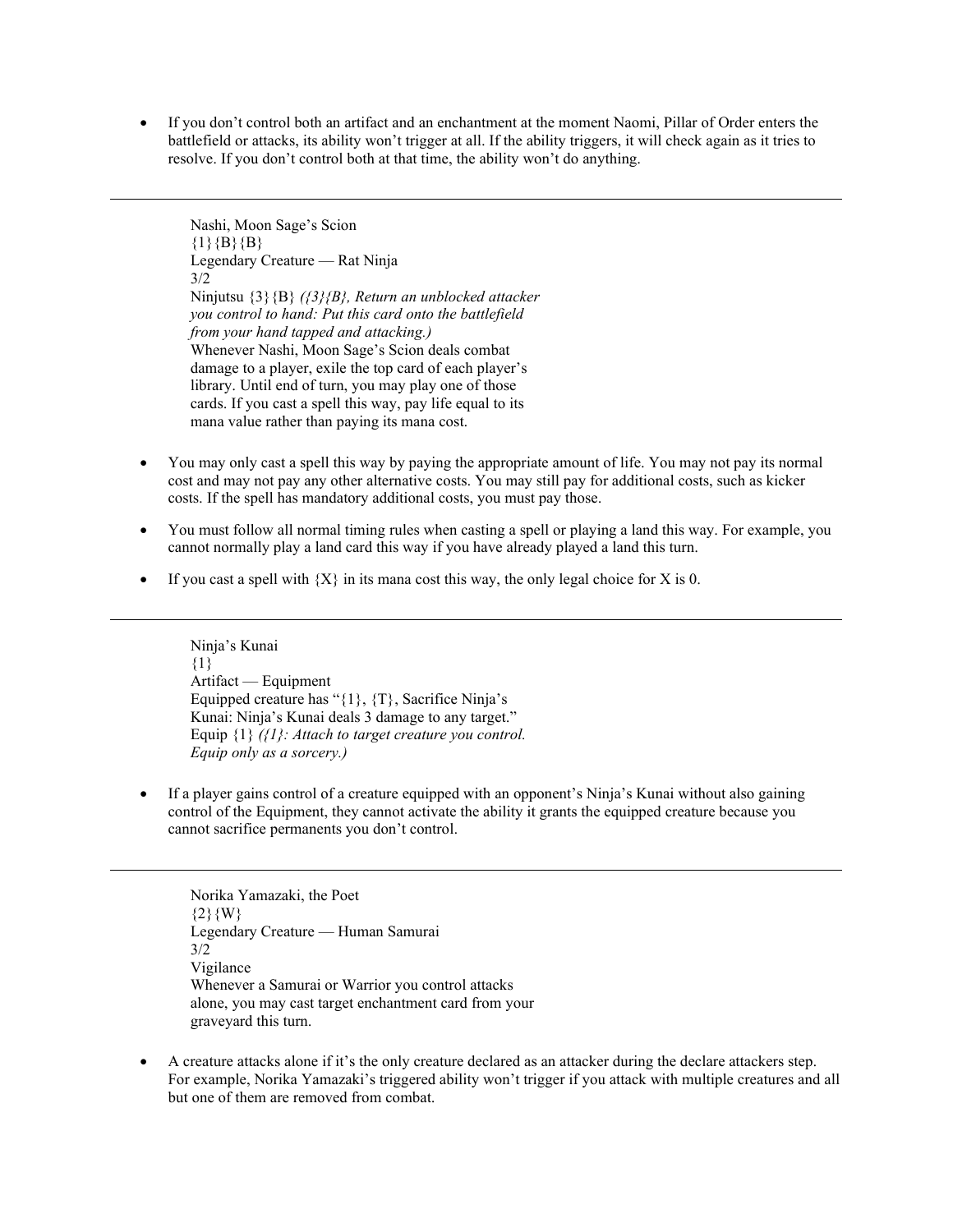- If you don't control both an artifact and an enchantment at the moment Naomi, Pillar of Order enters the battlefield or attacks, its ability won't trigger at all. If the ability triggers, it will check again as it tries to resolve. If you don't control both at that time, the ability won't do anything.

---

Nashi, Moon Sage's Scion
{1}{B}{B}
Legendary Creature — Rat Ninja
3/2
Ninjutsu {3}{B} *({3}{B}, Return an unblocked attacker you control to hand: Put this card onto the battlefield from your hand tapped and attacking.)*
Whenever Nashi, Moon Sage's Scion deals combat damage to a player, exile the top card of each player's library. Until end of turn, you may play one of those cards. If you cast a spell this way, pay life equal to its mana value rather than paying its mana cost.

- You may only cast a spell this way by paying the appropriate amount of life. You may not pay its normal cost and may not pay any other alternative costs. You may still pay for additional costs, such as kicker costs. If the spell has mandatory additional costs, you must pay those.
- You must follow all normal timing rules when casting a spell or playing a land this way. For example, you cannot normally play a land card this way if you have already played a land this turn.
- If you cast a spell with {X} in its mana cost this way, the only legal choice for X is 0.

---

Ninja's Kunai
{1}
Artifact — Equipment
Equipped creature has "{1}, {T}, Sacrifice Ninja's Kunai: Ninja's Kunai deals 3 damage to any target."
Equip {1} *({1}: Attach to target creature you control. Equip only as a sorcery.)*

- If a player gains control of a creature equipped with an opponent's Ninja's Kunai without also gaining control of the Equipment, they cannot activate the ability it grants the equipped creature because you cannot sacrifice permanents you don't control.

---

Norika Yamazaki, the Poet
{2}{W}
Legendary Creature — Human Samurai
3/2
Vigilance
Whenever a Samurai or Warrior you control attacks alone, you may cast target enchantment card from your graveyard this turn.

- A creature attacks alone if it's the only creature declared as an attacker during the declare attackers step. For example, Norika Yamazaki's triggered ability won't trigger if you attack with multiple creatures and all but one of them are removed from combat.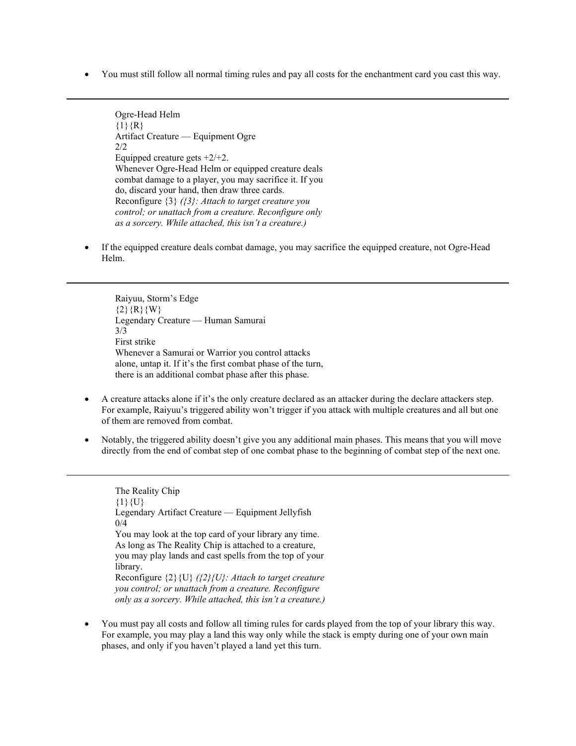- You must still follow all normal timing rules and pay all costs for the enchantment card you cast this way.

---

Ogre-Head Helm
{1}{R}
Artifact Creature — Equipment Ogre
2/2
Equipped creature gets +2/+2.
Whenever Ogre-Head Helm or equipped creature deals combat damage to a player, you may sacrifice it. If you do, discard your hand, then draw three cards.
Reconfigure {3} *({3}: Attach to target creature you control; or unattach from a creature. Reconfigure only as a sorcery. While attached, this isn't a creature.)*

- If the equipped creature deals combat damage, you may sacrifice the equipped creature, not Ogre-Head Helm.

---

Raiyuu, Storm's Edge
{2}{R}{W}
Legendary Creature — Human Samurai
3/3
First strike
Whenever a Samurai or Warrior you control attacks alone, untap it. If it's the first combat phase of the turn, there is an additional combat phase after this phase.

- A creature attacks alone if it's the only creature declared as an attacker during the declare attackers step. For example, Raiyuu's triggered ability won't trigger if you attack with multiple creatures and all but one of them are removed from combat.
- Notably, the triggered ability doesn't give you any additional main phases. This means that you will move directly from the end of combat step of one combat phase to the beginning of combat step of the next one.

---

The Reality Chip
{1}{U}
Legendary Artifact Creature — Equipment Jellyfish
0/4
You may look at the top card of your library any time.
As long as The Reality Chip is attached to a creature, you may play lands and cast spells from the top of your library.
Reconfigure {2}{U} *({2}{U}: Attach to target creature you control; or unattach from a creature. Reconfigure only as a sorcery. While attached, this isn't a creature.)*

- You must pay all costs and follow all timing rules for cards played from the top of your library this way. For example, you may play a land this way only while the stack is empty during one of your own main phases, and only if you haven't played a land yet this turn.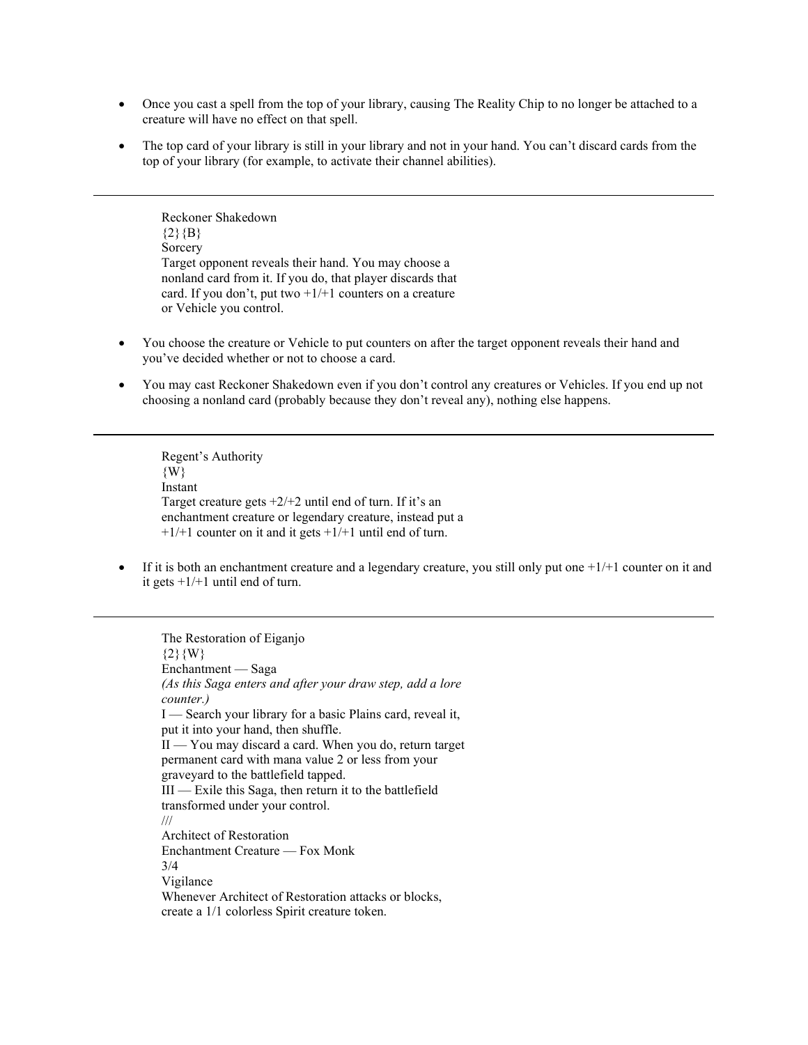- Once you cast a spell from the top of your library, causing The Reality Chip to no longer be attached to a creature will have no effect on that spell.
- The top card of your library is still in your library and not in your hand. You can't discard cards from the top of your library (for example, to activate their channel abilities).

---

Reckoner Shakedown
{2}{B}
Sorcery
Target opponent reveals their hand. You may choose a nonland card from it. If you do, that player discards that card. If you don't, put two +1/+1 counters on a creature or Vehicle you control.

- You choose the creature or Vehicle to put counters on after the target opponent reveals their hand and you've decided whether or not to choose a card.
- You may cast Reckoner Shakedown even if you don't control any creatures or Vehicles. If you end up not choosing a nonland card (probably because they don't reveal any), nothing else happens.

---

Regent's Authority
{W}
Instant
Target creature gets +2/+2 until end of turn. If it's an enchantment creature or legendary creature, instead put a +1/+1 counter on it and it gets +1/+1 until end of turn.

- If it is both an enchantment creature and a legendary creature, you still only put one +1/+1 counter on it and it gets +1/+1 until end of turn.

---

The Restoration of Eiganjo
{2}{W}
Enchantment — Saga
*(As this Saga enters and after your draw step, add a lore counter.)*
I — Search your library for a basic Plains card, reveal it, put it into your hand, then shuffle.
II — You may discard a card. When you do, return target permanent card with mana value 2 or less from your graveyard to the battlefield tapped.
III — Exile this Saga, then return it to the battlefield transformed under your control.
///
Architect of Restoration
Enchantment Creature — Fox Monk
3/4
Vigilance
Whenever Architect of Restoration attacks or blocks, create a 1/1 colorless Spirit creature token.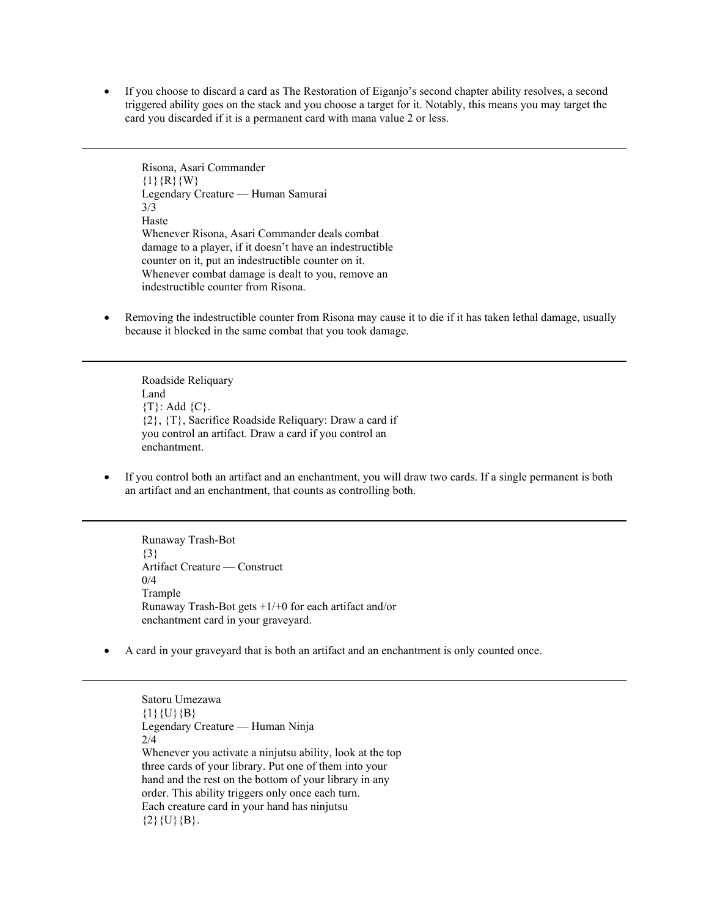- If you choose to discard a card as The Restoration of Eiganjo's second chapter ability resolves, a second triggered ability goes on the stack and you choose a target for it. Notably, this means you may target the card you discarded if it is a permanent card with mana value 2 or less.

---

Risona, Asari Commander
{1}{R}{W}
Legendary Creature — Human Samurai
3/3
Haste
Whenever Risona, Asari Commander deals combat damage to a player, if it doesn't have an indestructible counter on it, put an indestructible counter on it.
Whenever combat damage is dealt to you, remove an indestructible counter from Risona.

- Removing the indestructible counter from Risona may cause it to die if it has taken lethal damage, usually because it blocked in the same combat that you took damage.

---

Roadside Reliquary
Land
{T}: Add {C}.
{2}, {T}, Sacrifice Roadside Reliquary: Draw a card if you control an artifact. Draw a card if you control an enchantment.

- If you control both an artifact and an enchantment, you will draw two cards. If a single permanent is both an artifact and an enchantment, that counts as controlling both.

---

Runaway Trash-Bot
{3}
Artifact Creature — Construct
0/4
Trample
Runaway Trash-Bot gets +1/+0 for each artifact and/or enchantment card in your graveyard.

- A card in your graveyard that is both an artifact and an enchantment is only counted once.

---

Satoru Umezawa
{1}{U}{B}
Legendary Creature — Human Ninja
2/4
Whenever you activate a ninjutsu ability, look at the top three cards of your library. Put one of them into your hand and the rest on the bottom of your library in any order. This ability triggers only once each turn.
Each creature card in your hand has ninjutsu {2}{U}{B}.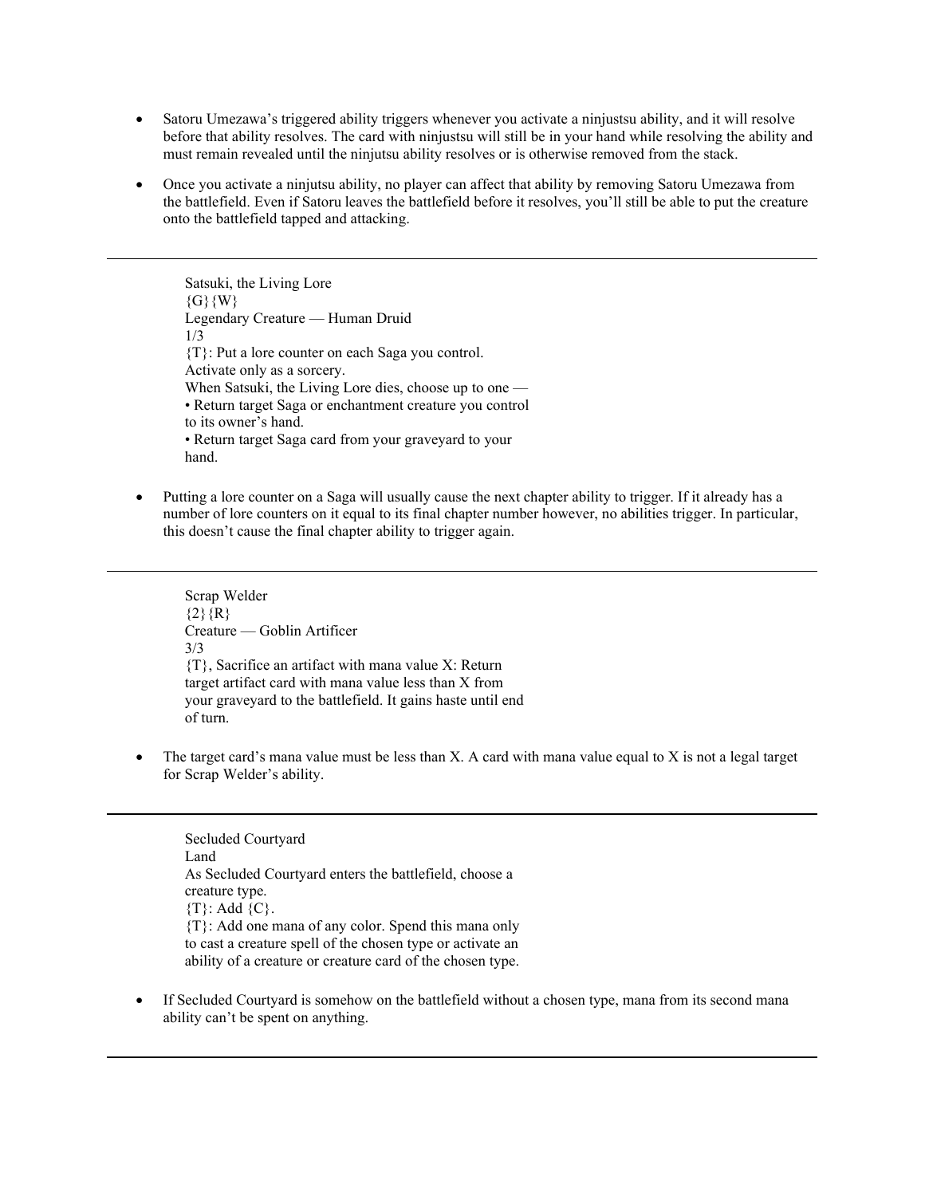- Satoru Umezawa's triggered ability triggers whenever you activate a ninjustsu ability, and it will resolve before that ability resolves. The card with ninjustsu will still be in your hand while resolving the ability and must remain revealed until the ninjutsu ability resolves or is otherwise removed from the stack.
- Once you activate a ninjutsu ability, no player can affect that ability by removing Satoru Umezawa from the battlefield. Even if Satoru leaves the battlefield before it resolves, you'll still be able to put the creature onto the battlefield tapped and attacking.

---

Satsuki, the Living Lore
{G}{W}
Legendary Creature — Human Druid
1/3
{T}: Put a lore counter on each Saga you control.
Activate only as a sorcery.
When Satsuki, the Living Lore dies, choose up to one —
• Return target Saga or enchantment creature you control to its owner's hand.
• Return target Saga card from your graveyard to your hand.

- Putting a lore counter on a Saga will usually cause the next chapter ability to trigger. If it already has a number of lore counters on it equal to its final chapter number however, no abilities trigger. In particular, this doesn't cause the final chapter ability to trigger again.

---

Scrap Welder
{2}{R}
Creature — Goblin Artificer
3/3
{T}, Sacrifice an artifact with mana value X: Return target artifact card with mana value less than X from your graveyard to the battlefield. It gains haste until end of turn.

- The target card's mana value must be less than X. A card with mana value equal to X is not a legal target for Scrap Welder's ability.

---

Secluded Courtyard
Land
As Secluded Courtyard enters the battlefield, choose a creature type.
{T}: Add {C}.
{T}: Add one mana of any color. Spend this mana only to cast a creature spell of the chosen type or activate an ability of a creature or creature card of the chosen type.

- If Secluded Courtyard is somehow on the battlefield without a chosen type, mana from its second mana ability can't be spent on anything.

---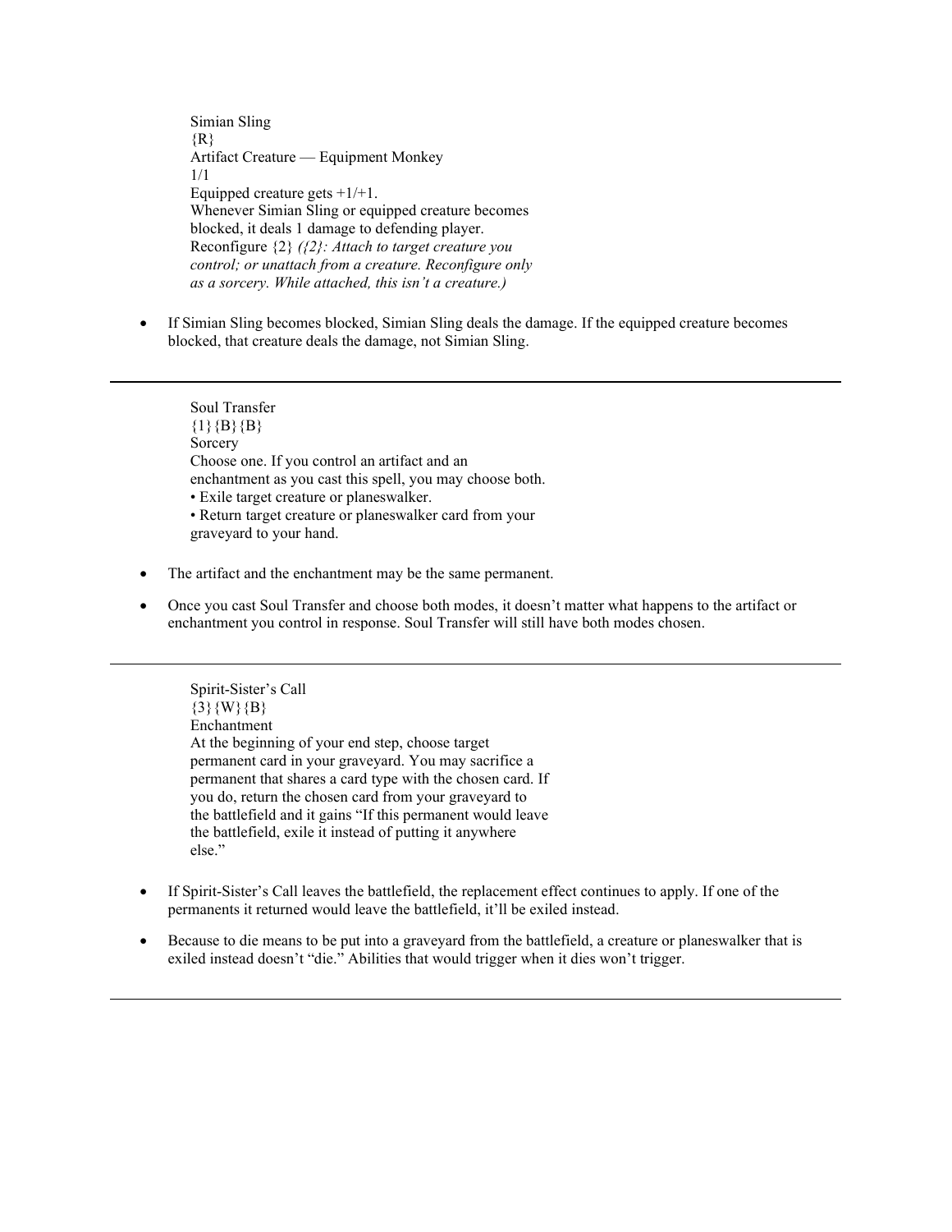Simian Sling
{R}
Artifact Creature — Equipment Monkey
1/1
Equipped creature gets +1/+1.
Whenever Simian Sling or equipped creature becomes blocked, it deals 1 damage to defending player.
Reconfigure {2} *({2}: Attach to target creature you control; or unattach from a creature. Reconfigure only as a sorcery. While attached, this isn't a creature.)*

- If Simian Sling becomes blocked, Simian Sling deals the damage. If the equipped creature becomes blocked, that creature deals the damage, not Simian Sling.

---

Soul Transfer
{1}{B}{B}
Sorcery
Choose one. If you control an artifact and an enchantment as you cast this spell, you may choose both.
• Exile target creature or planeswalker.
• Return target creature or planeswalker card from your graveyard to your hand.

- The artifact and the enchantment may be the same permanent.
- Once you cast Soul Transfer and choose both modes, it doesn't matter what happens to the artifact or enchantment you control in response. Soul Transfer will still have both modes chosen.

---

Spirit-Sister's Call
{3}{W}{B}
Enchantment
At the beginning of your end step, choose target permanent card in your graveyard. You may sacrifice a permanent that shares a card type with the chosen card. If you do, return the chosen card from your graveyard to the battlefield and it gains "If this permanent would leave the battlefield, exile it instead of putting it anywhere else."

- If Spirit-Sister's Call leaves the battlefield, the replacement effect continues to apply. If one of the permanents it returned would leave the battlefield, it'll be exiled instead.
- Because to die means to be put into a graveyard from the battlefield, a creature or planeswalker that is exiled instead doesn't "die." Abilities that would trigger when it dies won't trigger.

---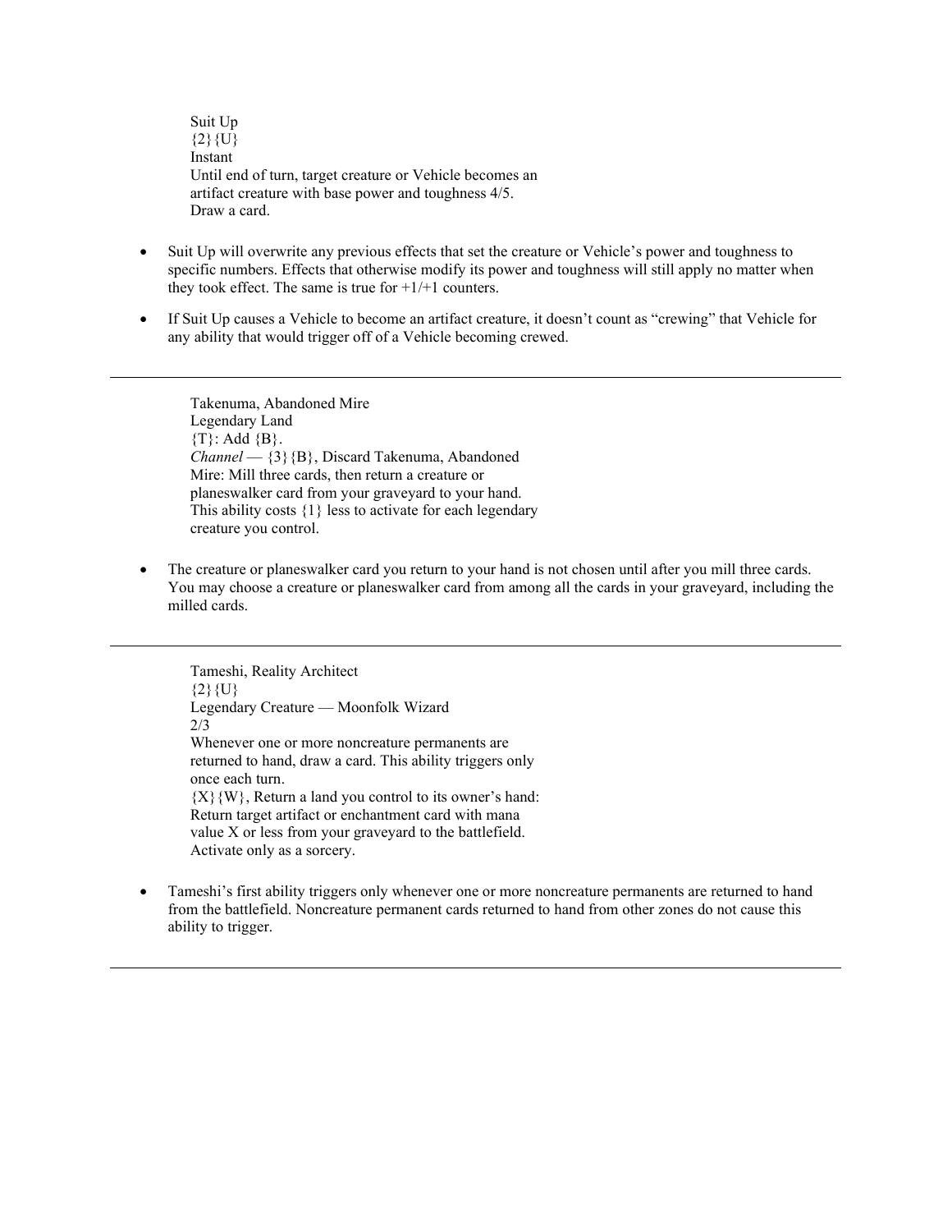Suit Up
{2}{U}
Instant
Until end of turn, target creature or Vehicle becomes an artifact creature with base power and toughness 4/5.
Draw a card.

- Suit Up will overwrite any previous effects that set the creature or Vehicle's power and toughness to specific numbers. Effects that otherwise modify its power and toughness will still apply no matter when they took effect. The same is true for +1/+1 counters.
- If Suit Up causes a Vehicle to become an artifact creature, it doesn't count as "crewing" that Vehicle for any ability that would trigger off of a Vehicle becoming crewed.

---

Takenuma, Abandoned Mire
Legendary Land
{T}: Add {B}.
*Channel* — {3}{B}, Discard Takenuma, Abandoned Mire: Mill three cards, then return a creature or planeswalker card from your graveyard to your hand. This ability costs {1} less to activate for each legendary creature you control.

- The creature or planeswalker card you return to your hand is not chosen until after you mill three cards. You may choose a creature or planeswalker card from among all the cards in your graveyard, including the milled cards.

---

Tameshi, Reality Architect
{2}{U}
Legendary Creature — Moonfolk Wizard
2/3
Whenever one or more noncreature permanents are returned to hand, draw a card. This ability triggers only once each turn.
{X}{W}, Return a land you control to its owner's hand: Return target artifact or enchantment card with mana value X or less from your graveyard to the battlefield. Activate only as a sorcery.

- Tameshi's first ability triggers only whenever one or more noncreature permanents are returned to hand from the battlefield. Noncreature permanent cards returned to hand from other zones do not cause this ability to trigger.

---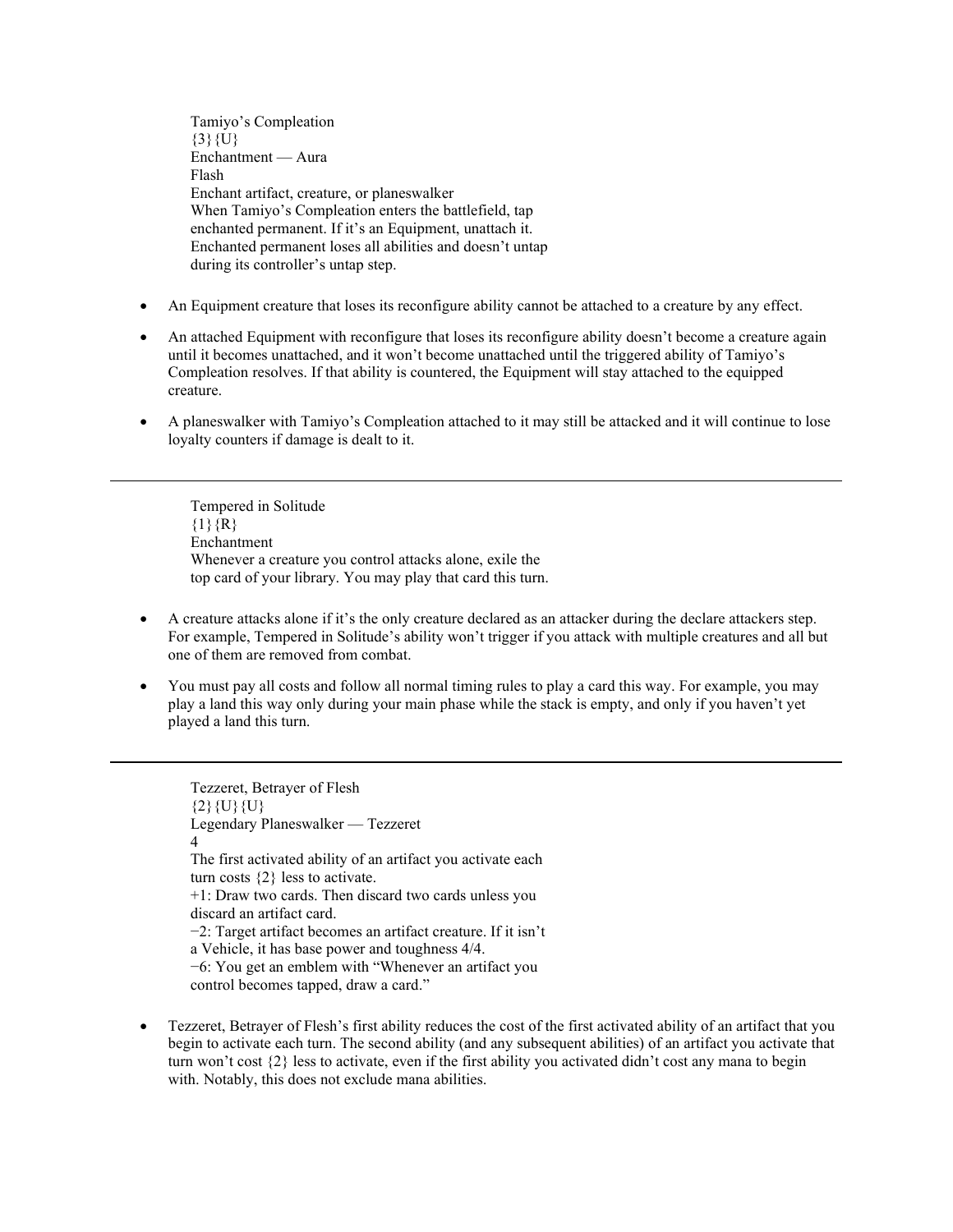Tamiyo's Compleation
{3}{U}
Enchantment — Aura
Flash
Enchant artifact, creature, or planeswalker
When Tamiyo's Compleation enters the battlefield, tap enchanted permanent. If it's an Equipment, unattach it.
Enchanted permanent loses all abilities and doesn't untap during its controller's untap step.

- An Equipment creature that loses its reconfigure ability cannot be attached to a creature by any effect.
- An attached Equipment with reconfigure that loses its reconfigure ability doesn't become a creature again until it becomes unattached, and it won't become unattached until the triggered ability of Tamiyo's Compleation resolves. If that ability is countered, the Equipment will stay attached to the equipped creature.
- A planeswalker with Tamiyo's Compleation attached to it may still be attacked and it will continue to lose loyalty counters if damage is dealt to it.

---

Tempered in Solitude
{1}{R}
Enchantment
Whenever a creature you control attacks alone, exile the top card of your library. You may play that card this turn.

- A creature attacks alone if it's the only creature declared as an attacker during the declare attackers step. For example, Tempered in Solitude's ability won't trigger if you attack with multiple creatures and all but one of them are removed from combat.
- You must pay all costs and follow all normal timing rules to play a card this way. For example, you may play a land this way only during your main phase while the stack is empty, and only if you haven't yet played a land this turn.

---

Tezzeret, Betrayer of Flesh
{2}{U}{U}
Legendary Planeswalker — Tezzeret
4
The first activated ability of an artifact you activate each turn costs {2} less to activate.
+1: Draw two cards. Then discard two cards unless you discard an artifact card.
−2: Target artifact becomes an artifact creature. If it isn't a Vehicle, it has base power and toughness 4/4.
−6: You get an emblem with "Whenever an artifact you control becomes tapped, draw a card."

- Tezzeret, Betrayer of Flesh's first ability reduces the cost of the first activated ability of an artifact that you begin to activate each turn. The second ability (and any subsequent abilities) of an artifact you activate that turn won't cost {2} less to activate, even if the first ability you activated didn't cost any mana to begin with. Notably, this does not exclude mana abilities.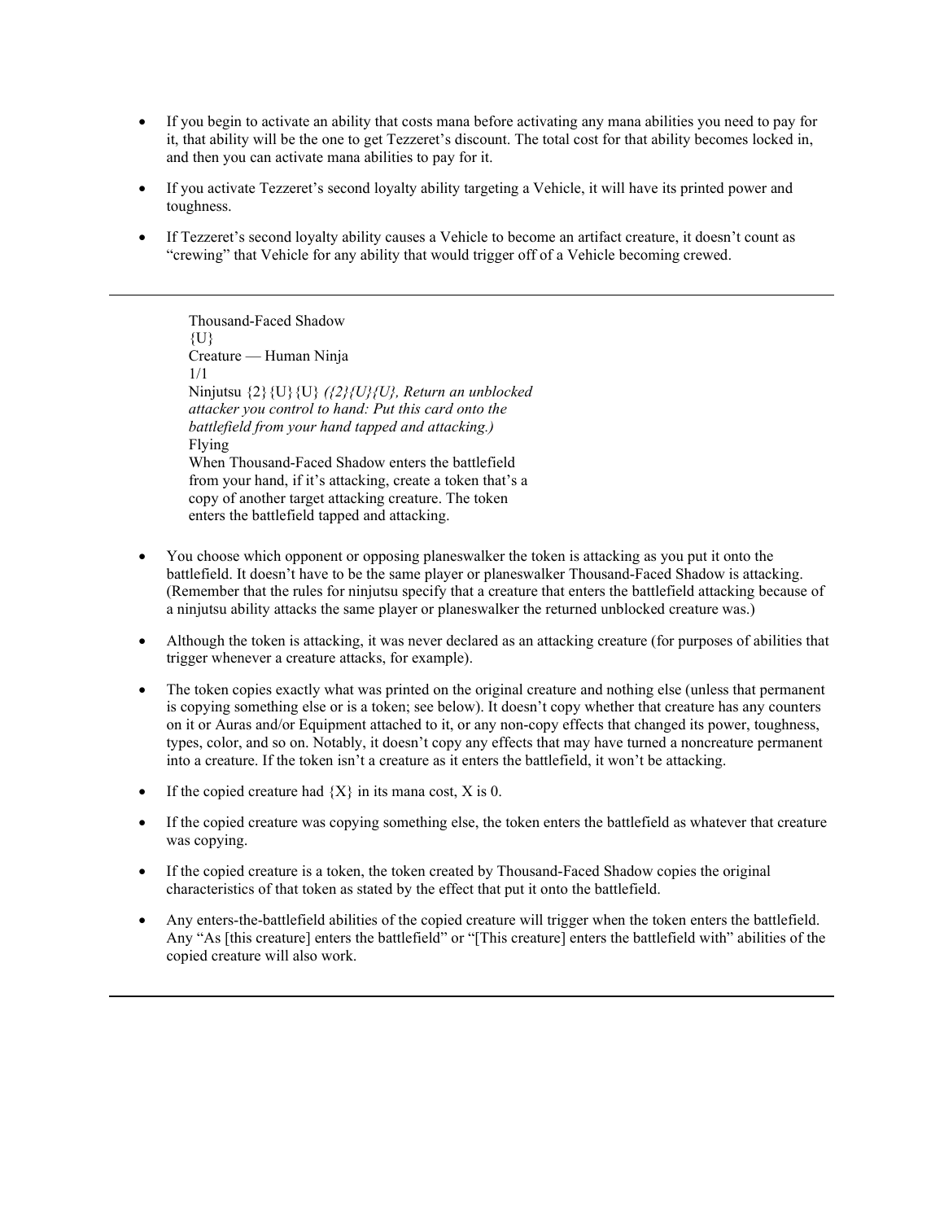- If you begin to activate an ability that costs mana before activating any mana abilities you need to pay for it, that ability will be the one to get Tezzeret's discount. The total cost for that ability becomes locked in, and then you can activate mana abilities to pay for it.
- If you activate Tezzeret's second loyalty ability targeting a Vehicle, it will have its printed power and toughness.
- If Tezzeret's second loyalty ability causes a Vehicle to become an artifact creature, it doesn't count as "crewing" that Vehicle for any ability that would trigger off of a Vehicle becoming crewed.

---

Thousand-Faced Shadow
{U}
Creature — Human Ninja
1/1
Ninjutsu {2}{U}{U} *({2}{U}{U}, Return an unblocked attacker you control to hand: Put this card onto the battlefield from your hand tapped and attacking.)*
Flying
When Thousand-Faced Shadow enters the battlefield from your hand, if it's attacking, create a token that's a copy of another target attacking creature. The token enters the battlefield tapped and attacking.

- You choose which opponent or opposing planeswalker the token is attacking as you put it onto the battlefield. It doesn't have to be the same player or planeswalker Thousand-Faced Shadow is attacking. (Remember that the rules for ninjutsu specify that a creature that enters the battlefield attacking because of a ninjutsu ability attacks the same player or planeswalker the returned unblocked creature was.)
- Although the token is attacking, it was never declared as an attacking creature (for purposes of abilities that trigger whenever a creature attacks, for example).
- The token copies exactly what was printed on the original creature and nothing else (unless that permanent is copying something else or is a token; see below). It doesn't copy whether that creature has any counters on it or Auras and/or Equipment attached to it, or any non-copy effects that changed its power, toughness, types, color, and so on. Notably, it doesn't copy any effects that may have turned a noncreature permanent into a creature. If the token isn't a creature as it enters the battlefield, it won't be attacking.
- If the copied creature had {X} in its mana cost, X is 0.
- If the copied creature was copying something else, the token enters the battlefield as whatever that creature was copying.
- If the copied creature is a token, the token created by Thousand-Faced Shadow copies the original characteristics of that token as stated by the effect that put it onto the battlefield.
- Any enters-the-battlefield abilities of the copied creature will trigger when the token enters the battlefield. Any "As [this creature] enters the battlefield" or "[This creature] enters the battlefield with" abilities of the copied creature will also work.

---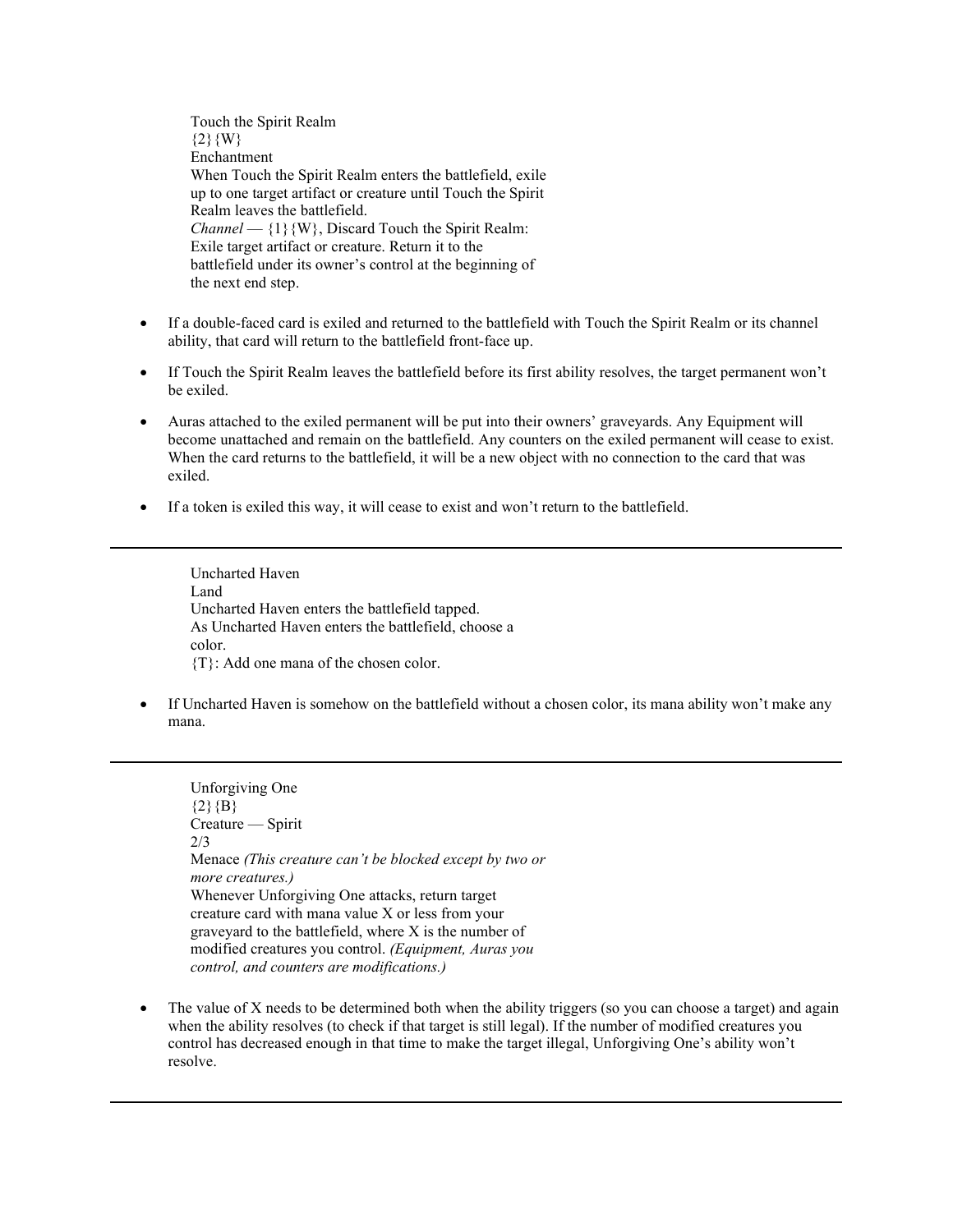Touch the Spirit Realm
{2}{W}
Enchantment
When Touch the Spirit Realm enters the battlefield, exile up to one target artifact or creature until Touch the Spirit Realm leaves the battlefield.
*Channel* — {1}{W}, Discard Touch the Spirit Realm: Exile target artifact or creature. Return it to the battlefield under its owner's control at the beginning of the next end step.

- If a double-faced card is exiled and returned to the battlefield with Touch the Spirit Realm or its channel ability, that card will return to the battlefield front-face up.
- If Touch the Spirit Realm leaves the battlefield before its first ability resolves, the target permanent won't be exiled.
- Auras attached to the exiled permanent will be put into their owners' graveyards. Any Equipment will become unattached and remain on the battlefield. Any counters on the exiled permanent will cease to exist. When the card returns to the battlefield, it will be a new object with no connection to the card that was exiled.
- If a token is exiled this way, it will cease to exist and won't return to the battlefield.

---

Uncharted Haven
Land
Uncharted Haven enters the battlefield tapped.
As Uncharted Haven enters the battlefield, choose a color.
{T}: Add one mana of the chosen color.

- If Uncharted Haven is somehow on the battlefield without a chosen color, its mana ability won't make any mana.

---

Unforgiving One
{2}{B}
Creature — Spirit
2/3
Menace *(This creature can't be blocked except by two or more creatures.)*
Whenever Unforgiving One attacks, return target creature card with mana value X or less from your graveyard to the battlefield, where X is the number of modified creatures you control. *(Equipment, Auras you control, and counters are modifications.)*

- The value of X needs to be determined both when the ability triggers (so you can choose a target) and again when the ability resolves (to check if that target is still legal). If the number of modified creatures you control has decreased enough in that time to make the target illegal, Unforgiving One's ability won't resolve.

---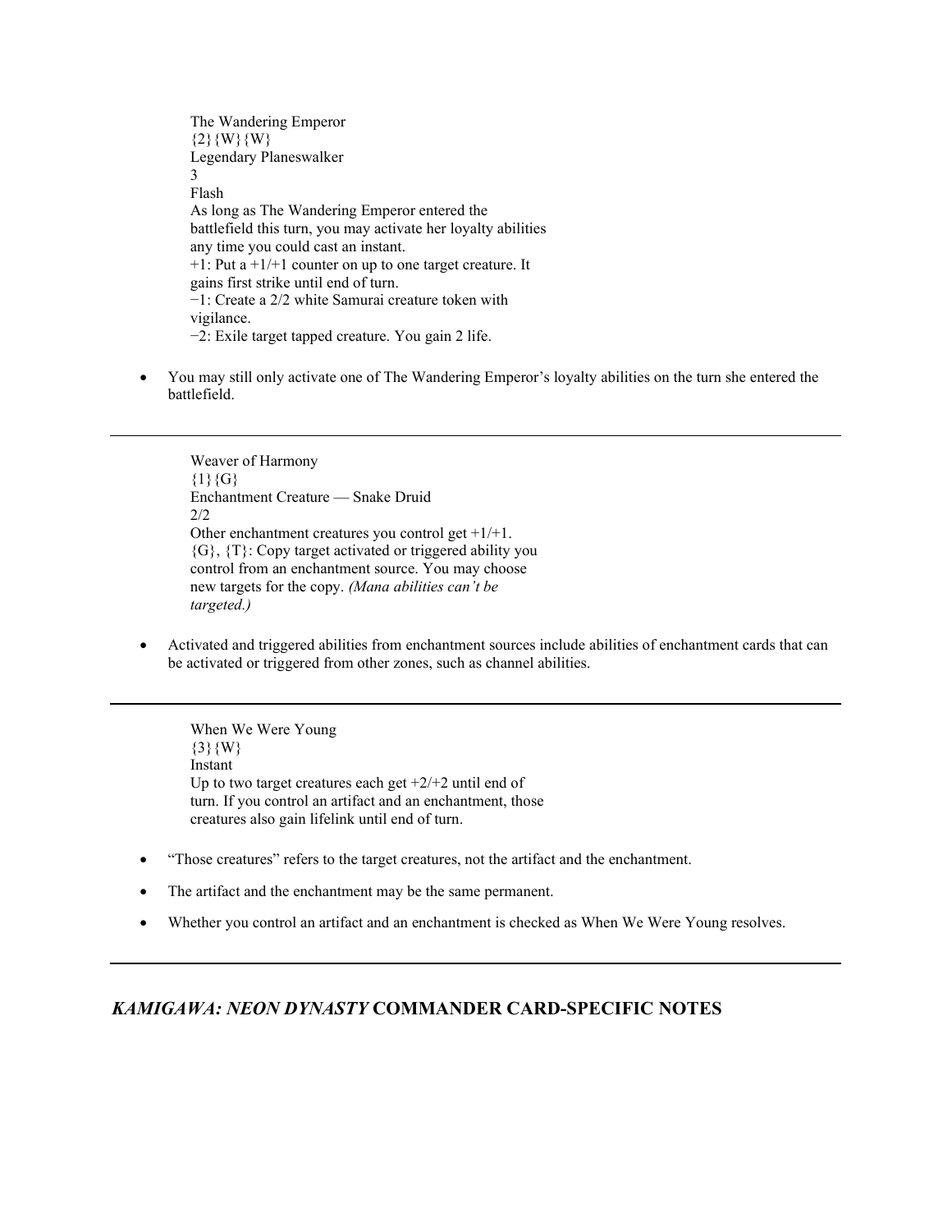The Wandering Emperor
{2}{W}{W}
Legendary Planeswalker
3
Flash
As long as The Wandering Emperor entered the battlefield this turn, you may activate her loyalty abilities any time you could cast an instant.
+1: Put a +1/+1 counter on up to one target creature. It gains first strike until end of turn.
−1: Create a 2/2 white Samurai creature token with vigilance.
−2: Exile target tapped creature. You gain 2 life.

- You may still only activate one of The Wandering Emperor's loyalty abilities on the turn she entered the battlefield.

---

Weaver of Harmony
{1}{G}
Enchantment Creature — Snake Druid
2/2
Other enchantment creatures you control get +1/+1.
{G}, {T}: Copy target activated or triggered ability you control from an enchantment source. You may choose new targets for the copy. *(Mana abilities can't be targeted.)*

- Activated and triggered abilities from enchantment sources include abilities of enchantment cards that can be activated or triggered from other zones, such as channel abilities.

---

When We Were Young
{3}{W}
Instant
Up to two target creatures each get +2/+2 until end of turn. If you control an artifact and an enchantment, those creatures also gain lifelink until end of turn.

- "Those creatures" refers to the target creatures, not the artifact and the enchantment.
- The artifact and the enchantment may be the same permanent.
- Whether you control an artifact and an enchantment is checked as When We Were Young resolves.

---

## *KAMIGAWA: NEON DYNASTY* COMMANDER CARD-SPECIFIC NOTES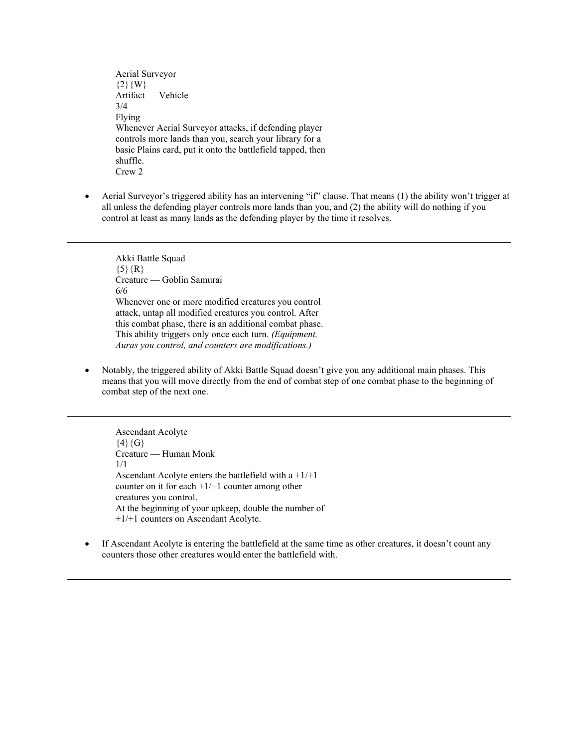Aerial Surveyor
{2}{W}
Artifact — Vehicle
3/4
Flying
Whenever Aerial Surveyor attacks, if defending player controls more lands than you, search your library for a basic Plains card, put it onto the battlefield tapped, then shuffle.
Crew 2

- Aerial Surveyor's triggered ability has an intervening "if" clause. That means (1) the ability won't trigger at all unless the defending player controls more lands than you, and (2) the ability will do nothing if you control at least as many lands as the defending player by the time it resolves.

---

Akki Battle Squad
{5}{R}
Creature — Goblin Samurai
6/6
Whenever one or more modified creatures you control attack, untap all modified creatures you control. After this combat phase, there is an additional combat phase. This ability triggers only once each turn. *(Equipment, Auras you control, and counters are modifications.)*

- Notably, the triggered ability of Akki Battle Squad doesn't give you any additional main phases. This means that you will move directly from the end of combat step of one combat phase to the beginning of combat step of the next one.

---

Ascendant Acolyte
{4}{G}
Creature — Human Monk
1/1
Ascendant Acolyte enters the battlefield with a +1/+1 counter on it for each +1/+1 counter among other creatures you control.
At the beginning of your upkeep, double the number of +1/+1 counters on Ascendant Acolyte.

- If Ascendant Acolyte is entering the battlefield at the same time as other creatures, it doesn't count any counters those other creatures would enter the battlefield with.

---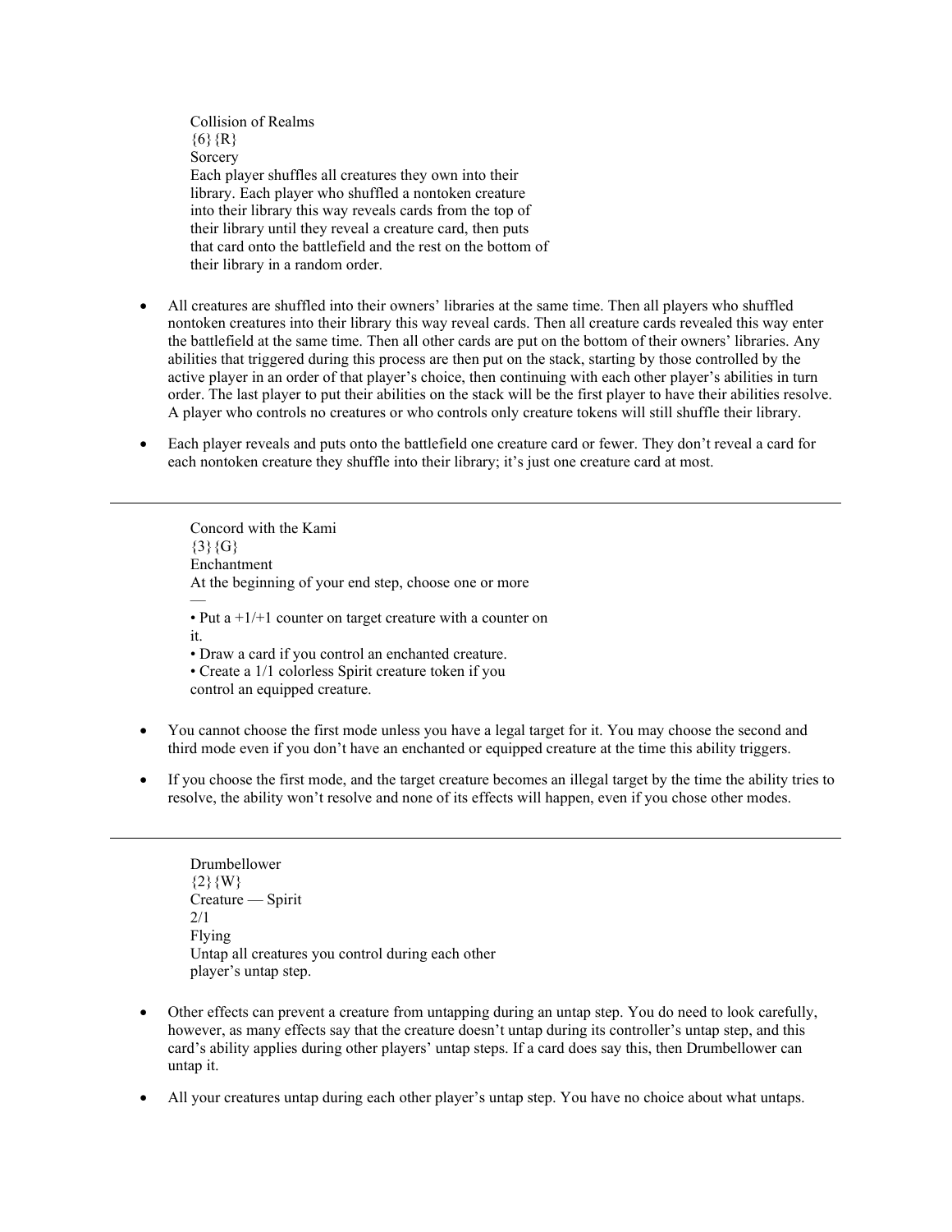Collision of Realms
{6}{R}
Sorcery
Each player shuffles all creatures they own into their library. Each player who shuffled a nontoken creature into their library this way reveals cards from the top of their library until they reveal a creature card, then puts that card onto the battlefield and the rest on the bottom of their library in a random order.

- All creatures are shuffled into their owners' libraries at the same time. Then all players who shuffled nontoken creatures into their library this way reveal cards. Then all creature cards revealed this way enter the battlefield at the same time. Then all other cards are put on the bottom of their owners' libraries. Any abilities that triggered during this process are then put on the stack, starting by those controlled by the active player in an order of that player's choice, then continuing with each other player's abilities in turn order. The last player to put their abilities on the stack will be the first player to have their abilities resolve. A player who controls no creatures or who controls only creature tokens will still shuffle their library.
- Each player reveals and puts onto the battlefield one creature card or fewer. They don't reveal a card for each nontoken creature they shuffle into their library; it's just one creature card at most.

---

Concord with the Kami
{3}{G}
Enchantment
At the beginning of your end step, choose one or more —
• Put a +1/+1 counter on target creature with a counter on it.
• Draw a card if you control an enchanted creature.
• Create a 1/1 colorless Spirit creature token if you control an equipped creature.

- You cannot choose the first mode unless you have a legal target for it. You may choose the second and third mode even if you don't have an enchanted or equipped creature at the time this ability triggers.
- If you choose the first mode, and the target creature becomes an illegal target by the time the ability tries to resolve, the ability won't resolve and none of its effects will happen, even if you chose other modes.

---

Drumbellower
{2}{W}
Creature — Spirit
2/1
Flying
Untap all creatures you control during each other player's untap step.

- Other effects can prevent a creature from untapping during an untap step. You do need to look carefully, however, as many effects say that the creature doesn't untap during its controller's untap step, and this card's ability applies during other players' untap steps. If a card does say this, then Drumbellower can untap it.
- All your creatures untap during each other player's untap step. You have no choice about what untaps.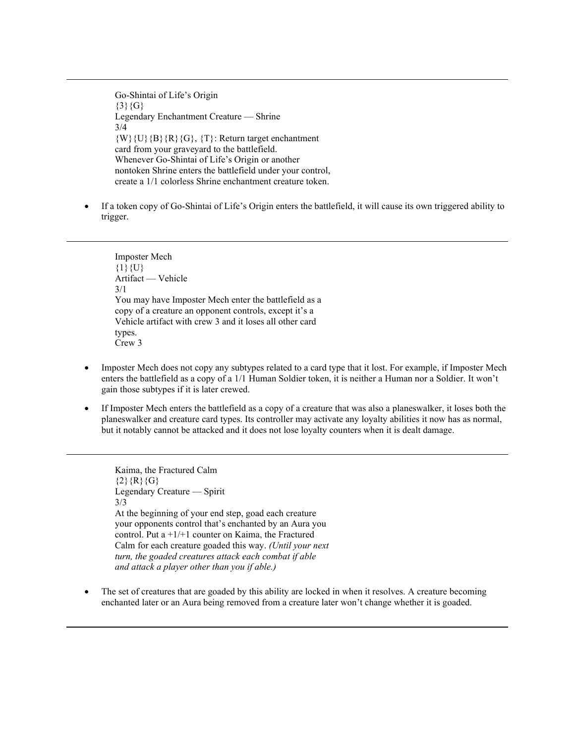---

Go-Shintai of Life's Origin
{3}{G}
Legendary Enchantment Creature — Shrine
3/4
{W}{U}{B}{R}{G}, {T}: Return target enchantment card from your graveyard to the battlefield.
Whenever Go-Shintai of Life's Origin or another nontoken Shrine enters the battlefield under your control, create a 1/1 colorless Shrine enchantment creature token.

- If a token copy of Go-Shintai of Life's Origin enters the battlefield, it will cause its own triggered ability to trigger.

---

Imposter Mech
{1}{U}
Artifact — Vehicle
3/1
You may have Imposter Mech enter the battlefield as a copy of a creature an opponent controls, except it's a Vehicle artifact with crew 3 and it loses all other card types.
Crew 3

- Imposter Mech does not copy any subtypes related to a card type that it lost. For example, if Imposter Mech enters the battlefield as a copy of a 1/1 Human Soldier token, it is neither a Human nor a Soldier. It won't gain those subtypes if it is later crewed.
- If Imposter Mech enters the battlefield as a copy of a creature that was also a planeswalker, it loses both the planeswalker and creature card types. Its controller may activate any loyalty abilities it now has as normal, but it notably cannot be attacked and it does not lose loyalty counters when it is dealt damage.

---

Kaima, the Fractured Calm
{2}{R}{G}
Legendary Creature — Spirit
3/3
At the beginning of your end step, goad each creature your opponents control that's enchanted by an Aura you control. Put a +1/+1 counter on Kaima, the Fractured Calm for each creature goaded this way. *(Until your next turn, the goaded creatures attack each combat if able and attack a player other than you if able.)*

- The set of creatures that are goaded by this ability are locked in when it resolves. A creature becoming enchanted later or an Aura being removed from a creature later won't change whether it is goaded.

---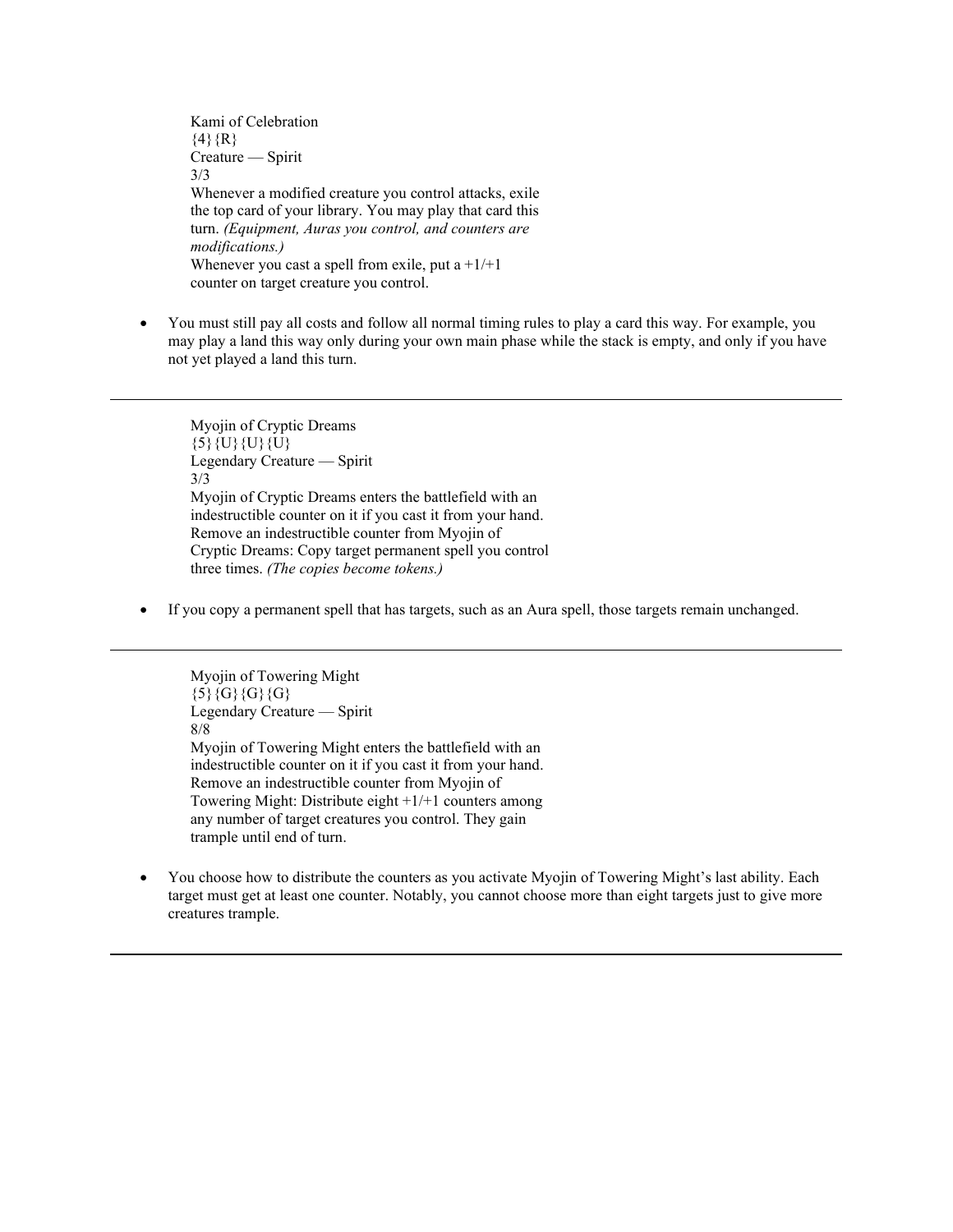Kami of Celebration
{4}{R}
Creature — Spirit
3/3
Whenever a modified creature you control attacks, exile the top card of your library. You may play that card this turn. *(Equipment, Auras you control, and counters are modifications.)*
Whenever you cast a spell from exile, put a +1/+1 counter on target creature you control.

- You must still pay all costs and follow all normal timing rules to play a card this way. For example, you may play a land this way only during your own main phase while the stack is empty, and only if you have not yet played a land this turn.

---

Myojin of Cryptic Dreams
{5}{U}{U}{U}
Legendary Creature — Spirit
3/3
Myojin of Cryptic Dreams enters the battlefield with an indestructible counter on it if you cast it from your hand.
Remove an indestructible counter from Myojin of Cryptic Dreams: Copy target permanent spell you control three times. *(The copies become tokens.)*

- If you copy a permanent spell that has targets, such as an Aura spell, those targets remain unchanged.

---

Myojin of Towering Might
{5}{G}{G}{G}
Legendary Creature — Spirit
8/8
Myojin of Towering Might enters the battlefield with an indestructible counter on it if you cast it from your hand.
Remove an indestructible counter from Myojin of Towering Might: Distribute eight +1/+1 counters among any number of target creatures you control. They gain trample until end of turn.

- You choose how to distribute the counters as you activate Myojin of Towering Might's last ability. Each target must get at least one counter. Notably, you cannot choose more than eight targets just to give more creatures trample.

---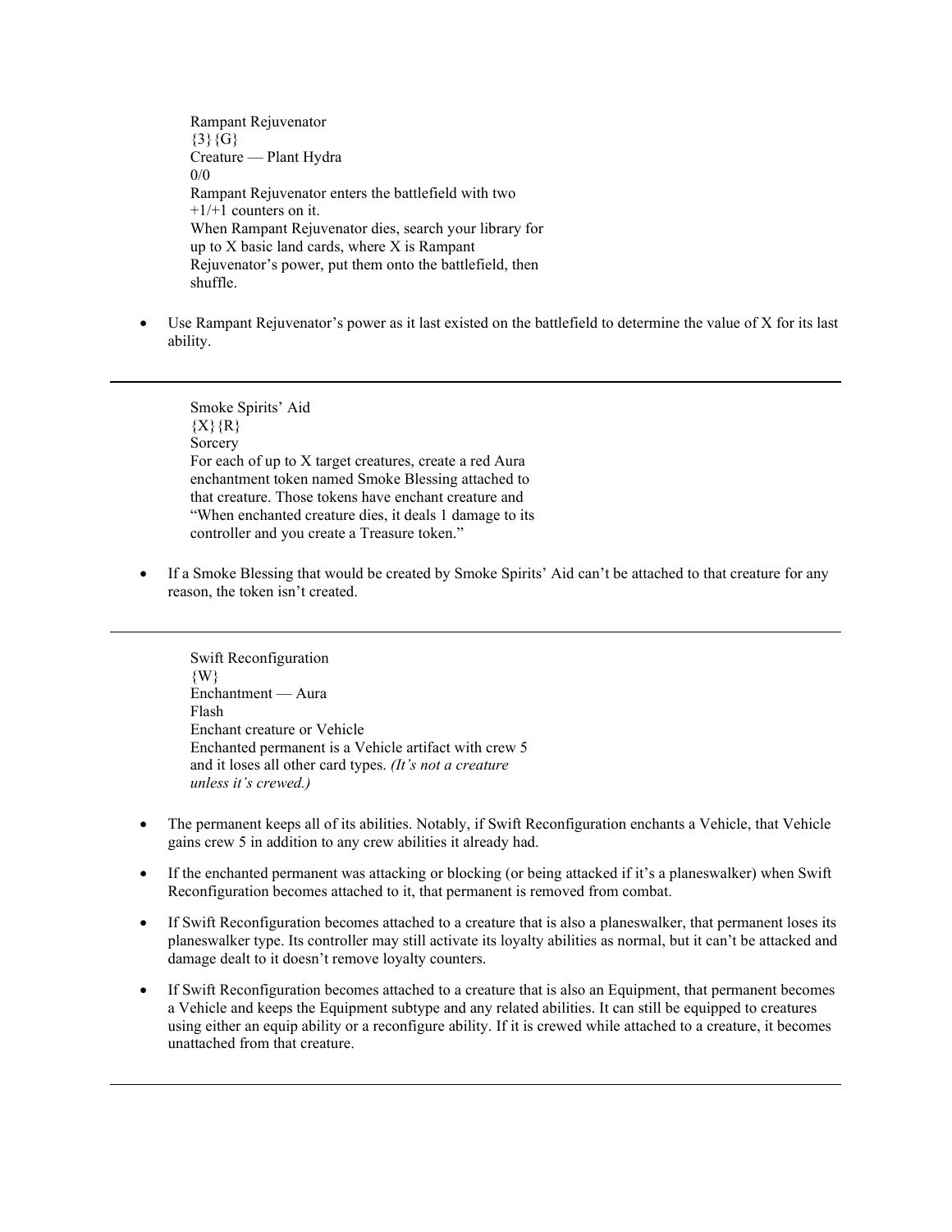Rampant Rejuvenator
{3}{G}
Creature — Plant Hydra
0/0
Rampant Rejuvenator enters the battlefield with two +1/+1 counters on it.
When Rampant Rejuvenator dies, search your library for up to X basic land cards, where X is Rampant Rejuvenator's power, put them onto the battlefield, then shuffle.

- Use Rampant Rejuvenator's power as it last existed on the battlefield to determine the value of X for its last ability.

---

Smoke Spirits' Aid
{X}{R}
Sorcery
For each of up to X target creatures, create a red Aura enchantment token named Smoke Blessing attached to that creature. Those tokens have enchant creature and "When enchanted creature dies, it deals 1 damage to its controller and you create a Treasure token."

- If a Smoke Blessing that would be created by Smoke Spirits' Aid can't be attached to that creature for any reason, the token isn't created.

---

Swift Reconfiguration
{W}
Enchantment — Aura
Flash
Enchant creature or Vehicle
Enchanted permanent is a Vehicle artifact with crew 5 and it loses all other card types. *(It's not a creature unless it's crewed.)*

- The permanent keeps all of its abilities. Notably, if Swift Reconfiguration enchants a Vehicle, that Vehicle gains crew 5 in addition to any crew abilities it already had.
- If the enchanted permanent was attacking or blocking (or being attacked if it's a planeswalker) when Swift Reconfiguration becomes attached to it, that permanent is removed from combat.
- If Swift Reconfiguration becomes attached to a creature that is also a planeswalker, that permanent loses its planeswalker type. Its controller may still activate its loyalty abilities as normal, but it can't be attacked and damage dealt to it doesn't remove loyalty counters.
- If Swift Reconfiguration becomes attached to a creature that is also an Equipment, that permanent becomes a Vehicle and keeps the Equipment subtype and any related abilities. It can still be equipped to creatures using either an equip ability or a reconfigure ability. If it is crewed while attached to a creature, it becomes unattached from that creature.

---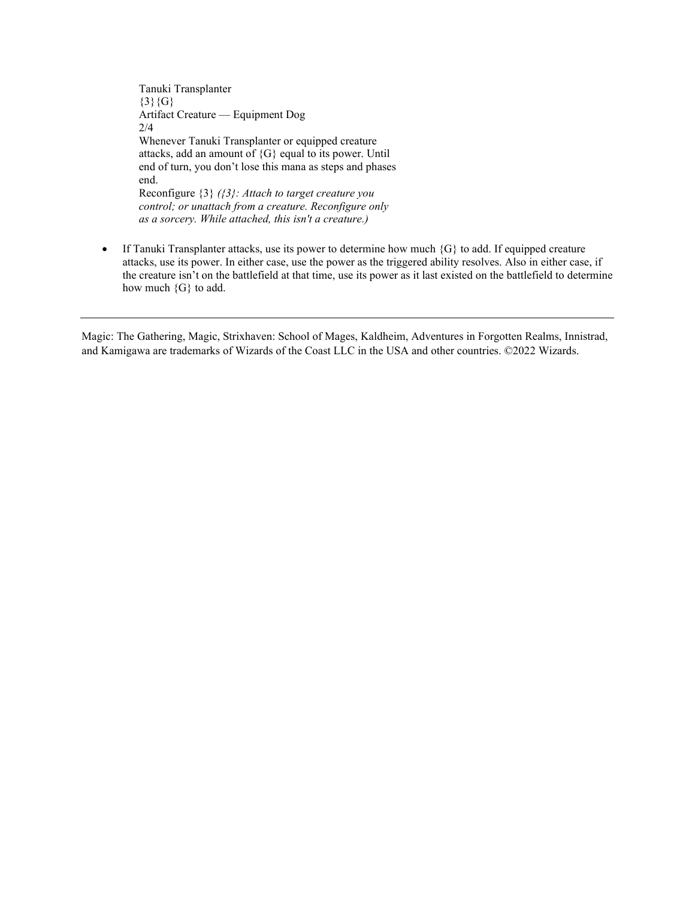Tanuki Transplanter
{3}{G}
Artifact Creature — Equipment Dog
2/4
Whenever Tanuki Transplanter or equipped creature attacks, add an amount of {G} equal to its power. Until end of turn, you don't lose this mana as steps and phases end.
Reconfigure {3} *({3}: Attach to target creature you control; or unattach from a creature. Reconfigure only as a sorcery. While attached, this isn't a creature.)*

- If Tanuki Transplanter attacks, use its power to determine how much {G} to add. If equipped creature attacks, use its power. In either case, use the power as the triggered ability resolves. Also in either case, if the creature isn't on the battlefield at that time, use its power as it last existed on the battlefield to determine how much {G} to add.

---

Magic: The Gathering, Magic, Strixhaven: School of Mages, Kaldheim, Adventures in Forgotten Realms, Innistrad, and Kamigawa are trademarks of Wizards of the Coast LLC in the USA and other countries. ©2022 Wizards.